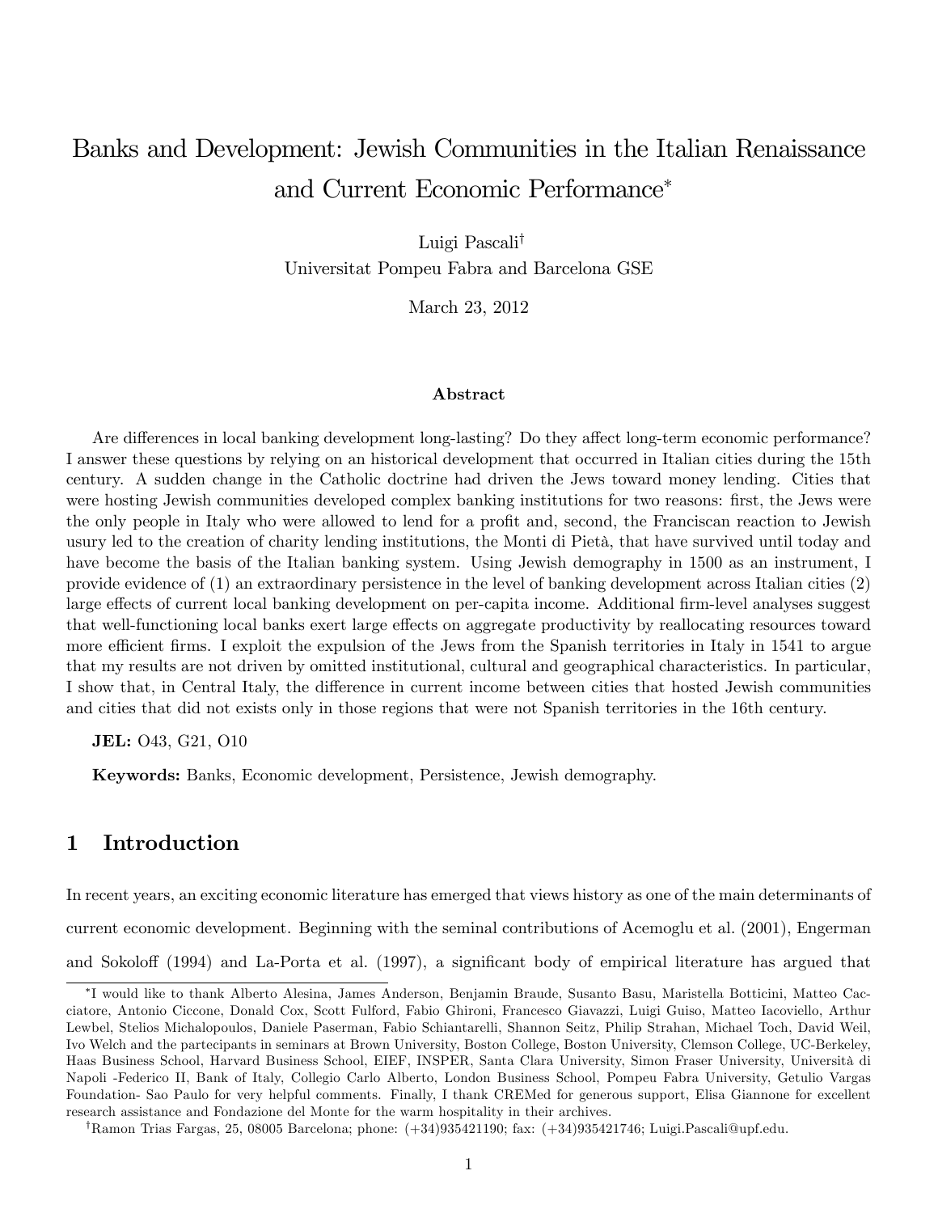# Banks and Development: Jewish Communities in the Italian Renaissance and Current Economic Performance*

Luigi Pascali†

Universitat Pompeu Fabra and Barcelona GSE

March 23, 2012

### Abstract

Are differences in local banking development long-lasting? Do they affect long-term economic performance? I answer these questions by relying on an historical development that occurred in Italian cities during the 15th century. A sudden change in the Catholic doctrine had driven the Jews toward money lending. Cities that were hosting Jewish communities developed complex banking institutions for two reasons: first, the Jews were the only people in Italy who were allowed to lend for a profit and, second, the Franciscan reaction to Jewish usury led to the creation of charity lending institutions, the Monti di Pietà, that have survived until today and have become the basis of the Italian banking system. Using Jewish demography in 1500 as an instrument, I provide evidence of (1) an extraordinary persistence in the level of banking development across Italian cities (2) large effects of current local banking development on per-capita income. Additional firm-level analyses suggest that well-functioning local banks exert large effects on aggregate productivity by reallocating resources toward more efficient firms. I exploit the expulsion of the Jews from the Spanish territories in Italy in 1541 to argue that my results are not driven by omitted institutional, cultural and geographical characteristics. In particular, I show that, in Central Italy, the difference in current income between cities that hosted Jewish communities and cities that did not exists only in those regions that were not Spanish territories in the 16th century.

**JEL:** O43, G21, O10

**Keywords:** Banks, Economic development, Persistence, Jewish demography.

## 1 Introduction

In recent years, an exciting economic literature has emerged that views history as one of the main determinants of current economic development. Beginning with the seminal contributions of Acemoglu et al. (2001), Engerman and Sokoloff (1994) and La-Porta et al. (1997), a significant body of empirical literature has argued that

---

*I would like to thank Alberto Alesina, James Anderson, Benjamin Braude, Susanto Basu, Maristella Botticini, Matteo Cacciatore, Antonio Ciccone, Donald Cox, Scott Fulford, Fabio Ghironi, Francesco Giavazzi, Luigi Guiso, Matteo Iacoviello, Arthur Lewbel, Stelios Michalopoulos, Daniele Paserman, Fabio Schiantarelli, Shannon Seitz, Philip Strahan, Michael Toch, David Weil, Ivo Welch and the partecipants in seminars at Brown University, Boston College, Boston University, Clemson College, UC-Berkeley, Haas Business School, Harvard Business School, EIEF, INSPER, Santa Clara University, Simon Fraser University, Università di Napoli -Federico II, Bank of Italy, Collegio Carlo Alberto, London Business School, Pompeu Fabra University, Getulio Vargas Foundation- Sao Paulo for very helpful comments. Finally, I thank CREMed for generous support, Elisa Giannone for excellent research assistance and Fondazione del Monte for the warm hospitality in their archives.

†Ramon Trias Fargas, 25, 08005 Barcelona; phone: (+34)935421190; fax: (+34)935421746; Luigi.Pascali@upf.edu.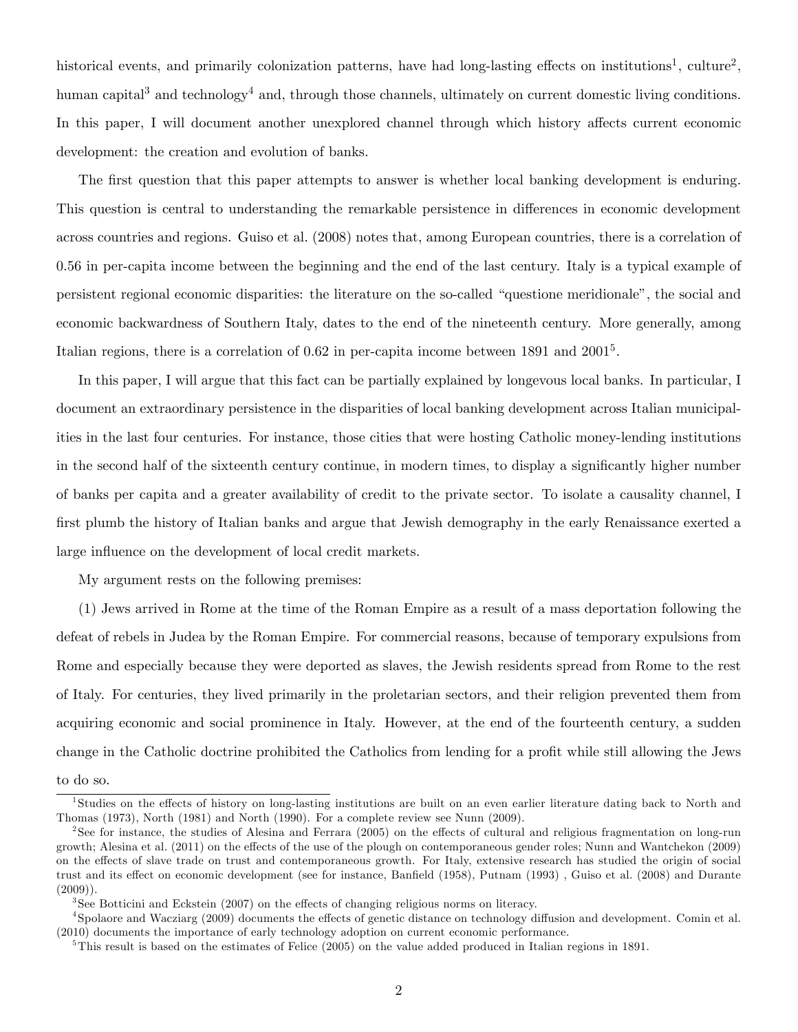historical events, and primarily colonization patterns, have had long-lasting effects on institutions[1], culture[2], human capital[3] and technology[4] and, through those channels, ultimately on current domestic living conditions. In this paper, I will document another unexplored channel through which history affects current economic development: the creation and evolution of banks.

The first question that this paper attempts to answer is whether local banking development is enduring. This question is central to understanding the remarkable persistence in differences in economic development across countries and regions. Guiso et al. (2008) notes that, among European countries, there is a correlation of 0.56 in per-capita income between the beginning and the end of the last century. Italy is a typical example of persistent regional economic disparities: the literature on the so-called "questione meridionale", the social and economic backwardness of Southern Italy, dates to the end of the nineteenth century. More generally, among Italian regions, there is a correlation of 0.62 in per-capita income between 1891 and 2001[5].

In this paper, I will argue that this fact can be partially explained by longevous local banks. In particular, I document an extraordinary persistence in the disparities of local banking development across Italian municipalities in the last four centuries. For instance, those cities that were hosting Catholic money-lending institutions in the second half of the sixteenth century continue, in modern times, to display a significantly higher number of banks per capita and a greater availability of credit to the private sector. To isolate a causality channel, I first plumb the history of Italian banks and argue that Jewish demography in the early Renaissance exerted a large influence on the development of local credit markets.

My argument rests on the following premises:

(1) Jews arrived in Rome at the time of the Roman Empire as a result of a mass deportation following the defeat of rebels in Judea by the Roman Empire. For commercial reasons, because of temporary expulsions from Rome and especially because they were deported as slaves, the Jewish residents spread from Rome to the rest of Italy. For centuries, they lived primarily in the proletarian sectors, and their religion prevented them from acquiring economic and social prominence in Italy. However, at the end of the fourteenth century, a sudden change in the Catholic doctrine prohibited the Catholics from lending for a profit while still allowing the Jews to do so.

---

[1] Studies on the effects of history on long-lasting institutions are built on an even earlier literature dating back to North and Thomas (1973), North (1981) and North (1990). For a complete review see Nunn (2009).

[2] See for instance, the studies of Alesina and Ferrara (2005) on the effects of cultural and religious fragmentation on long-run growth; Alesina et al. (2011) on the effects of the use of the plough on contemporaneous gender roles; Nunn and Wantchekon (2009) on the effects of slave trade on trust and contemporaneous growth. For Italy, extensive research has studied the origin of social trust and its effect on economic development (see for instance, Banfield (1958), Putnam (1993) , Guiso et al. (2008) and Durante (2009)).

[3] See Botticini and Eckstein (2007) on the effects of changing religious norms on literacy.

[4] Spolaore and Wacziarg (2009) documents the effects of genetic distance on technology diffusion and development. Comin et al. (2010) documents the importance of early technology adoption on current economic performance.

[5] This result is based on the estimates of Felice (2005) on the value added produced in Italian regions in 1891.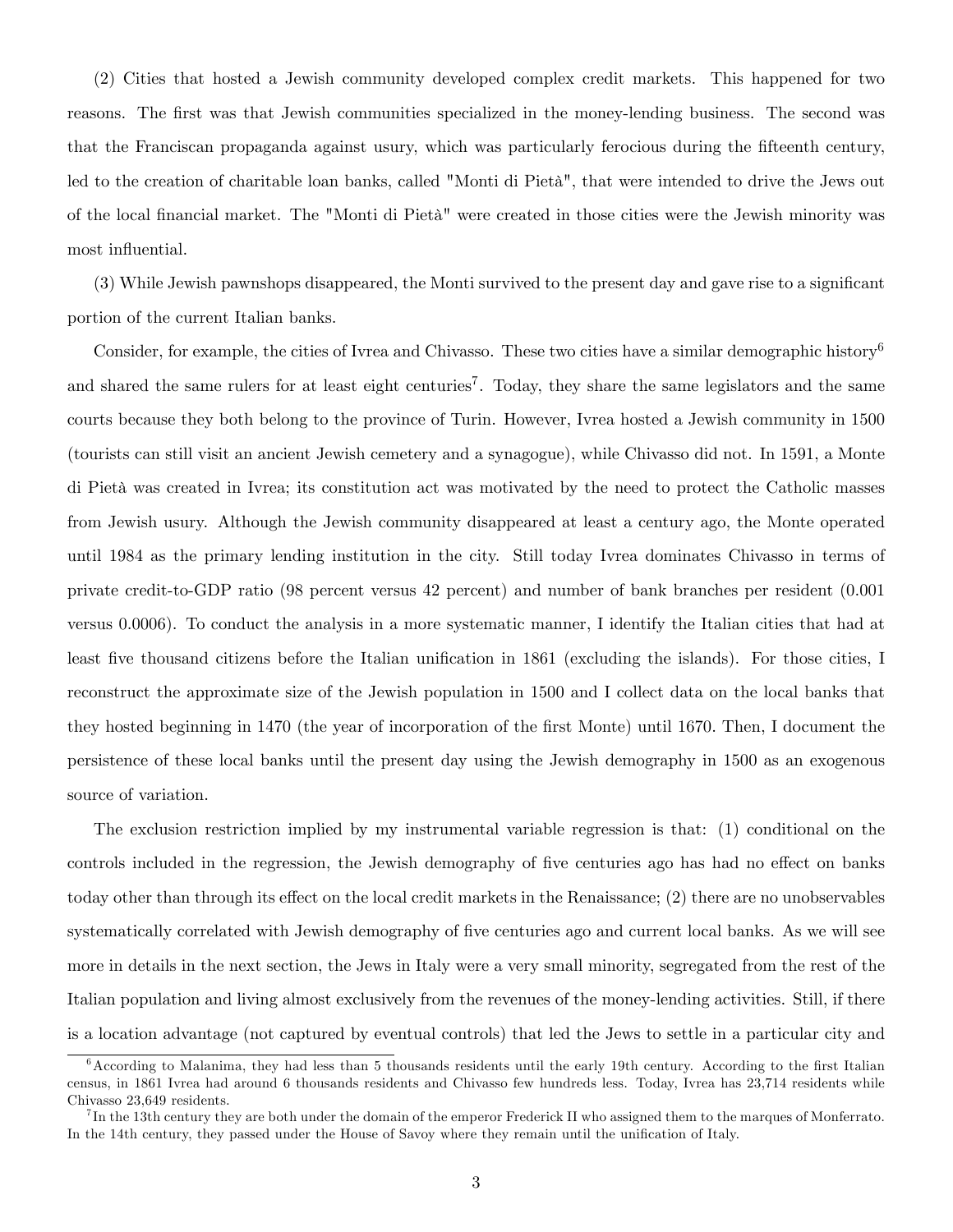(2) Cities that hosted a Jewish community developed complex credit markets. This happened for two reasons. The first was that Jewish communities specialized in the money-lending business. The second was that the Franciscan propaganda against usury, which was particularly ferocious during the fifteenth century, led to the creation of charitable loan banks, called "Monti di Pietà", that were intended to drive the Jews out of the local financial market. The "Monti di Pietà" were created in those cities were the Jewish minority was most influential.

(3) While Jewish pawnshops disappeared, the Monti survived to the present day and gave rise to a significant portion of the current Italian banks.

Consider, for example, the cities of Ivrea and Chivasso. These two cities have a similar demographic history[6] and shared the same rulers for at least eight centuries[7]. Today, they share the same legislators and the same courts because they both belong to the province of Turin. However, Ivrea hosted a Jewish community in 1500 (tourists can still visit an ancient Jewish cemetery and a synagogue), while Chivasso did not. In 1591, a Monte di Pietà was created in Ivrea; its constitution act was motivated by the need to protect the Catholic masses from Jewish usury. Although the Jewish community disappeared at least a century ago, the Monte operated until 1984 as the primary lending institution in the city. Still today Ivrea dominates Chivasso in terms of private credit-to-GDP ratio (98 percent versus 42 percent) and number of bank branches per resident (0.001 versus 0.0006). To conduct the analysis in a more systematic manner, I identify the Italian cities that had at least five thousand citizens before the Italian unification in 1861 (excluding the islands). For those cities, I reconstruct the approximate size of the Jewish population in 1500 and I collect data on the local banks that they hosted beginning in 1470 (the year of incorporation of the first Monte) until 1670. Then, I document the persistence of these local banks until the present day using the Jewish demography in 1500 as an exogenous source of variation.

The exclusion restriction implied by my instrumental variable regression is that: (1) conditional on the controls included in the regression, the Jewish demography of five centuries ago has had no effect on banks today other than through its effect on the local credit markets in the Renaissance; (2) there are no unobservables systematically correlated with Jewish demography of five centuries ago and current local banks. As we will see more in details in the next section, the Jews in Italy were a very small minority, segregated from the rest of the Italian population and living almost exclusively from the revenues of the money-lending activities. Still, if there is a location advantage (not captured by eventual controls) that led the Jews to settle in a particular city and

[6] According to Malanima, they had less than 5 thousands residents until the early 19th century. According to the first Italian census, in 1861 Ivrea had around 6 thousands residents and Chivasso few hundreds less. Today, Ivrea has 23,714 residents while Chivasso 23,649 residents.

[7] In the 13th century they are both under the domain of the emperor Frederick II who assigned them to the marques of Monferrato. In the 14th century, they passed under the House of Savoy where they remain until the unification of Italy.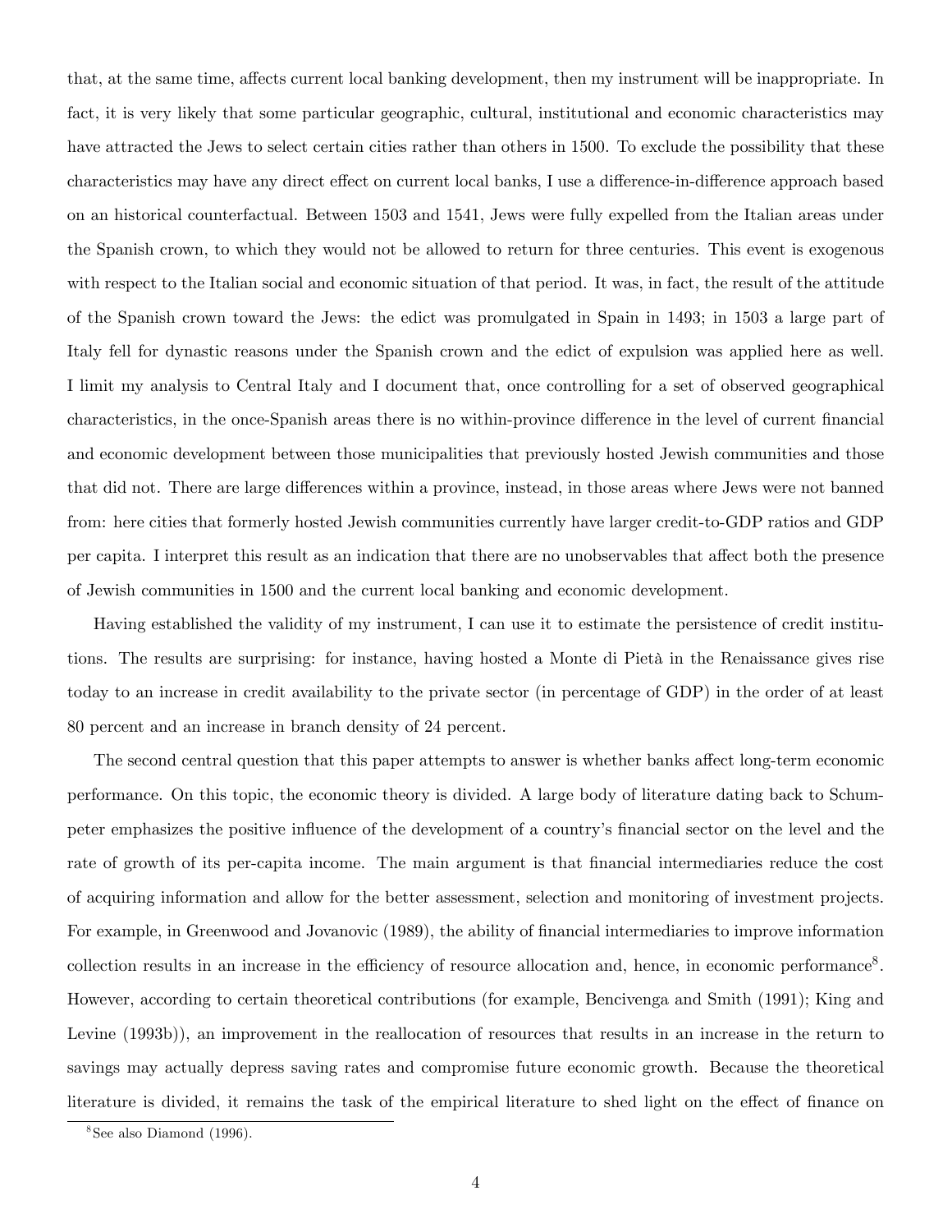that, at the same time, affects current local banking development, then my instrument will be inappropriate. In fact, it is very likely that some particular geographic, cultural, institutional and economic characteristics may have attracted the Jews to select certain cities rather than others in 1500. To exclude the possibility that these characteristics may have any direct effect on current local banks, I use a difference-in-difference approach based on an historical counterfactual. Between 1503 and 1541, Jews were fully expelled from the Italian areas under the Spanish crown, to which they would not be allowed to return for three centuries. This event is exogenous with respect to the Italian social and economic situation of that period. It was, in fact, the result of the attitude of the Spanish crown toward the Jews: the edict was promulgated in Spain in 1493; in 1503 a large part of Italy fell for dynastic reasons under the Spanish crown and the edict of expulsion was applied here as well. I limit my analysis to Central Italy and I document that, once controlling for a set of observed geographical characteristics, in the once-Spanish areas there is no within-province difference in the level of current financial and economic development between those municipalities that previously hosted Jewish communities and those that did not. There are large differences within a province, instead, in those areas where Jews were not banned from: here cities that formerly hosted Jewish communities currently have larger credit-to-GDP ratios and GDP per capita. I interpret this result as an indication that there are no unobservables that affect both the presence of Jewish communities in 1500 and the current local banking and economic development.

Having established the validity of my instrument, I can use it to estimate the persistence of credit institutions. The results are surprising: for instance, having hosted a Monte di Pietà in the Renaissance gives rise today to an increase in credit availability to the private sector (in percentage of GDP) in the order of at least 80 percent and an increase in branch density of 24 percent.

The second central question that this paper attempts to answer is whether banks affect long-term economic performance. On this topic, the economic theory is divided. A large body of literature dating back to Schumpeter emphasizes the positive influence of the development of a country's financial sector on the level and the rate of growth of its per-capita income. The main argument is that financial intermediaries reduce the cost of acquiring information and allow for the better assessment, selection and monitoring of investment projects. For example, in Greenwood and Jovanovic (1989), the ability of financial intermediaries to improve information collection results in an increase in the efficiency of resource allocation and, hence, in economic performance[8]. However, according to certain theoretical contributions (for example, Bencivenga and Smith (1991); King and Levine (1993b)), an improvement in the reallocation of resources that results in an increase in the return to savings may actually depress saving rates and compromise future economic growth. Because the theoretical literature is divided, it remains the task of the empirical literature to shed light on the effect of finance on

[8] See also Diamond (1996).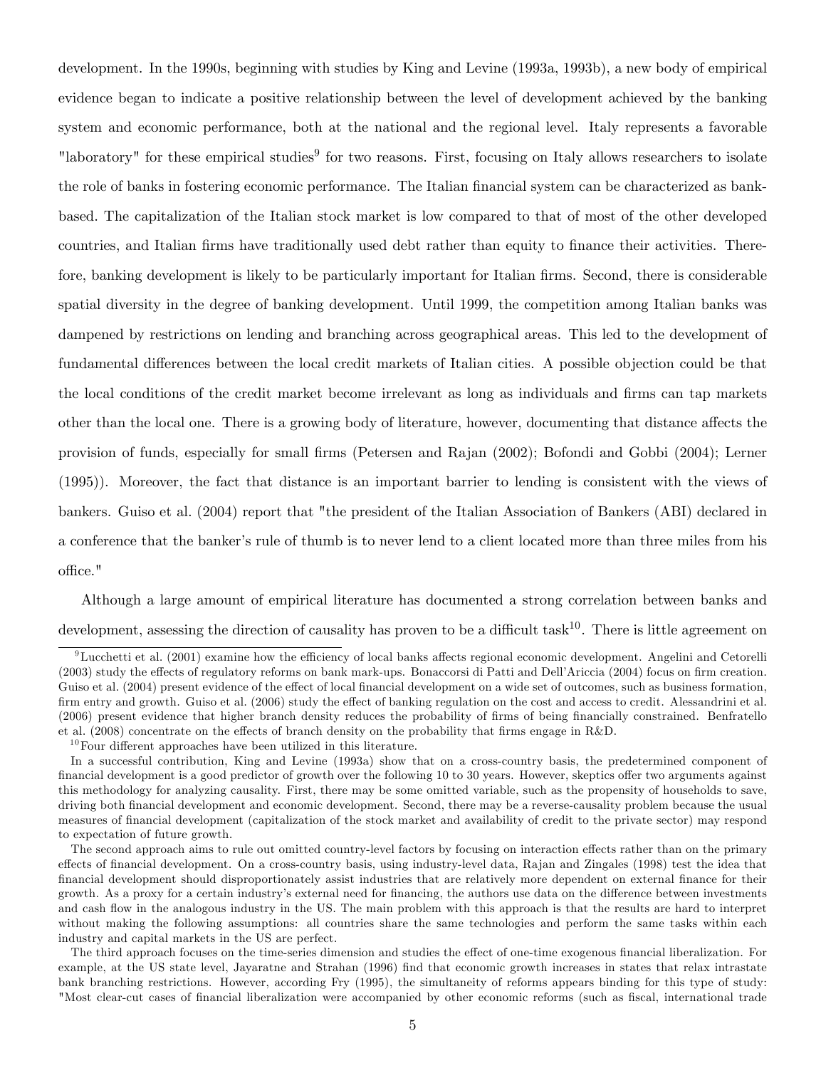development. In the 1990s, beginning with studies by King and Levine (1993a, 1993b), a new body of empirical evidence began to indicate a positive relationship between the level of development achieved by the banking system and economic performance, both at the national and the regional level. Italy represents a favorable "laboratory" for these empirical studies[9] for two reasons. First, focusing on Italy allows researchers to isolate the role of banks in fostering economic performance. The Italian financial system can be characterized as bank-based. The capitalization of the Italian stock market is low compared to that of most of the other developed countries, and Italian firms have traditionally used debt rather than equity to finance their activities. Therefore, banking development is likely to be particularly important for Italian firms. Second, there is considerable spatial diversity in the degree of banking development. Until 1999, the competition among Italian banks was dampened by restrictions on lending and branching across geographical areas. This led to the development of fundamental differences between the local credit markets of Italian cities. A possible objection could be that the local conditions of the credit market become irrelevant as long as individuals and firms can tap markets other than the local one. There is a growing body of literature, however, documenting that distance affects the provision of funds, especially for small firms (Petersen and Rajan (2002); Bofondi and Gobbi (2004); Lerner (1995)). Moreover, the fact that distance is an important barrier to lending is consistent with the views of bankers. Guiso et al. (2004) report that "the president of the Italian Association of Bankers (ABI) declared in a conference that the banker's rule of thumb is to never lend to a client located more than three miles from his office."

Although a large amount of empirical literature has documented a strong correlation between banks and development, assessing the direction of causality has proven to be a difficult task[10]. There is little agreement on

---

[9] Lucchetti et al. (2001) examine how the efficiency of local banks affects regional economic development. Angelini and Cetorelli (2003) study the effects of regulatory reforms on bank mark-ups. Bonaccorsi di Patti and Dell'Ariccia (2004) focus on firm creation. Guiso et al. (2004) present evidence of the effect of local financial development on a wide set of outcomes, such as business formation, firm entry and growth. Guiso et al. (2006) study the effect of banking regulation on the cost and access to credit. Alessandrini et al. (2006) present evidence that higher branch density reduces the probability of firms of being financially constrained. Benfratello et al. (2008) concentrate on the effects of branch density on the probability that firms engage in R&D.

[10] Four different approaches have been utilized in this literature.

In a successful contribution, King and Levine (1993a) show that on a cross-country basis, the predetermined component of financial development is a good predictor of growth over the following 10 to 30 years. However, skeptics offer two arguments against this methodology for analyzing causality. First, there may be some omitted variable, such as the propensity of households to save, driving both financial development and economic development. Second, there may be a reverse-causality problem because the usual measures of financial development (capitalization of the stock market and availability of credit to the private sector) may respond to expectation of future growth.

The second approach aims to rule out omitted country-level factors by focusing on interaction effects rather than on the primary effects of financial development. On a cross-country basis, using industry-level data, Rajan and Zingales (1998) test the idea that financial development should disproportionately assist industries that are relatively more dependent on external finance for their growth. As a proxy for a certain industry's external need for financing, the authors use data on the difference between investments and cash flow in the analogous industry in the US. The main problem with this approach is that the results are hard to interpret without making the following assumptions: all countries share the same technologies and perform the same tasks within each industry and capital markets in the US are perfect.

The third approach focuses on the time-series dimension and studies the effect of one-time exogenous financial liberalization. For example, at the US state level, Jayaratne and Strahan (1996) find that economic growth increases in states that relax intrastate bank branching restrictions. However, according to Fry (1995), the simultaneity of reforms appears binding for this type of study: "Most clear-cut cases of financial liberalization were accompanied by other economic reforms (such as fiscal, international trade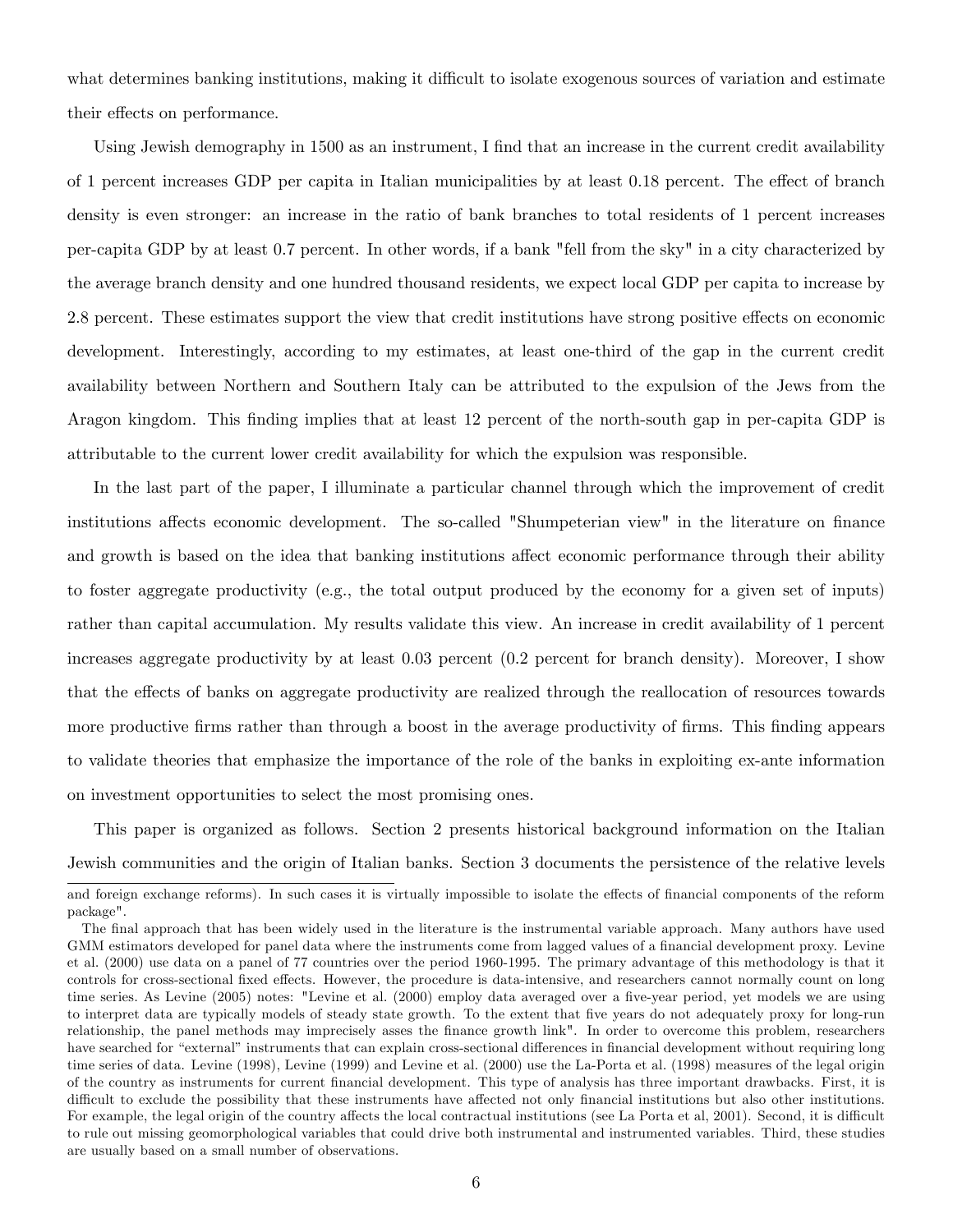what determines banking institutions, making it difficult to isolate exogenous sources of variation and estimate their effects on performance.

Using Jewish demography in 1500 as an instrument, I find that an increase in the current credit availability of 1 percent increases GDP per capita in Italian municipalities by at least 0.18 percent. The effect of branch density is even stronger: an increase in the ratio of bank branches to total residents of 1 percent increases per-capita GDP by at least 0.7 percent. In other words, if a bank "fell from the sky" in a city characterized by the average branch density and one hundred thousand residents, we expect local GDP per capita to increase by 2.8 percent. These estimates support the view that credit institutions have strong positive effects on economic development. Interestingly, according to my estimates, at least one-third of the gap in the current credit availability between Northern and Southern Italy can be attributed to the expulsion of the Jews from the Aragon kingdom. This finding implies that at least 12 percent of the north-south gap in per-capita GDP is attributable to the current lower credit availability for which the expulsion was responsible.

In the last part of the paper, I illuminate a particular channel through which the improvement of credit institutions affects economic development. The so-called "Shumpeterian view" in the literature on finance and growth is based on the idea that banking institutions affect economic performance through their ability to foster aggregate productivity (e.g., the total output produced by the economy for a given set of inputs) rather than capital accumulation. My results validate this view. An increase in credit availability of 1 percent increases aggregate productivity by at least 0.03 percent (0.2 percent for branch density). Moreover, I show that the effects of banks on aggregate productivity are realized through the reallocation of resources towards more productive firms rather than through a boost in the average productivity of firms. This finding appears to validate theories that emphasize the importance of the role of the banks in exploiting ex-ante information on investment opportunities to select the most promising ones.

This paper is organized as follows. Section 2 presents historical background information on the Italian Jewish communities and the origin of Italian banks. Section 3 documents the persistence of the relative levels

---

and foreign exchange reforms). In such cases it is virtually impossible to isolate the effects of financial components of the reform package".

The final approach that has been widely used in the literature is the instrumental variable approach. Many authors have used GMM estimators developed for panel data where the instruments come from lagged values of a financial development proxy. Levine et al. (2000) use data on a panel of 77 countries over the period 1960-1995. The primary advantage of this methodology is that it controls for cross-sectional fixed effects. However, the procedure is data-intensive, and researchers cannot normally count on long time series. As Levine (2005) notes: "Levine et al. (2000) employ data averaged over a five-year period, yet models we are using to interpret data are typically models of steady state growth. To the extent that five years do not adequately proxy for long-run relationship, the panel methods may imprecisely asses the finance growth link". In order to overcome this problem, researchers have searched for "external" instruments that can explain cross-sectional differences in financial development without requiring long time series of data. Levine (1998), Levine (1999) and Levine et al. (2000) use the La-Porta et al. (1998) measures of the legal origin of the country as instruments for current financial development. This type of analysis has three important drawbacks. First, it is difficult to exclude the possibility that these instruments have affected not only financial institutions but also other institutions. For example, the legal origin of the country affects the local contractual institutions (see La Porta et al, 2001). Second, it is difficult to rule out missing geomorphological variables that could drive both instrumental and instrumented variables. Third, these studies are usually based on a small number of observations.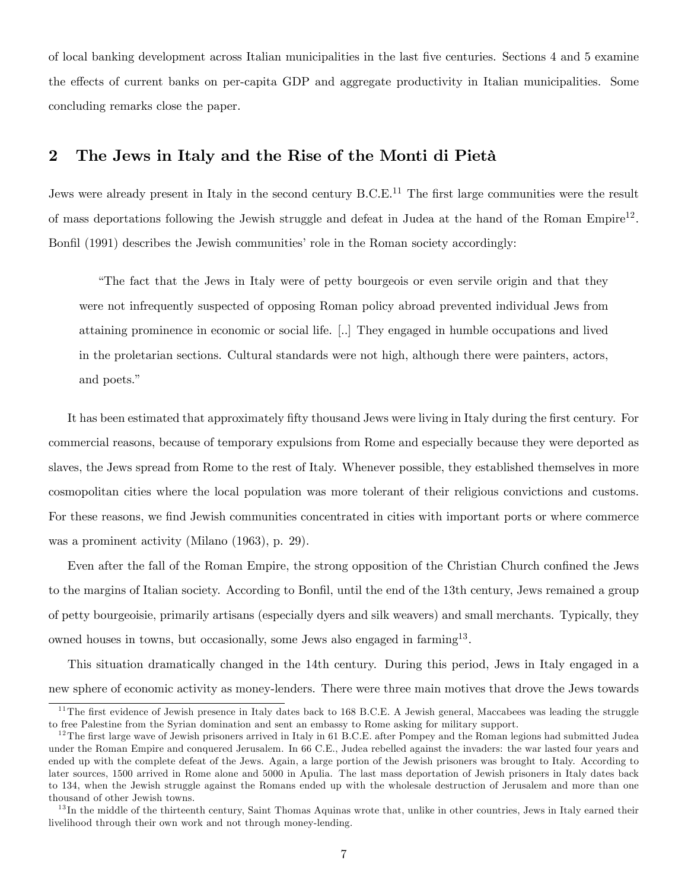of local banking development across Italian municipalities in the last five centuries. Sections 4 and 5 examine the effects of current banks on per-capita GDP and aggregate productivity in Italian municipalities. Some concluding remarks close the paper.

## 2 The Jews in Italy and the Rise of the Monti di Pietà

Jews were already present in Italy in the second century B.C.E.[11] The first large communities were the result of mass deportations following the Jewish struggle and defeat in Judea at the hand of the Roman Empire[12]. Bonfil (1991) describes the Jewish communities' role in the Roman society accordingly:

> "The fact that the Jews in Italy were of petty bourgeois or even servile origin and that they were not infrequently suspected of opposing Roman policy abroad prevented individual Jews from attaining prominence in economic or social life. [..] They engaged in humble occupations and lived in the proletarian sections. Cultural standards were not high, although there were painters, actors, and poets."

It has been estimated that approximately fifty thousand Jews were living in Italy during the first century. For commercial reasons, because of temporary expulsions from Rome and especially because they were deported as slaves, the Jews spread from Rome to the rest of Italy. Whenever possible, they established themselves in more cosmopolitan cities where the local population was more tolerant of their religious convictions and customs. For these reasons, we find Jewish communities concentrated in cities with important ports or where commerce was a prominent activity (Milano (1963), p. 29).

Even after the fall of the Roman Empire, the strong opposition of the Christian Church confined the Jews to the margins of Italian society. According to Bonfil, until the end of the 13th century, Jews remained a group of petty bourgeoisie, primarily artisans (especially dyers and silk weavers) and small merchants. Typically, they owned houses in towns, but occasionally, some Jews also engaged in farming[13].

This situation dramatically changed in the 14th century. During this period, Jews in Italy engaged in a new sphere of economic activity as money-lenders. There were three main motives that drove the Jews towards

[11] The first evidence of Jewish presence in Italy dates back to 168 B.C.E. A Jewish general, Maccabees was leading the struggle to free Palestine from the Syrian domination and sent an embassy to Rome asking for military support.

[12] The first large wave of Jewish prisoners arrived in Italy in 61 B.C.E. after Pompey and the Roman legions had submitted Judea under the Roman Empire and conquered Jerusalem. In 66 C.E., Judea rebelled against the invaders: the war lasted four years and ended up with the complete defeat of the Jews. Again, a large portion of the Jewish prisoners was brought to Italy. According to later sources, 1500 arrived in Rome alone and 5000 in Apulia. The last mass deportation of Jewish prisoners in Italy dates back to 134, when the Jewish struggle against the Romans ended up with the wholesale destruction of Jerusalem and more than one thousand of other Jewish towns.

[13] In the middle of the thirteenth century, Saint Thomas Aquinas wrote that, unlike in other countries, Jews in Italy earned their livelihood through their own work and not through money-lending.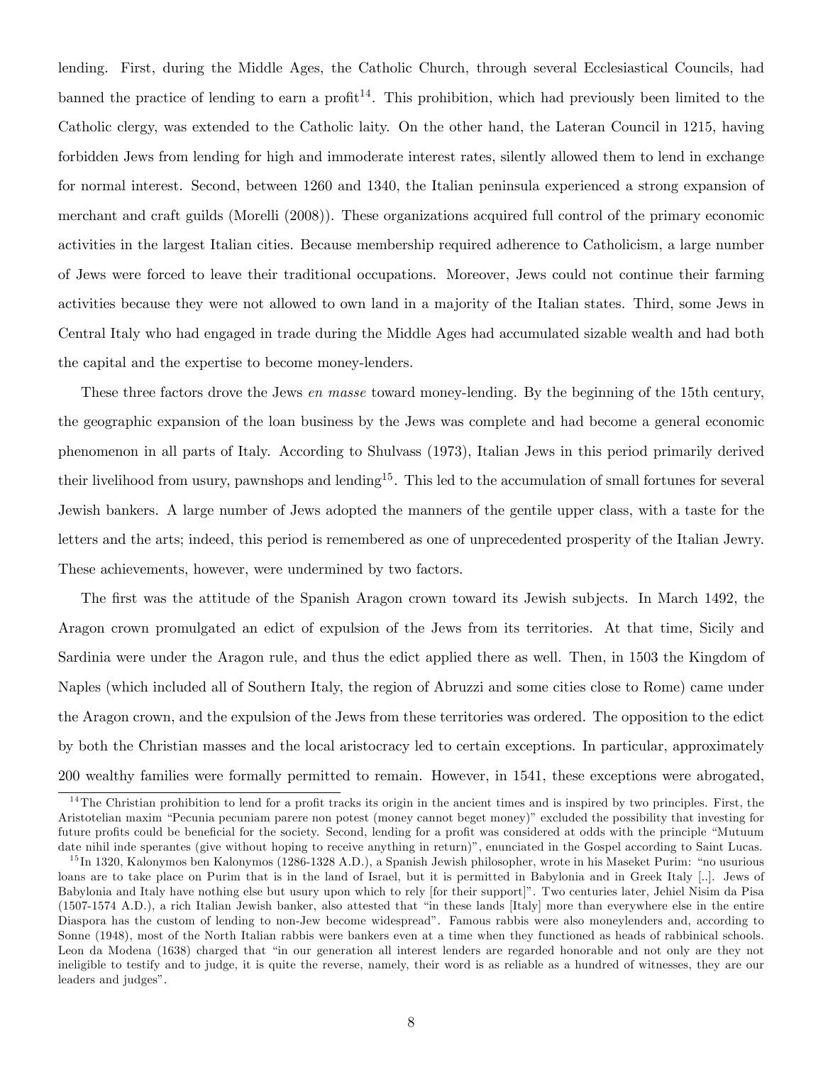lending. First, during the Middle Ages, the Catholic Church, through several Ecclesiastical Councils, had banned the practice of lending to earn a profit[14]. This prohibition, which had previously been limited to the Catholic clergy, was extended to the Catholic laity. On the other hand, the Lateran Council in 1215, having forbidden Jews from lending for high and immoderate interest rates, silently allowed them to lend in exchange for normal interest. Second, between 1260 and 1340, the Italian peninsula experienced a strong expansion of merchant and craft guilds (Morelli (2008)). These organizations acquired full control of the primary economic activities in the largest Italian cities. Because membership required adherence to Catholicism, a large number of Jews were forced to leave their traditional occupations. Moreover, Jews could not continue their farming activities because they were not allowed to own land in a majority of the Italian states. Third, some Jews in Central Italy who had engaged in trade during the Middle Ages had accumulated sizable wealth and had both the capital and the expertise to become money-lenders.

These three factors drove the Jews *en masse* toward money-lending. By the beginning of the 15th century, the geographic expansion of the loan business by the Jews was complete and had become a general economic phenomenon in all parts of Italy. According to Shulvass (1973), Italian Jews in this period primarily derived their livelihood from usury, pawnshops and lending[15]. This led to the accumulation of small fortunes for several Jewish bankers. A large number of Jews adopted the manners of the gentile upper class, with a taste for the letters and the arts; indeed, this period is remembered as one of unprecedented prosperity of the Italian Jewry. These achievements, however, were undermined by two factors.

The first was the attitude of the Spanish Aragon crown toward its Jewish subjects. In March 1492, the Aragon crown promulgated an edict of expulsion of the Jews from its territories. At that time, Sicily and Sardinia were under the Aragon rule, and thus the edict applied there as well. Then, in 1503 the Kingdom of Naples (which included all of Southern Italy, the region of Abruzzi and some cities close to Rome) came under the Aragon crown, and the expulsion of the Jews from these territories was ordered. The opposition to the edict by both the Christian masses and the local aristocracy led to certain exceptions. In particular, approximately 200 wealthy families were formally permitted to remain. However, in 1541, these exceptions were abrogated,

[14] The Christian prohibition to lend for a profit tracks its origin in the ancient times and is inspired by two principles. First, the Aristotelian maxim "Pecunia pecuniam parere non potest (money cannot beget money)" excluded the possibility that investing for future profits could be beneficial for the society. Second, lending for a profit was considered at odds with the principle "Mutuum date nihil inde sperantes (give without hoping to receive anything in return)", enunciated in the Gospel according to Saint Lucas.

[15] In 1320, Kalonymos ben Kalonymos (1286-1328 A.D.), a Spanish Jewish philosopher, wrote in his Maseket Purim: "no usurious loans are to take place on Purim that is in the land of Israel, but it is permitted in Babylonia and in Greek Italy [..]. Jews of Babylonia and Italy have nothing else but usury upon which to rely [for their support]". Two centuries later, Jehiel Nisim da Pisa (1507-1574 A.D.), a rich Italian Jewish banker, also attested that "in these lands [Italy] more than everywhere else in the entire Diaspora has the custom of lending to non-Jew become widespread". Famous rabbis were also moneylenders and, according to Sonne (1948), most of the North Italian rabbis were bankers even at a time when they functioned as heads of rabbinical schools. Leon da Modena (1638) charged that "in our generation all interest lenders are regarded honorable and not only are they not ineligible to testify and to judge, it is quite the reverse, namely, their word is as reliable as a hundred of witnesses, they are our leaders and judges".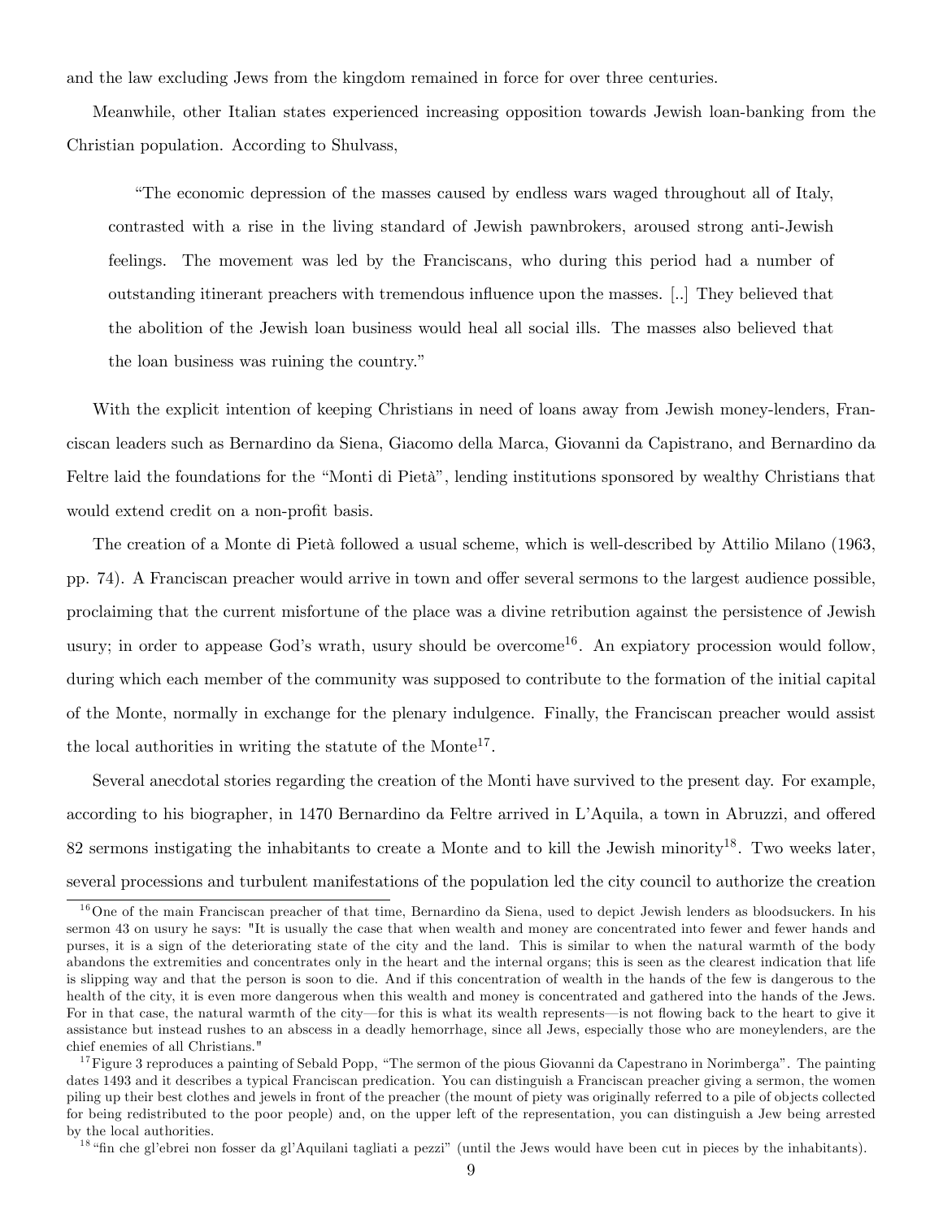and the law excluding Jews from the kingdom remained in force for over three centuries.

Meanwhile, other Italian states experienced increasing opposition towards Jewish loan-banking from the Christian population. According to Shulvass,

> "The economic depression of the masses caused by endless wars waged throughout all of Italy, contrasted with a rise in the living standard of Jewish pawnbrokers, aroused strong anti-Jewish feelings. The movement was led by the Franciscans, who during this period had a number of outstanding itinerant preachers with tremendous influence upon the masses. [..] They believed that the abolition of the Jewish loan business would heal all social ills. The masses also believed that the loan business was ruining the country."

With the explicit intention of keeping Christians in need of loans away from Jewish money-lenders, Franciscan leaders such as Bernardino da Siena, Giacomo della Marca, Giovanni da Capistrano, and Bernardino da Feltre laid the foundations for the "Monti di Pietà", lending institutions sponsored by wealthy Christians that would extend credit on a non-profit basis.

The creation of a Monte di Pietà followed a usual scheme, which is well-described by Attilio Milano (1963, pp. 74). A Franciscan preacher would arrive in town and offer several sermons to the largest audience possible, proclaiming that the current misfortune of the place was a divine retribution against the persistence of Jewish usury; in order to appease God's wrath, usury should be overcome[16]. An expiatory procession would follow, during which each member of the community was supposed to contribute to the formation of the initial capital of the Monte, normally in exchange for the plenary indulgence. Finally, the Franciscan preacher would assist the local authorities in writing the statute of the Monte[17].

Several anecdotal stories regarding the creation of the Monti have survived to the present day. For example, according to his biographer, in 1470 Bernardino da Feltre arrived in L'Aquila, a town in Abruzzi, and offered 82 sermons instigating the inhabitants to create a Monte and to kill the Jewish minority[18]. Two weeks later, several processions and turbulent manifestations of the population led the city council to authorize the creation

---

[16] One of the main Franciscan preacher of that time, Bernardino da Siena, used to depict Jewish lenders as bloodsuckers. In his sermon 43 on usury he says: "It is usually the case that when wealth and money are concentrated into fewer and fewer hands and purses, it is a sign of the deteriorating state of the city and the land. This is similar to when the natural warmth of the body abandons the extremities and concentrates only in the heart and the internal organs; this is seen as the clearest indication that life is slipping way and that the person is soon to die. And if this concentration of wealth in the hands of the few is dangerous to the health of the city, it is even more dangerous when this wealth and money is concentrated and gathered into the hands of the Jews. For in that case, the natural warmth of the city—for this is what its wealth represents—is not flowing back to the heart to give it assistance but instead rushes to an abscess in a deadly hemorrhage, since all Jews, especially those who are moneylenders, are the chief enemies of all Christians."

[17] Figure 3 reproduces a painting of Sebald Popp, "The sermon of the pious Giovanni da Capestrano in Norimberga". The painting dates 1493 and it describes a typical Franciscan predication. You can distinguish a Franciscan preacher giving a sermon, the women piling up their best clothes and jewels in front of the preacher (the mount of piety was originally referred to a pile of objects collected for being redistributed to the poor people) and, on the upper left of the representation, you can distinguish a Jew being arrested by the local authorities.

[18] "fin che gl'ebrei non fosser da gl'Aquilani tagliati a pezzi" (until the Jews would have been cut in pieces by the inhabitants).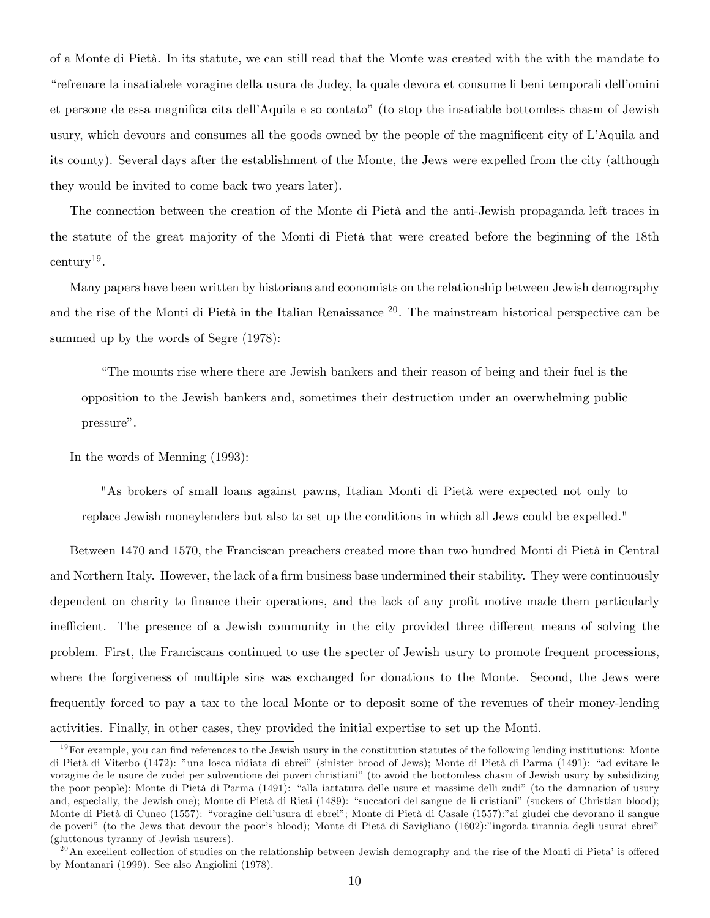of a Monte di Pietà. In its statute, we can still read that the Monte was created with the with the mandate to "refrenare la insatiabele voragine della usura de Judey, la quale devora et consume li beni temporali dell'omini et persone de essa magnifica cita dell'Aquila e so contato" (to stop the insatiable bottomless chasm of Jewish usury, which devours and consumes all the goods owned by the people of the magnificent city of L'Aquila and its county). Several days after the establishment of the Monte, the Jews were expelled from the city (although they would be invited to come back two years later).

The connection between the creation of the Monte di Pietà and the anti-Jewish propaganda left traces in the statute of the great majority of the Monti di Pietà that were created before the beginning of the 18th century[19].

Many papers have been written by historians and economists on the relationship between Jewish demography and the rise of the Monti di Pietà in the Italian Renaissance [20]. The mainstream historical perspective can be summed up by the words of Segre (1978):

> "The mounts rise where there are Jewish bankers and their reason of being and their fuel is the opposition to the Jewish bankers and, sometimes their destruction under an overwhelming public pressure".

In the words of Menning (1993):

> "As brokers of small loans against pawns, Italian Monti di Pietà were expected not only to replace Jewish moneylenders but also to set up the conditions in which all Jews could be expelled."

Between 1470 and 1570, the Franciscan preachers created more than two hundred Monti di Pietà in Central and Northern Italy. However, the lack of a firm business base undermined their stability. They were continuously dependent on charity to finance their operations, and the lack of any profit motive made them particularly inefficient. The presence of a Jewish community in the city provided three different means of solving the problem. First, the Franciscans continued to use the specter of Jewish usury to promote frequent processions, where the forgiveness of multiple sins was exchanged for donations to the Monte. Second, the Jews were frequently forced to pay a tax to the local Monte or to deposit some of the revenues of their money-lending activities. Finally, in other cases, they provided the initial expertise to set up the Monti.

[19] For example, you can find references to the Jewish usury in the constitution statutes of the following lending institutions: Monte di Pietà di Viterbo (1472): "una losca nidiata di ebrei" (sinister brood of Jews); Monte di Pietà di Parma (1491): "ad evitare le voragine de le usure de zudei per subventione dei poveri christiani" (to avoid the bottomless chasm of Jewish usury by subsidizing the poor people); Monte di Pietà di Parma (1491): "alla iattatura delle usure et massime delli zudi" (to the damnation of usury and, especially, the Jewish one); Monte di Pietà di Rieti (1489): "succatori del sangue de li cristiani" (suckers of Christian blood); Monte di Pietà di Cuneo (1557): "voragine dell'usura di ebrei"; Monte di Pietà di Casale (1557):"ai giudei che devorano il sangue de poveri" (to the Jews that devour the poor's blood); Monte di Pietà di Savigliano (1602):"ingorda tirannia degli usurai ebrei" (gluttonous tyranny of Jewish usurers).

[20] An excellent collection of studies on the relationship between Jewish demography and the rise of the Monti di Pieta' is offered by Montanari (1999). See also Angiolini (1978).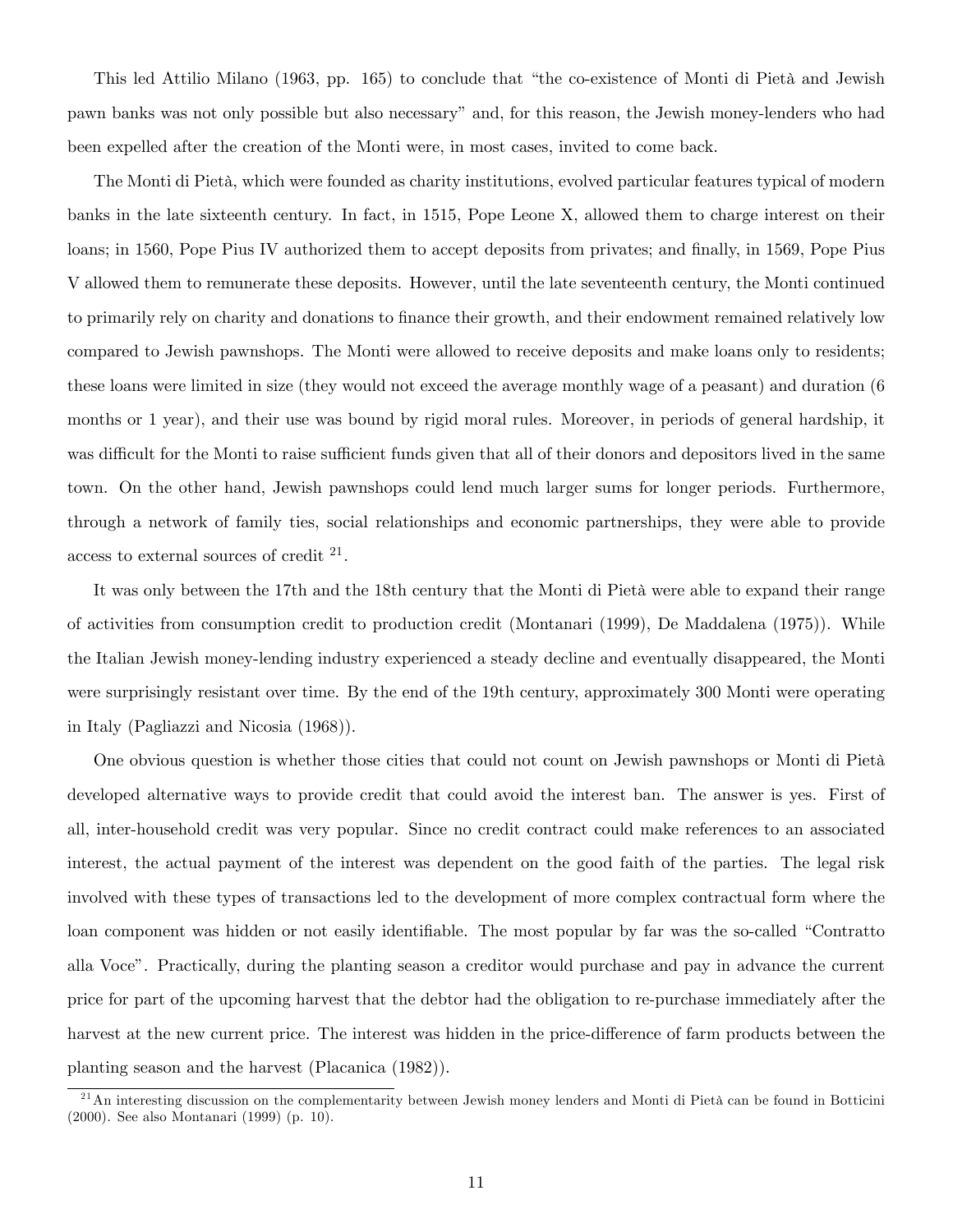This led Attilio Milano (1963, pp. 165) to conclude that "the co-existence of Monti di Pietà and Jewish pawn banks was not only possible but also necessary" and, for this reason, the Jewish money-lenders who had been expelled after the creation of the Monti were, in most cases, invited to come back.

The Monti di Pietà, which were founded as charity institutions, evolved particular features typical of modern banks in the late sixteenth century. In fact, in 1515, Pope Leone X, allowed them to charge interest on their loans; in 1560, Pope Pius IV authorized them to accept deposits from privates; and finally, in 1569, Pope Pius V allowed them to remunerate these deposits. However, until the late seventeenth century, the Monti continued to primarily rely on charity and donations to finance their growth, and their endowment remained relatively low compared to Jewish pawnshops. The Monti were allowed to receive deposits and make loans only to residents; these loans were limited in size (they would not exceed the average monthly wage of a peasant) and duration (6 months or 1 year), and their use was bound by rigid moral rules. Moreover, in periods of general hardship, it was difficult for the Monti to raise sufficient funds given that all of their donors and depositors lived in the same town. On the other hand, Jewish pawnshops could lend much larger sums for longer periods. Furthermore, through a network of family ties, social relationships and economic partnerships, they were able to provide access to external sources of credit [21].

It was only between the 17th and the 18th century that the Monti di Pietà were able to expand their range of activities from consumption credit to production credit (Montanari (1999), De Maddalena (1975)). While the Italian Jewish money-lending industry experienced a steady decline and eventually disappeared, the Monti were surprisingly resistant over time. By the end of the 19th century, approximately 300 Monti were operating in Italy (Pagliazzi and Nicosia (1968)).

One obvious question is whether those cities that could not count on Jewish pawnshops or Monti di Pietà developed alternative ways to provide credit that could avoid the interest ban. The answer is yes. First of all, inter-household credit was very popular. Since no credit contract could make references to an associated interest, the actual payment of the interest was dependent on the good faith of the parties. The legal risk involved with these types of transactions led to the development of more complex contractual form where the loan component was hidden or not easily identifiable. The most popular by far was the so-called "Contratto alla Voce". Practically, during the planting season a creditor would purchase and pay in advance the current price for part of the upcoming harvest that the debtor had the obligation to re-purchase immediately after the harvest at the new current price. The interest was hidden in the price-difference of farm products between the planting season and the harvest (Placanica (1982)).

[21] An interesting discussion on the complementarity between Jewish money lenders and Monti di Pietà can be found in Botticini (2000). See also Montanari (1999) (p. 10).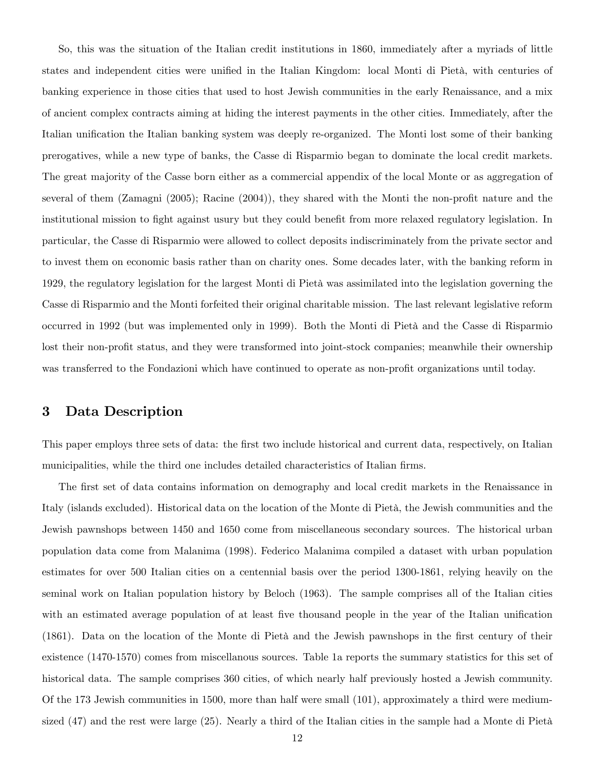So, this was the situation of the Italian credit institutions in 1860, immediately after a myriads of little states and independent cities were unified in the Italian Kingdom: local Monti di Pietà, with centuries of banking experience in those cities that used to host Jewish communities in the early Renaissance, and a mix of ancient complex contracts aiming at hiding the interest payments in the other cities. Immediately, after the Italian unification the Italian banking system was deeply re-organized. The Monti lost some of their banking prerogatives, while a new type of banks, the Casse di Risparmio began to dominate the local credit markets. The great majority of the Casse born either as a commercial appendix of the local Monte or as aggregation of several of them (Zamagni (2005); Racine (2004)), they shared with the Monti the non-profit nature and the institutional mission to fight against usury but they could benefit from more relaxed regulatory legislation. In particular, the Casse di Risparmio were allowed to collect deposits indiscriminately from the private sector and to invest them on economic basis rather than on charity ones. Some decades later, with the banking reform in 1929, the regulatory legislation for the largest Monti di Pietà was assimilated into the legislation governing the Casse di Risparmio and the Monti forfeited their original charitable mission. The last relevant legislative reform occurred in 1992 (but was implemented only in 1999). Both the Monti di Pietà and the Casse di Risparmio lost their non-profit status, and they were transformed into joint-stock companies; meanwhile their ownership was transferred to the Fondazioni which have continued to operate as non-profit organizations until today.

## 3 Data Description

This paper employs three sets of data: the first two include historical and current data, respectively, on Italian municipalities, while the third one includes detailed characteristics of Italian firms.

The first set of data contains information on demography and local credit markets in the Renaissance in Italy (islands excluded). Historical data on the location of the Monte di Pietà, the Jewish communities and the Jewish pawnshops between 1450 and 1650 come from miscellaneous secondary sources. The historical urban population data come from Malanima (1998). Federico Malanima compiled a dataset with urban population estimates for over 500 Italian cities on a centennial basis over the period 1300-1861, relying heavily on the seminal work on Italian population history by Beloch (1963). The sample comprises all of the Italian cities with an estimated average population of at least five thousand people in the year of the Italian unification (1861). Data on the location of the Monte di Pietà and the Jewish pawnshops in the first century of their existence (1470-1570) comes from miscellanous sources. Table 1a reports the summary statistics for this set of historical data. The sample comprises 360 cities, of which nearly half previously hosted a Jewish community. Of the 173 Jewish communities in 1500, more than half were small (101), approximately a third were medium-sized (47) and the rest were large (25). Nearly a third of the Italian cities in the sample had a Monte di Pietà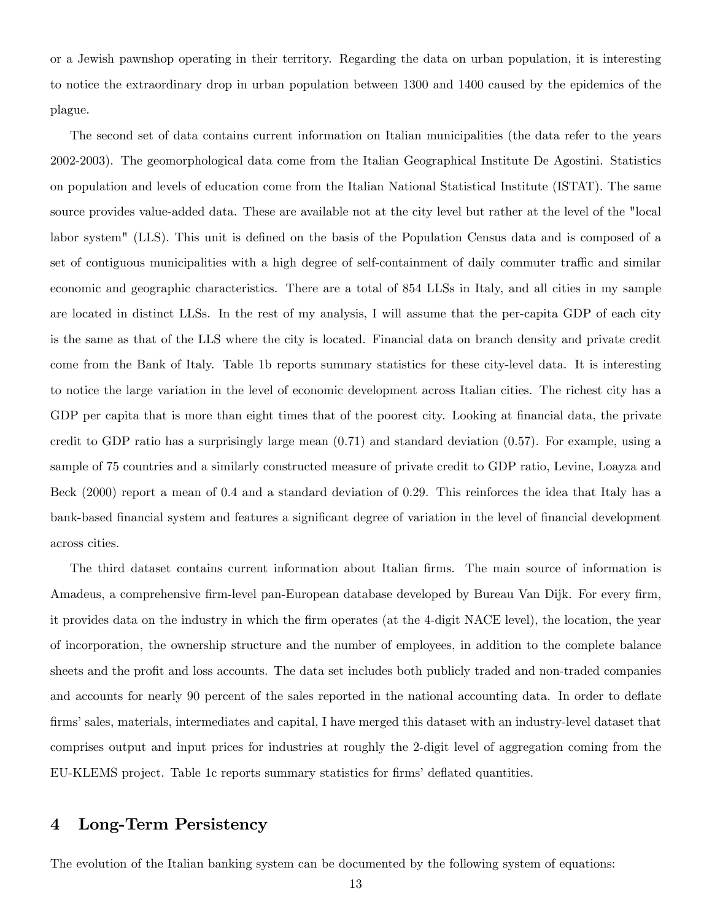or a Jewish pawnshop operating in their territory. Regarding the data on urban population, it is interesting to notice the extraordinary drop in urban population between 1300 and 1400 caused by the epidemics of the plague.

The second set of data contains current information on Italian municipalities (the data refer to the years 2002-2003). The geomorphological data come from the Italian Geographical Institute De Agostini. Statistics on population and levels of education come from the Italian National Statistical Institute (ISTAT). The same source provides value-added data. These are available not at the city level but rather at the level of the "local labor system" (LLS). This unit is defined on the basis of the Population Census data and is composed of a set of contiguous municipalities with a high degree of self-containment of daily commuter traffic and similar economic and geographic characteristics. There are a total of 854 LLSs in Italy, and all cities in my sample are located in distinct LLSs. In the rest of my analysis, I will assume that the per-capita GDP of each city is the same as that of the LLS where the city is located. Financial data on branch density and private credit come from the Bank of Italy. Table 1b reports summary statistics for these city-level data. It is interesting to notice the large variation in the level of economic development across Italian cities. The richest city has a GDP per capita that is more than eight times that of the poorest city. Looking at financial data, the private credit to GDP ratio has a surprisingly large mean (0.71) and standard deviation (0.57). For example, using a sample of 75 countries and a similarly constructed measure of private credit to GDP ratio, Levine, Loayza and Beck (2000) report a mean of 0.4 and a standard deviation of 0.29. This reinforces the idea that Italy has a bank-based financial system and features a significant degree of variation in the level of financial development across cities.

The third dataset contains current information about Italian firms. The main source of information is Amadeus, a comprehensive firm-level pan-European database developed by Bureau Van Dijk. For every firm, it provides data on the industry in which the firm operates (at the 4-digit NACE level), the location, the year of incorporation, the ownership structure and the number of employees, in addition to the complete balance sheets and the profit and loss accounts. The data set includes both publicly traded and non-traded companies and accounts for nearly 90 percent of the sales reported in the national accounting data. In order to deflate firms' sales, materials, intermediates and capital, I have merged this dataset with an industry-level dataset that comprises output and input prices for industries at roughly the 2-digit level of aggregation coming from the EU-KLEMS project. Table 1c reports summary statistics for firms' deflated quantities.

## 4 Long-Term Persistency

The evolution of the Italian banking system can be documented by the following system of equations: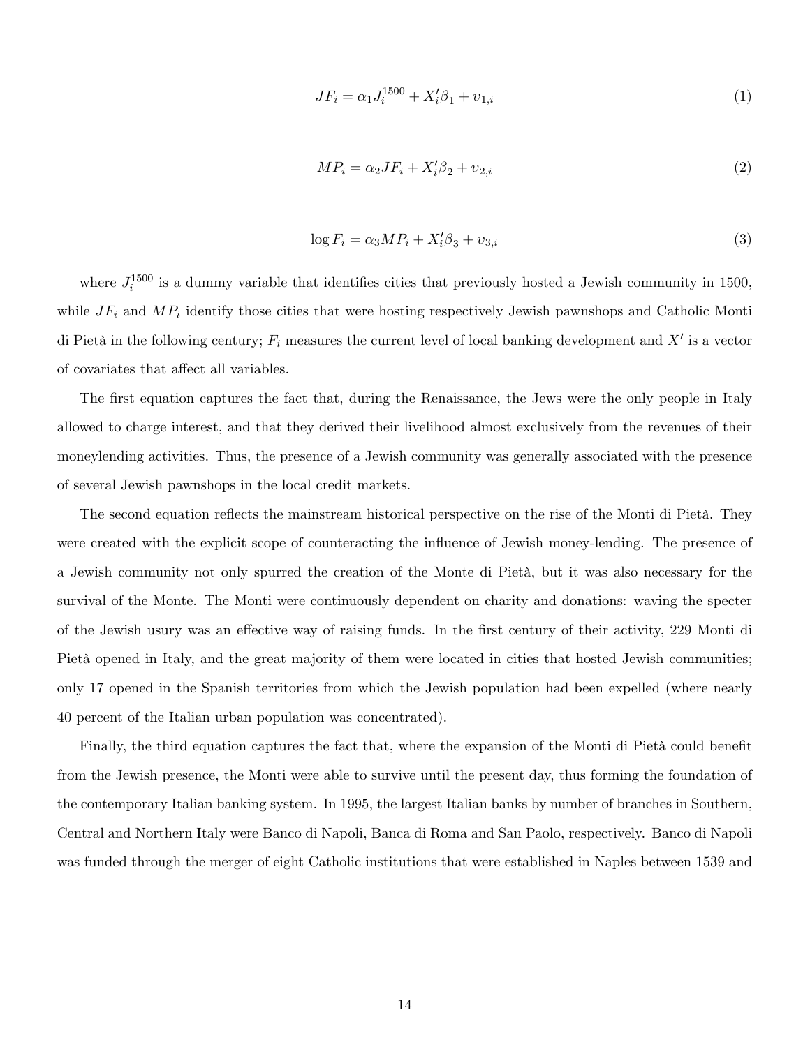$$JF_i = \alpha_1 J_i^{1500} + X_i'\beta_1 + \upsilon_{1,i} \tag{1}$$

$$MP_i = \alpha_2 JF_i + X_i'\beta_2 + \upsilon_{2,i} \tag{2}$$

$$\log F_i = \alpha_3 MP_i + X_i'\beta_3 + \upsilon_{3,i} \tag{3}$$

where $J_i^{1500}$ is a dummy variable that identifies cities that previously hosted a Jewish community in 1500, while $JF_i$ and $MP_i$ identify those cities that were hosting respectively Jewish pawnshops and Catholic Monti di Pietà in the following century; $F_i$ measures the current level of local banking development and $X'$ is a vector of covariates that affect all variables.

The first equation captures the fact that, during the Renaissance, the Jews were the only people in Italy allowed to charge interest, and that they derived their livelihood almost exclusively from the revenues of their moneylending activities. Thus, the presence of a Jewish community was generally associated with the presence of several Jewish pawnshops in the local credit markets.

The second equation reflects the mainstream historical perspective on the rise of the Monti di Pietà. They were created with the explicit scope of counteracting the influence of Jewish money-lending. The presence of a Jewish community not only spurred the creation of the Monte di Pietà, but it was also necessary for the survival of the Monte. The Monti were continuously dependent on charity and donations: waving the specter of the Jewish usury was an effective way of raising funds. In the first century of their activity, 229 Monti di Pietà opened in Italy, and the great majority of them were located in cities that hosted Jewish communities; only 17 opened in the Spanish territories from which the Jewish population had been expelled (where nearly 40 percent of the Italian urban population was concentrated).

Finally, the third equation captures the fact that, where the expansion of the Monti di Pietà could benefit from the Jewish presence, the Monti were able to survive until the present day, thus forming the foundation of the contemporary Italian banking system. In 1995, the largest Italian banks by number of branches in Southern, Central and Northern Italy were Banco di Napoli, Banca di Roma and San Paolo, respectively. Banco di Napoli was funded through the merger of eight Catholic institutions that were established in Naples between 1539 and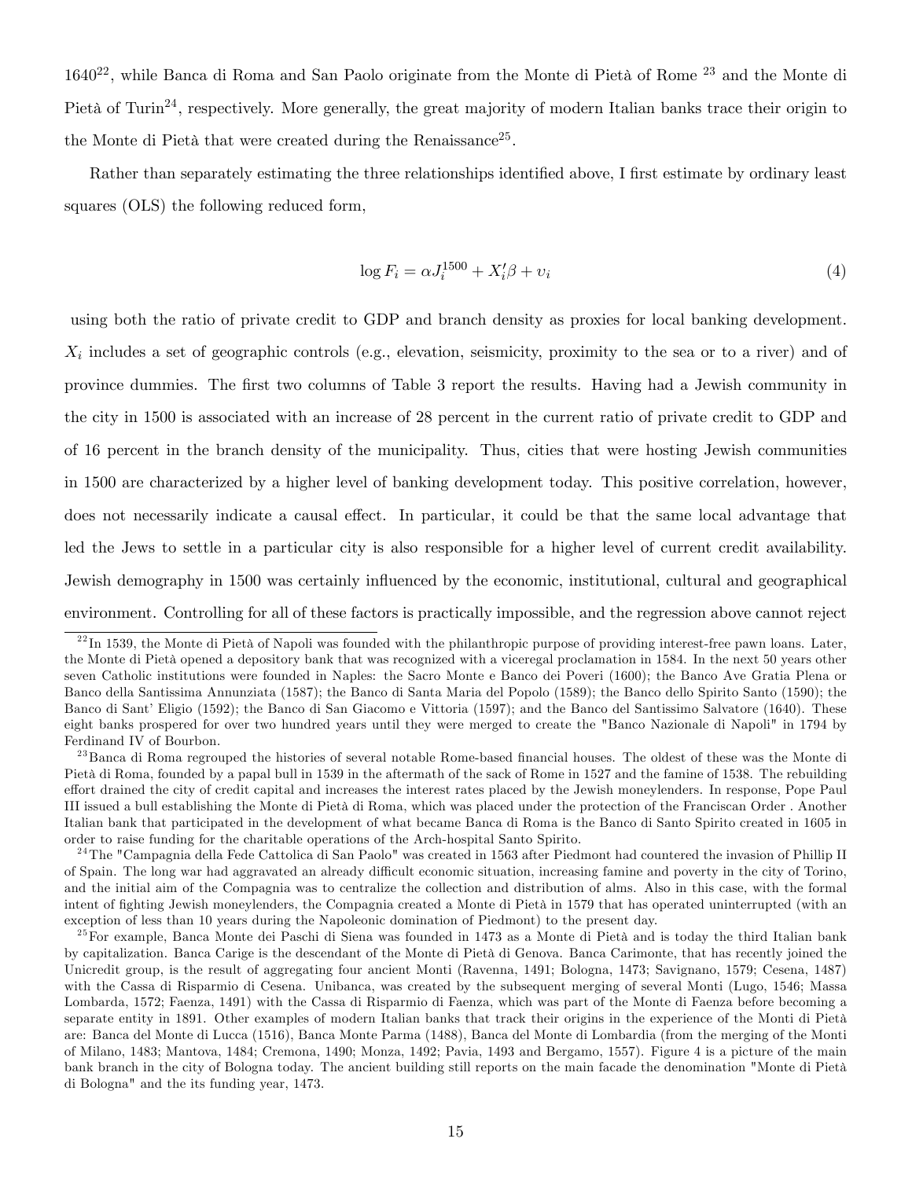1640[22], while Banca di Roma and San Paolo originate from the Monte di Pietà of Rome [23] and the Monte di Pietà of Turin[24], respectively. More generally, the great majority of modern Italian banks trace their origin to the Monte di Pietà that were created during the Renaissance[25].

Rather than separately estimating the three relationships identified above, I first estimate by ordinary least squares (OLS) the following reduced form,

$$\log F_i = \alpha J_i^{1500} + X_i'\beta + \upsilon_i \tag{4}$$

using both the ratio of private credit to GDP and branch density as proxies for local banking development. $X_i$ includes a set of geographic controls (e.g., elevation, seismicity, proximity to the sea or to a river) and of province dummies. The first two columns of Table 3 report the results. Having had a Jewish community in the city in 1500 is associated with an increase of 28 percent in the current ratio of private credit to GDP and of 16 percent in the branch density of the municipality. Thus, cities that were hosting Jewish communities in 1500 are characterized by a higher level of banking development today. This positive correlation, however, does not necessarily indicate a causal effect. In particular, it could be that the same local advantage that led the Jews to settle in a particular city is also responsible for a higher level of current credit availability. Jewish demography in 1500 was certainly influenced by the economic, institutional, cultural and geographical environment. Controlling for all of these factors is practically impossible, and the regression above cannot reject

---

[22] In 1539, the Monte di Pietà of Napoli was founded with the philanthropic purpose of providing interest-free pawn loans. Later, the Monte di Pietà opened a depository bank that was recognized with a viceregal proclamation in 1584. In the next 50 years other seven Catholic institutions were founded in Naples: the Sacro Monte e Banco dei Poveri (1600); the Banco Ave Gratia Plena or Banco della Santissima Annunziata (1587); the Banco di Santa Maria del Popolo (1589); the Banco dello Spirito Santo (1590); the Banco di Sant' Eligio (1592); the Banco di San Giacomo e Vittoria (1597); and the Banco del Santissimo Salvatore (1640). These eight banks prospered for over two hundred years until they were merged to create the "Banco Nazionale di Napoli" in 1794 by Ferdinand IV of Bourbon.

[23] Banca di Roma regrouped the histories of several notable Rome-based financial houses. The oldest of these was the Monte di Pietà di Roma, founded by a papal bull in 1539 in the aftermath of the sack of Rome in 1527 and the famine of 1538. The rebuilding effort drained the city of credit capital and increases the interest rates placed by the Jewish moneylenders. In response, Pope Paul III issued a bull establishing the Monte di Pietà di Roma, which was placed under the protection of the Franciscan Order . Another Italian bank that participated in the development of what became Banca di Roma is the Banco di Santo Spirito created in 1605 in order to raise funding for the charitable operations of the Arch-hospital Santo Spirito.

[24] The "Campagnia della Fede Cattolica di San Paolo" was created in 1563 after Piedmont had countered the invasion of Phillip II of Spain. The long war had aggravated an already difficult economic situation, increasing famine and poverty in the city of Torino, and the initial aim of the Compagnia was to centralize the collection and distribution of alms. Also in this case, with the formal intent of fighting Jewish moneylenders, the Compagnia created a Monte di Pietà in 1579 that has operated uninterrupted (with an exception of less than 10 years during the Napoleonic domination of Piedmont) to the present day.

[25] For example, Banca Monte dei Paschi di Siena was founded in 1473 as a Monte di Pietà and is today the third Italian bank by capitalization. Banca Carige is the descendant of the Monte di Pietà di Genova. Banca Carimonte, that has recently joined the Unicredit group, is the result of aggregating four ancient Monti (Ravenna, 1491; Bologna, 1473; Savignano, 1579; Cesena, 1487) with the Cassa di Risparmio di Cesena. Unibanca, was created by the subsequent merging of several Monti (Lugo, 1546; Massa Lombarda, 1572; Faenza, 1491) with the Cassa di Risparmio di Faenza, which was part of the Monte di Faenza before becoming a separate entity in 1891. Other examples of modern Italian banks that track their origins in the experience of the Monti di Pietà are: Banca del Monte di Lucca (1516), Banca Monte Parma (1488), Banca del Monte di Lombardia (from the merging of the Monti of Milano, 1483; Mantova, 1484; Cremona, 1490; Monza, 1492; Pavia, 1493 and Bergamo, 1557). Figure 4 is a picture of the main bank branch in the city of Bologna today. The ancient building still reports on the main facade the denomination "Monte di Pietà di Bologna" and the its funding year, 1473.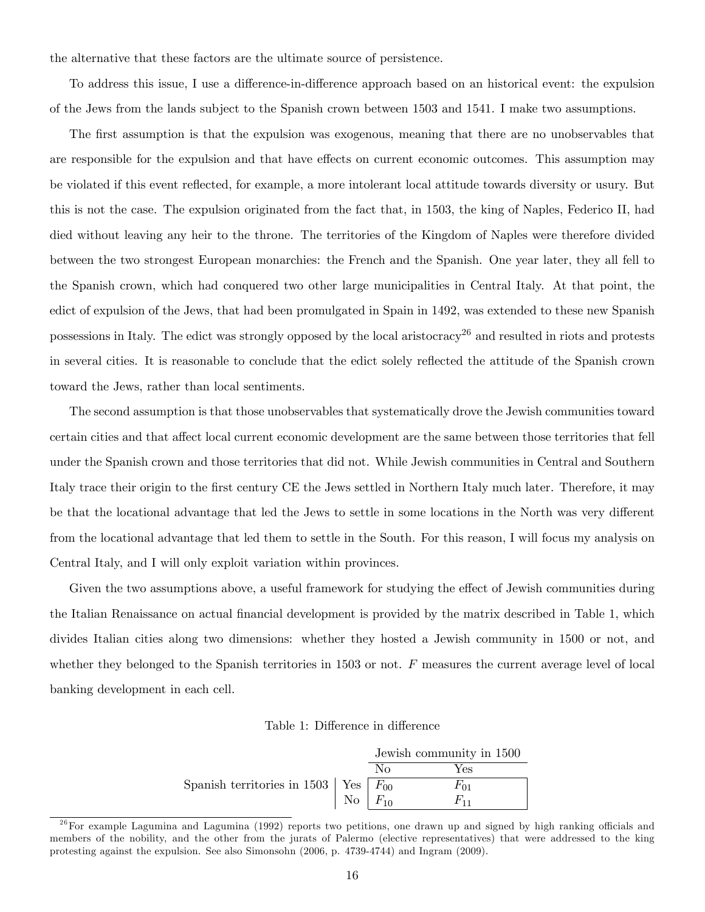the alternative that these factors are the ultimate source of persistence.

To address this issue, I use a difference-in-difference approach based on an historical event: the expulsion of the Jews from the lands subject to the Spanish crown between 1503 and 1541. I make two assumptions.

The first assumption is that the expulsion was exogenous, meaning that there are no unobservables that are responsible for the expulsion and that have effects on current economic outcomes. This assumption may be violated if this event reflected, for example, a more intolerant local attitude towards diversity or usury. But this is not the case. The expulsion originated from the fact that, in 1503, the king of Naples, Federico II, had died without leaving any heir to the throne. The territories of the Kingdom of Naples were therefore divided between the two strongest European monarchies: the French and the Spanish. One year later, they all fell to the Spanish crown, which had conquered two other large municipalities in Central Italy. At that point, the edict of expulsion of the Jews, that had been promulgated in Spain in 1492, was extended to these new Spanish possessions in Italy. The edict was strongly opposed by the local aristocracy[26] and resulted in riots and protests in several cities. It is reasonable to conclude that the edict solely reflected the attitude of the Spanish crown toward the Jews, rather than local sentiments.

The second assumption is that those unobservables that systematically drove the Jewish communities toward certain cities and that affect local current economic development are the same between those territories that fell under the Spanish crown and those territories that did not. While Jewish communities in Central and Southern Italy trace their origin to the first century CE the Jews settled in Northern Italy much later. Therefore, it may be that the locational advantage that led the Jews to settle in some locations in the North was very different from the locational advantage that led them to settle in the South. For this reason, I will focus my analysis on Central Italy, and I will only exploit variation within provinces.

Given the two assumptions above, a useful framework for studying the effect of Jewish communities during the Italian Renaissance on actual financial development is provided by the matrix described in Table 1, which divides Italian cities along two dimensions: whether they hosted a Jewish community in 1500 or not, and whether they belonged to the Spanish territories in 1503 or not. $F$ measures the current average level of local banking development in each cell.

Table 1: Difference in difference

| | | Jewish community in 1500 | |
|---|---|---|---|
| | | No | Yes |
| Spanish territories in 1503 | Yes | $F_{00}$ | $F_{01}$ |
| | No | $F_{10}$ | $F_{11}$ |

[26] For example Lagumina and Lagumina (1992) reports two petitions, one drawn up and signed by high ranking officials and members of the nobility, and the other from the jurats of Palermo (elective representatives) that were addressed to the king protesting against the expulsion. See also Simonsohn (2006, p. 4739-4744) and Ingram (2009).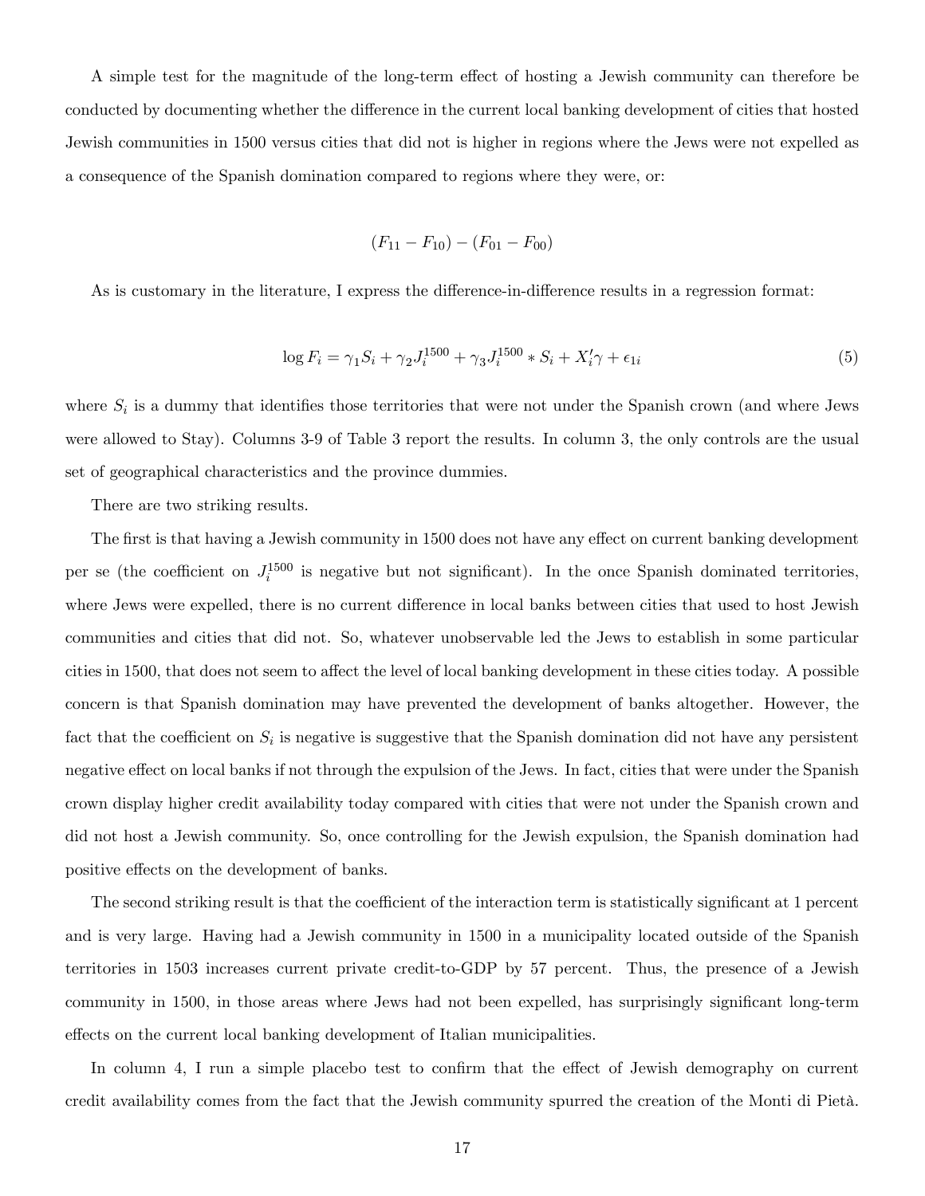A simple test for the magnitude of the long-term effect of hosting a Jewish community can therefore be conducted by documenting whether the difference in the current local banking development of cities that hosted Jewish communities in 1500 versus cities that did not is higher in regions where the Jews were not expelled as a consequence of the Spanish domination compared to regions where they were, or:

$$(F_{11} - F_{10}) - (F_{01} - F_{00})$$

As is customary in the literature, I express the difference-in-difference results in a regression format:

$$\log F_i = \gamma_1 S_i + \gamma_2 J_i^{1500} + \gamma_3 J_i^{1500} * S_i + X_i' \gamma + \epsilon_{1i} \tag{5}$$

where $S_i$ is a dummy that identifies those territories that were not under the Spanish crown (and where Jews were allowed to Stay). Columns 3-9 of Table 3 report the results. In column 3, the only controls are the usual set of geographical characteristics and the province dummies.

There are two striking results.

The first is that having a Jewish community in 1500 does not have any effect on current banking development per se (the coefficient on $J_i^{1500}$ is negative but not significant). In the once Spanish dominated territories, where Jews were expelled, there is no current difference in local banks between cities that used to host Jewish communities and cities that did not. So, whatever unobservable led the Jews to establish in some particular cities in 1500, that does not seem to affect the level of local banking development in these cities today. A possible concern is that Spanish domination may have prevented the development of banks altogether. However, the fact that the coefficient on $S_i$ is negative is suggestive that the Spanish domination did not have any persistent negative effect on local banks if not through the expulsion of the Jews. In fact, cities that were under the Spanish crown display higher credit availability today compared with cities that were not under the Spanish crown and did not host a Jewish community. So, once controlling for the Jewish expulsion, the Spanish domination had positive effects on the development of banks.

The second striking result is that the coefficient of the interaction term is statistically significant at 1 percent and is very large. Having had a Jewish community in 1500 in a municipality located outside of the Spanish territories in 1503 increases current private credit-to-GDP by 57 percent. Thus, the presence of a Jewish community in 1500, in those areas where Jews had not been expelled, has surprisingly significant long-term effects on the current local banking development of Italian municipalities.

In column 4, I run a simple placebo test to confirm that the effect of Jewish demography on current credit availability comes from the fact that the Jewish community spurred the creation of the Monti di Pietà.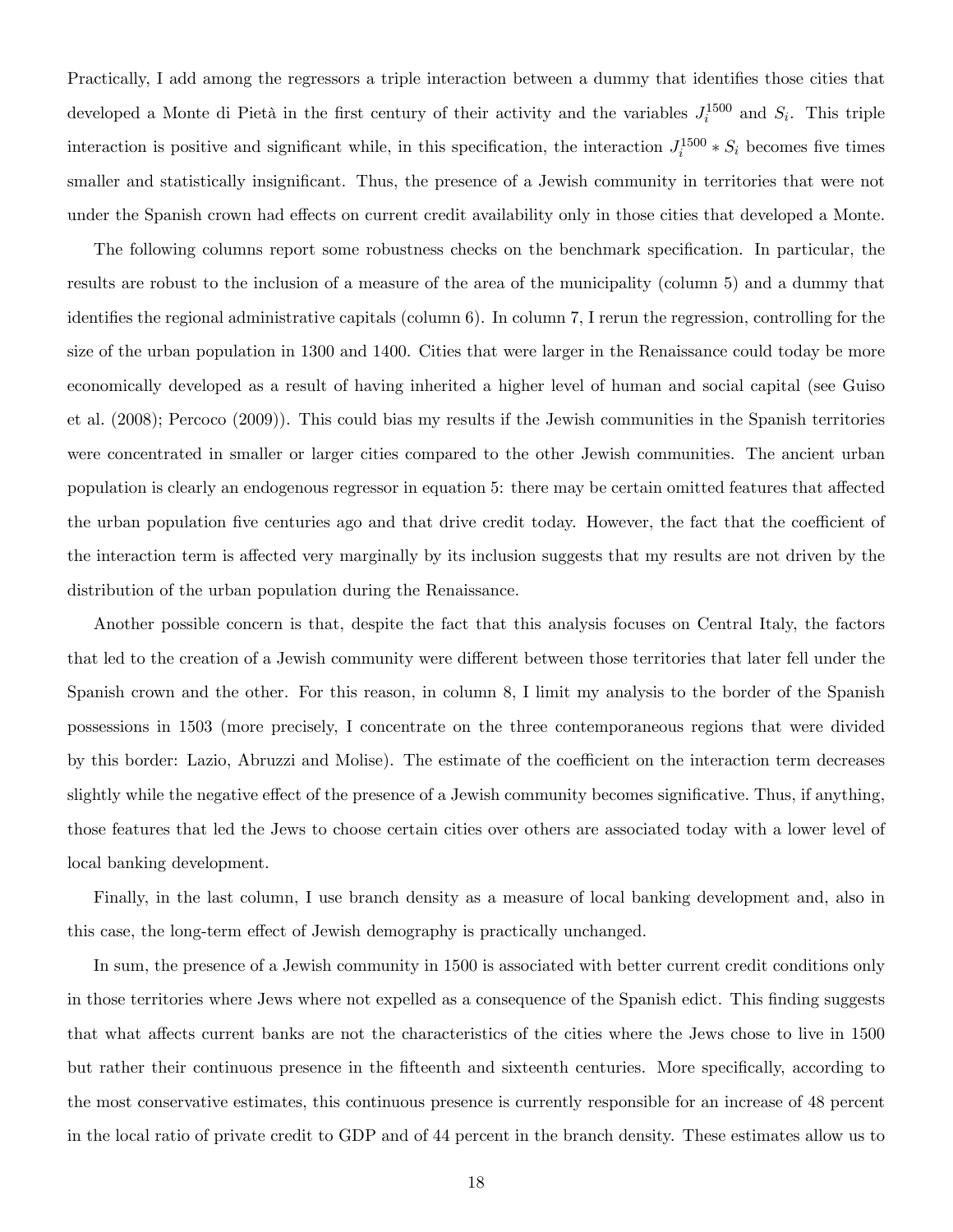Practically, I add among the regressors a triple interaction between a dummy that identifies those cities that developed a Monte di Pietà in the first century of their activity and the variables $J_i^{1500}$ and $S_i$. This triple interaction is positive and significant while, in this specification, the interaction $J_i^{1500} * S_i$ becomes five times smaller and statistically insignificant. Thus, the presence of a Jewish community in territories that were not under the Spanish crown had effects on current credit availability only in those cities that developed a Monte.

The following columns report some robustness checks on the benchmark specification. In particular, the results are robust to the inclusion of a measure of the area of the municipality (column 5) and a dummy that identifies the regional administrative capitals (column 6). In column 7, I rerun the regression, controlling for the size of the urban population in 1300 and 1400. Cities that were larger in the Renaissance could today be more economically developed as a result of having inherited a higher level of human and social capital (see Guiso et al. (2008); Percoco (2009)). This could bias my results if the Jewish communities in the Spanish territories were concentrated in smaller or larger cities compared to the other Jewish communities. The ancient urban population is clearly an endogenous regressor in equation 5: there may be certain omitted features that affected the urban population five centuries ago and that drive credit today. However, the fact that the coefficient of the interaction term is affected very marginally by its inclusion suggests that my results are not driven by the distribution of the urban population during the Renaissance.

Another possible concern is that, despite the fact that this analysis focuses on Central Italy, the factors that led to the creation of a Jewish community were different between those territories that later fell under the Spanish crown and the other. For this reason, in column 8, I limit my analysis to the border of the Spanish possessions in 1503 (more precisely, I concentrate on the three contemporaneous regions that were divided by this border: Lazio, Abruzzi and Molise). The estimate of the coefficient on the interaction term decreases slightly while the negative effect of the presence of a Jewish community becomes significative. Thus, if anything, those features that led the Jews to choose certain cities over others are associated today with a lower level of local banking development.

Finally, in the last column, I use branch density as a measure of local banking development and, also in this case, the long-term effect of Jewish demography is practically unchanged.

In sum, the presence of a Jewish community in 1500 is associated with better current credit conditions only in those territories where Jews where not expelled as a consequence of the Spanish edict. This finding suggests that what affects current banks are not the characteristics of the cities where the Jews chose to live in 1500 but rather their continuous presence in the fifteenth and sixteenth centuries. More specifically, according to the most conservative estimates, this continuous presence is currently responsible for an increase of 48 percent in the local ratio of private credit to GDP and of 44 percent in the branch density. These estimates allow us to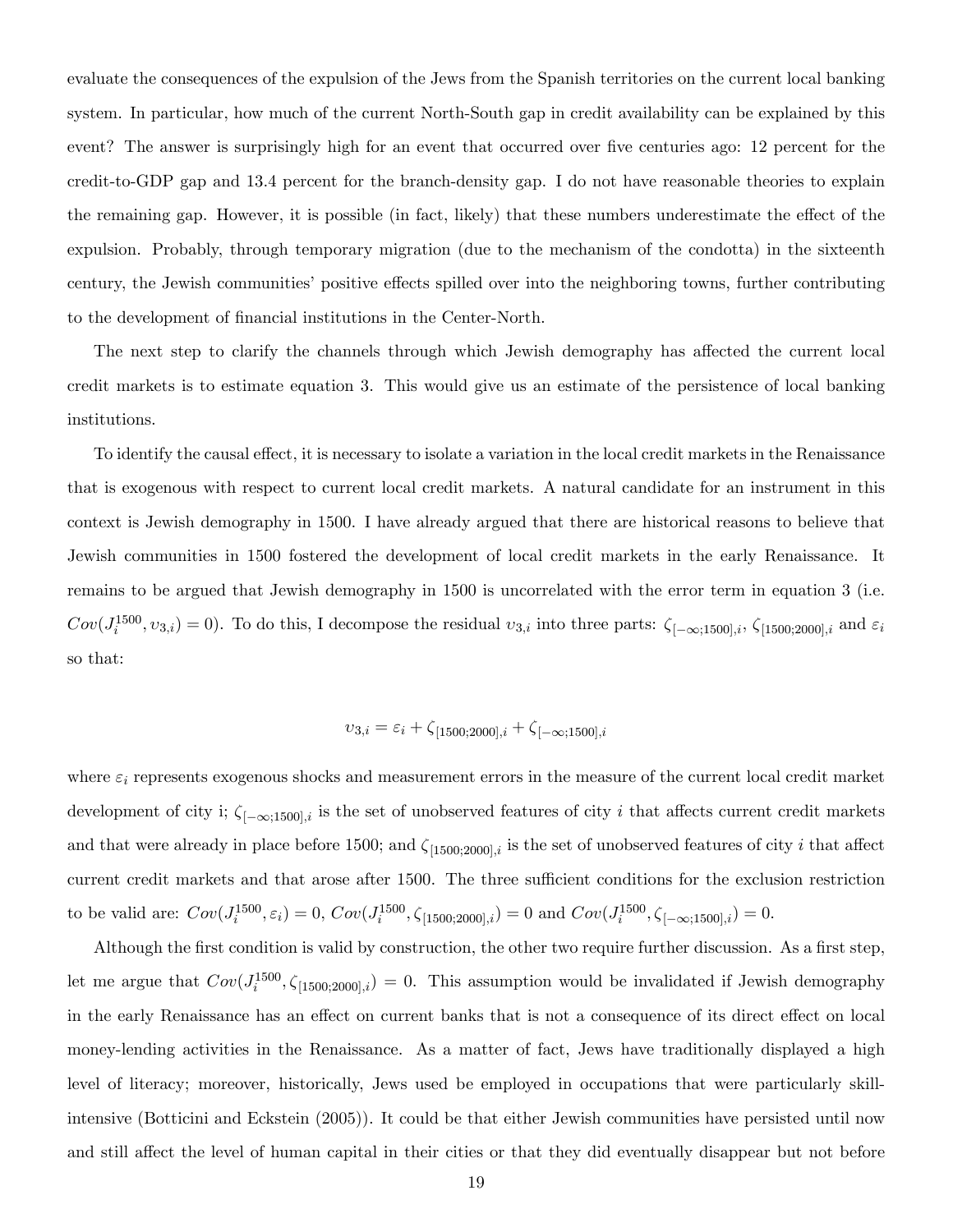evaluate the consequences of the expulsion of the Jews from the Spanish territories on the current local banking system. In particular, how much of the current North-South gap in credit availability can be explained by this event? The answer is surprisingly high for an event that occurred over five centuries ago: 12 percent for the credit-to-GDP gap and 13.4 percent for the branch-density gap. I do not have reasonable theories to explain the remaining gap. However, it is possible (in fact, likely) that these numbers underestimate the effect of the expulsion. Probably, through temporary migration (due to the mechanism of the condotta) in the sixteenth century, the Jewish communities' positive effects spilled over into the neighboring towns, further contributing to the development of financial institutions in the Center-North.

The next step to clarify the channels through which Jewish demography has affected the current local credit markets is to estimate equation 3. This would give us an estimate of the persistence of local banking institutions.

To identify the causal effect, it is necessary to isolate a variation in the local credit markets in the Renaissance that is exogenous with respect to current local credit markets. A natural candidate for an instrument in this context is Jewish demography in 1500. I have already argued that there are historical reasons to believe that Jewish communities in 1500 fostered the development of local credit markets in the early Renaissance. It remains to be argued that Jewish demography in 1500 is uncorrelated with the error term in equation 3 (i.e. $Cov(J_i^{1500}, \upsilon_{3,i}) = 0$). To do this, I decompose the residual $\upsilon_{3,i}$ into three parts: $\zeta_{[-\infty;1500],i}$, $\zeta_{[1500;2000],i}$ and $\varepsilon_i$ so that:

$$\upsilon_{3,i} = \varepsilon_i + \zeta_{[1500;2000],i} + \zeta_{[-\infty;1500],i}$$

where $\varepsilon_i$ represents exogenous shocks and measurement errors in the measure of the current local credit market development of city i; $\zeta_{[-\infty;1500],i}$ is the set of unobserved features of city $i$ that affects current credit markets and that were already in place before 1500; and $\zeta_{[1500;2000],i}$ is the set of unobserved features of city $i$ that affect current credit markets and that arose after 1500. The three sufficient conditions for the exclusion restriction to be valid are: $Cov(J_i^{1500}, \varepsilon_i) = 0$, $Cov(J_i^{1500}, \zeta_{[1500;2000],i}) = 0$ and $Cov(J_i^{1500}, \zeta_{[-\infty;1500],i}) = 0$.

Although the first condition is valid by construction, the other two require further discussion. As a first step, let me argue that $Cov(J_i^{1500}, \zeta_{[1500;2000],i}) = 0$. This assumption would be invalidated if Jewish demography in the early Renaissance has an effect on current banks that is not a consequence of its direct effect on local money-lending activities in the Renaissance. As a matter of fact, Jews have traditionally displayed a high level of literacy; moreover, historically, Jews used be employed in occupations that were particularly skill-intensive (Botticini and Eckstein (2005)). It could be that either Jewish communities have persisted until now and still affect the level of human capital in their cities or that they did eventually disappear but not before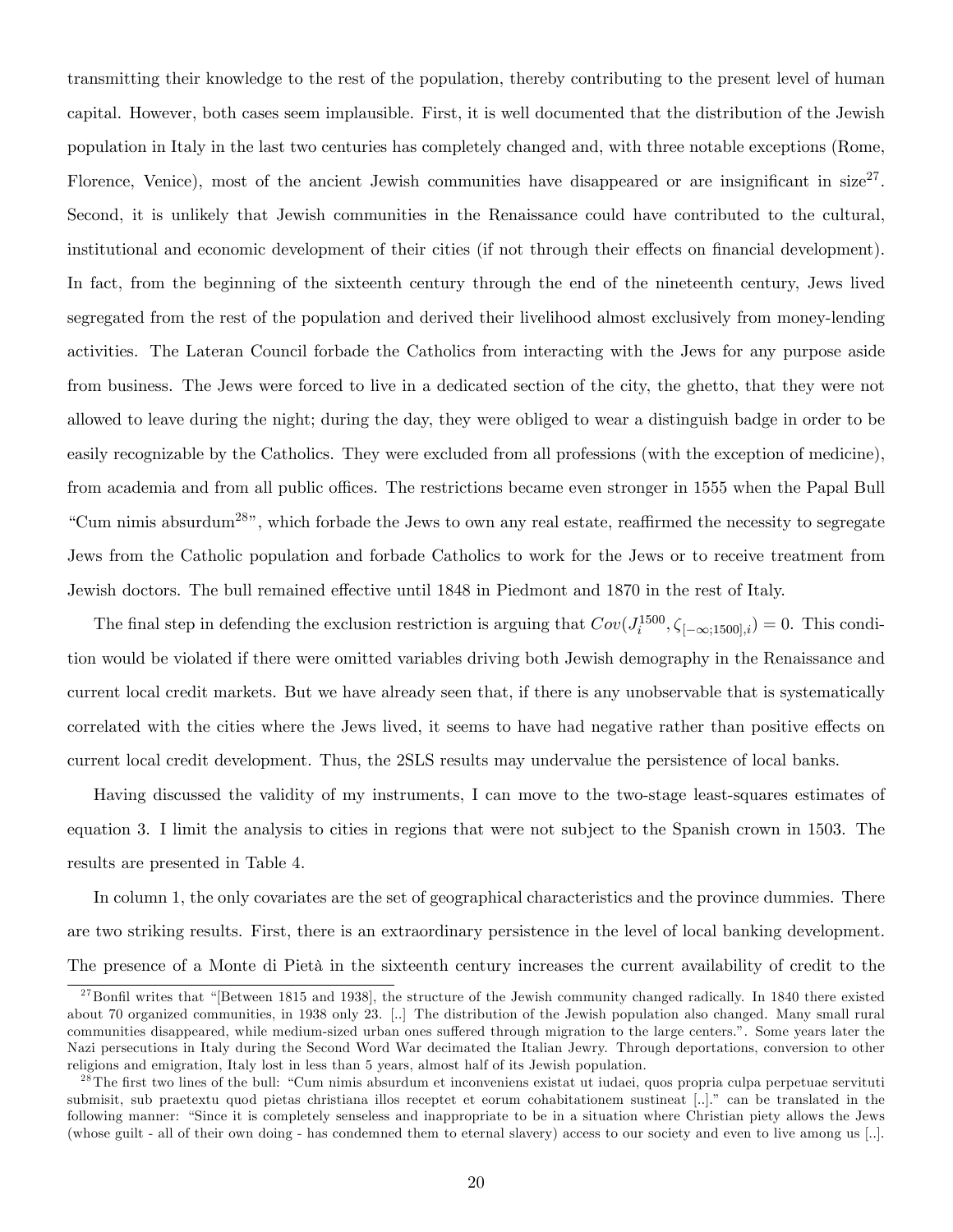transmitting their knowledge to the rest of the population, thereby contributing to the present level of human capital. However, both cases seem implausible. First, it is well documented that the distribution of the Jewish population in Italy in the last two centuries has completely changed and, with three notable exceptions (Rome, Florence, Venice), most of the ancient Jewish communities have disappeared or are insignificant in size[27]. Second, it is unlikely that Jewish communities in the Renaissance could have contributed to the cultural, institutional and economic development of their cities (if not through their effects on financial development). In fact, from the beginning of the sixteenth century through the end of the nineteenth century, Jews lived segregated from the rest of the population and derived their livelihood almost exclusively from money-lending activities. The Lateran Council forbade the Catholics from interacting with the Jews for any purpose aside from business. The Jews were forced to live in a dedicated section of the city, the ghetto, that they were not allowed to leave during the night; during the day, they were obliged to wear a distinguish badge in order to be easily recognizable by the Catholics. They were excluded from all professions (with the exception of medicine), from academia and from all public offices. The restrictions became even stronger in 1555 when the Papal Bull "Cum nimis absurdum[28]", which forbade the Jews to own any real estate, reaffirmed the necessity to segregate Jews from the Catholic population and forbade Catholics to work for the Jews or to receive treatment from Jewish doctors. The bull remained effective until 1848 in Piedmont and 1870 in the rest of Italy.

The final step in defending the exclusion restriction is arguing that $Cov(J_i^{1500}, \zeta_{[-\infty;1500],i}) = 0$. This condition would be violated if there were omitted variables driving both Jewish demography in the Renaissance and current local credit markets. But we have already seen that, if there is any unobservable that is systematically correlated with the cities where the Jews lived, it seems to have had negative rather than positive effects on current local credit development. Thus, the 2SLS results may undervalue the persistence of local banks.

Having discussed the validity of my instruments, I can move to the two-stage least-squares estimates of equation 3. I limit the analysis to cities in regions that were not subject to the Spanish crown in 1503. The results are presented in Table 4.

In column 1, the only covariates are the set of geographical characteristics and the province dummies. There are two striking results. First, there is an extraordinary persistence in the level of local banking development. The presence of a Monte di Pietà in the sixteenth century increases the current availability of credit to the

[27] Bonfil writes that "[Between 1815 and 1938], the structure of the Jewish community changed radically. In 1840 there existed about 70 organized communities, in 1938 only 23. [..] The distribution of the Jewish population also changed. Many small rural communities disappeared, while medium-sized urban ones suffered through migration to the large centers.". Some years later the Nazi persecutions in Italy during the Second Word War decimated the Italian Jewry. Through deportations, conversion to other religions and emigration, Italy lost in less than 5 years, almost half of its Jewish population.

[28] The first two lines of the bull: "Cum nimis absurdum et inconveniens existat ut iudaei, quos propria culpa perpetuae servituti submisit, sub praetextu quod pietas christiana illos receptet et eorum cohabitationem sustineat [..]." can be translated in the following manner: "Since it is completely senseless and inappropriate to be in a situation where Christian piety allows the Jews (whose guilt - all of their own doing - has condemned them to eternal slavery) access to our society and even to live among us [..].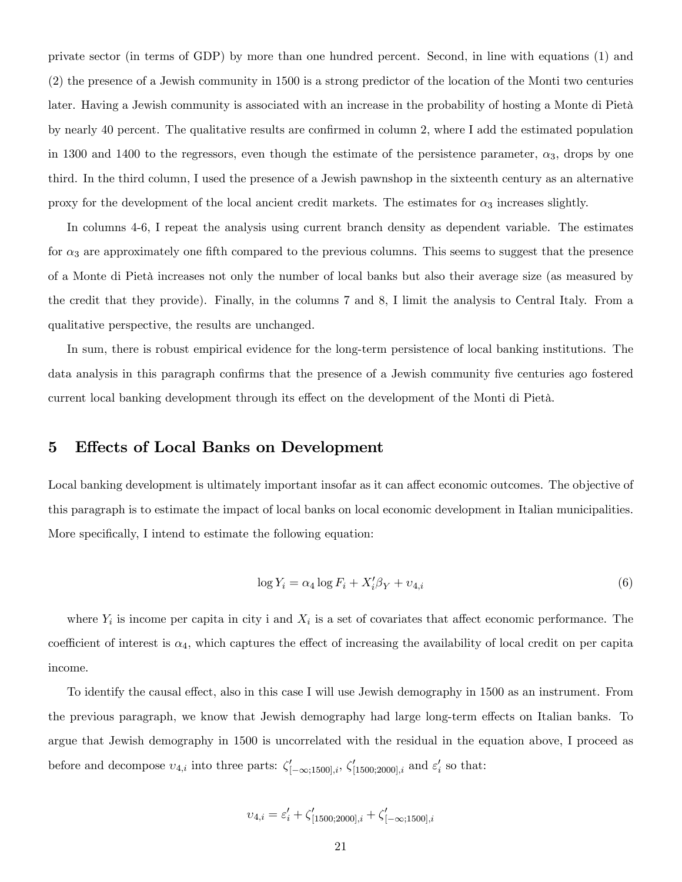private sector (in terms of GDP) by more than one hundred percent. Second, in line with equations (1) and (2) the presence of a Jewish community in 1500 is a strong predictor of the location of the Monti two centuries later. Having a Jewish community is associated with an increase in the probability of hosting a Monte di Pietà by nearly 40 percent. The qualitative results are confirmed in column 2, where I add the estimated population in 1300 and 1400 to the regressors, even though the estimate of the persistence parameter, $\alpha_3$, drops by one third. In the third column, I used the presence of a Jewish pawnshop in the sixteenth century as an alternative proxy for the development of the local ancient credit markets. The estimates for $\alpha_3$ increases slightly.

In columns 4-6, I repeat the analysis using current branch density as dependent variable. The estimates for $\alpha_3$ are approximately one fifth compared to the previous columns. This seems to suggest that the presence of a Monte di Pietà increases not only the number of local banks but also their average size (as measured by the credit that they provide). Finally, in the columns 7 and 8, I limit the analysis to Central Italy. From a qualitative perspective, the results are unchanged.

In sum, there is robust empirical evidence for the long-term persistence of local banking institutions. The data analysis in this paragraph confirms that the presence of a Jewish community five centuries ago fostered current local banking development through its effect on the development of the Monti di Pietà.

## 5 Effects of Local Banks on Development

Local banking development is ultimately important insofar as it can affect economic outcomes. The objective of this paragraph is to estimate the impact of local banks on local economic development in Italian municipalities. More specifically, I intend to estimate the following equation:

$$\log Y_i = \alpha_4 \log F_i + X_i' \beta_Y + \upsilon_{4,i} \tag{6}$$

where $Y_i$ is income per capita in city i and $X_i$ is a set of covariates that affect economic performance. The coefficient of interest is $\alpha_4$, which captures the effect of increasing the availability of local credit on per capita income.

To identify the causal effect, also in this case I will use Jewish demography in 1500 as an instrument. From the previous paragraph, we know that Jewish demography had large long-term effects on Italian banks. To argue that Jewish demography in 1500 is uncorrelated with the residual in the equation above, I proceed as before and decompose $\upsilon_{4,i}$ into three parts: $\zeta'_{[-\infty;1500],i}$, $\zeta'_{[1500;2000],i}$ and $\varepsilon'_i$ so that:

$$\upsilon_{4,i} = \varepsilon'_i + \zeta'_{[1500;2000],i} + \zeta'_{[-\infty;1500],i}$$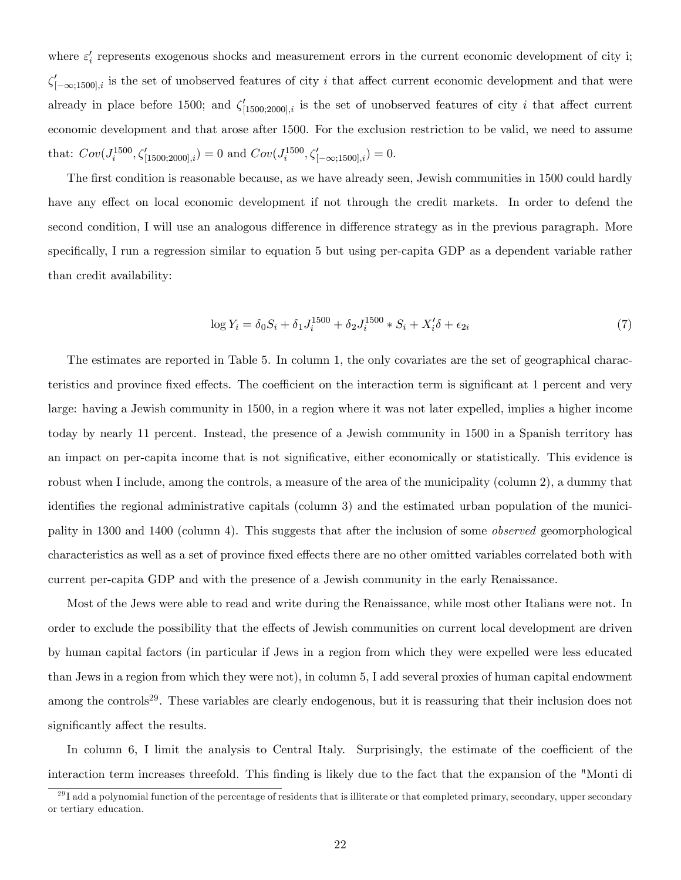where $\varepsilon_i'$ represents exogenous shocks and measurement errors in the current economic development of city i; $\zeta_{[-\infty;1500],i}'$ is the set of unobserved features of city $i$ that affect current economic development and that were already in place before 1500; and $\zeta_{[1500;2000],i}'$ is the set of unobserved features of city $i$ that affect current economic development and that arose after 1500. For the exclusion restriction to be valid, we need to assume that: $Cov(J_i^{1500}, \zeta_{[1500;2000],i}') = 0$ and $Cov(J_i^{1500}, \zeta_{[-\infty;1500],i}') = 0$.

The first condition is reasonable because, as we have already seen, Jewish communities in 1500 could hardly have any effect on local economic development if not through the credit markets. In order to defend the second condition, I will use an analogous difference in difference strategy as in the previous paragraph. More specifically, I run a regression similar to equation 5 but using per-capita GDP as a dependent variable rather than credit availability:

$$\log Y_i = \delta_0 S_i + \delta_1 J_i^{1500} + \delta_2 J_i^{1500} * S_i + X_i' \delta + \epsilon_{2i} \tag{7}$$

The estimates are reported in Table 5. In column 1, the only covariates are the set of geographical characteristics and province fixed effects. The coefficient on the interaction term is significant at 1 percent and very large: having a Jewish community in 1500, in a region where it was not later expelled, implies a higher income today by nearly 11 percent. Instead, the presence of a Jewish community in 1500 in a Spanish territory has an impact on per-capita income that is not significative, either economically or statistically. This evidence is robust when I include, among the controls, a measure of the area of the municipality (column 2), a dummy that identifies the regional administrative capitals (column 3) and the estimated urban population of the municipality in 1300 and 1400 (column 4). This suggests that after the inclusion of some *observed* geomorphological characteristics as well as a set of province fixed effects there are no other omitted variables correlated both with current per-capita GDP and with the presence of a Jewish community in the early Renaissance.

Most of the Jews were able to read and write during the Renaissance, while most other Italians were not. In order to exclude the possibility that the effects of Jewish communities on current local development are driven by human capital factors (in particular if Jews in a region from which they were expelled were less educated than Jews in a region from which they were not), in column 5, I add several proxies of human capital endowment among the controls[29]. These variables are clearly endogenous, but it is reassuring that their inclusion does not significantly affect the results.

In column 6, I limit the analysis to Central Italy. Surprisingly, the estimate of the coefficient of the interaction term increases threefold. This finding is likely due to the fact that the expansion of the "Monti di

[29] I add a polynomial function of the percentage of residents that is illiterate or that completed primary, secondary, upper secondary or tertiary education.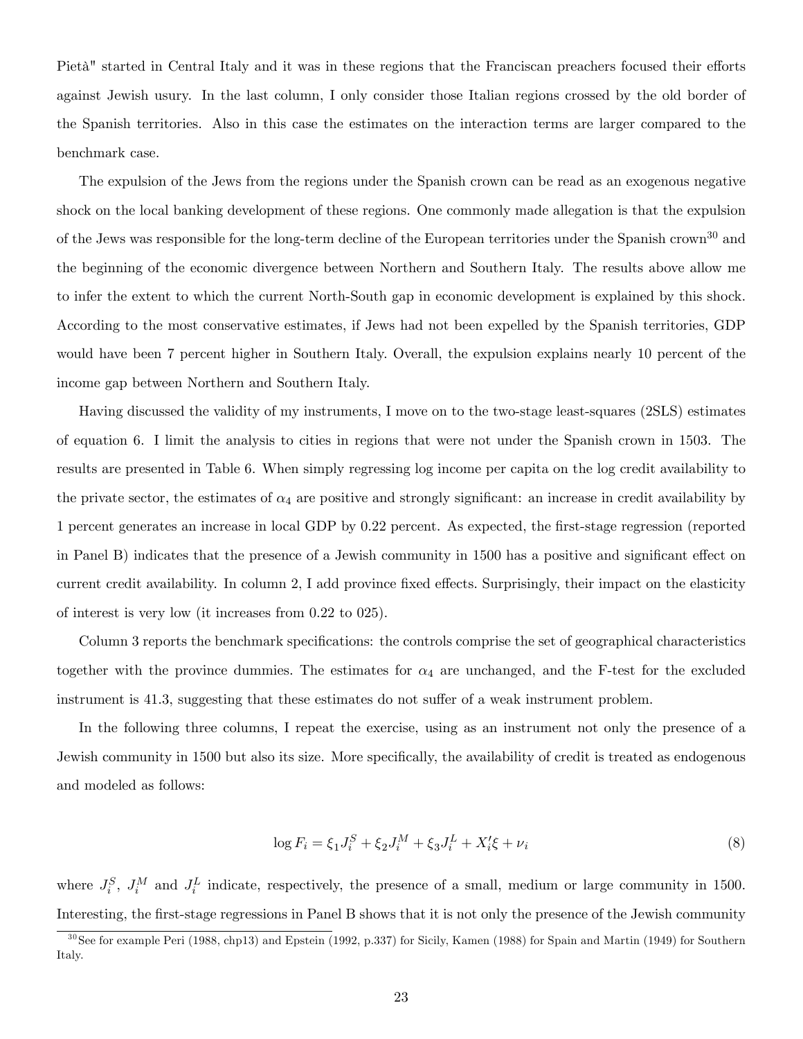Pietà" started in Central Italy and it was in these regions that the Franciscan preachers focused their efforts against Jewish usury. In the last column, I only consider those Italian regions crossed by the old border of the Spanish territories. Also in this case the estimates on the interaction terms are larger compared to the benchmark case.

The expulsion of the Jews from the regions under the Spanish crown can be read as an exogenous negative shock on the local banking development of these regions. One commonly made allegation is that the expulsion of the Jews was responsible for the long-term decline of the European territories under the Spanish crown[30] and the beginning of the economic divergence between Northern and Southern Italy. The results above allow me to infer the extent to which the current North-South gap in economic development is explained by this shock. According to the most conservative estimates, if Jews had not been expelled by the Spanish territories, GDP would have been 7 percent higher in Southern Italy. Overall, the expulsion explains nearly 10 percent of the income gap between Northern and Southern Italy.

Having discussed the validity of my instruments, I move on to the two-stage least-squares (2SLS) estimates of equation 6. I limit the analysis to cities in regions that were not under the Spanish crown in 1503. The results are presented in Table 6. When simply regressing log income per capita on the log credit availability to the private sector, the estimates of $\alpha_4$ are positive and strongly significant: an increase in credit availability by 1 percent generates an increase in local GDP by 0.22 percent. As expected, the first-stage regression (reported in Panel B) indicates that the presence of a Jewish community in 1500 has a positive and significant effect on current credit availability. In column 2, I add province fixed effects. Surprisingly, their impact on the elasticity of interest is very low (it increases from 0.22 to 025).

Column 3 reports the benchmark specifications: the controls comprise the set of geographical characteristics together with the province dummies. The estimates for $\alpha_4$ are unchanged, and the F-test for the excluded instrument is 41.3, suggesting that these estimates do not suffer of a weak instrument problem.

In the following three columns, I repeat the exercise, using as an instrument not only the presence of a Jewish community in 1500 but also its size. More specifically, the availability of credit is treated as endogenous and modeled as follows:

$$\log F_i = \xi_1 J_i^S + \xi_2 J_i^M + \xi_3 J_i^L + X_i' \xi + \nu_i \tag{8}$$

where $J_i^S$, $J_i^M$ and $J_i^L$ indicate, respectively, the presence of a small, medium or large community in 1500. Interesting, the first-stage regressions in Panel B shows that it is not only the presence of the Jewish community

[30] See for example Peri (1988, chp13) and Epstein (1992, p.337) for Sicily, Kamen (1988) for Spain and Martin (1949) for Southern Italy.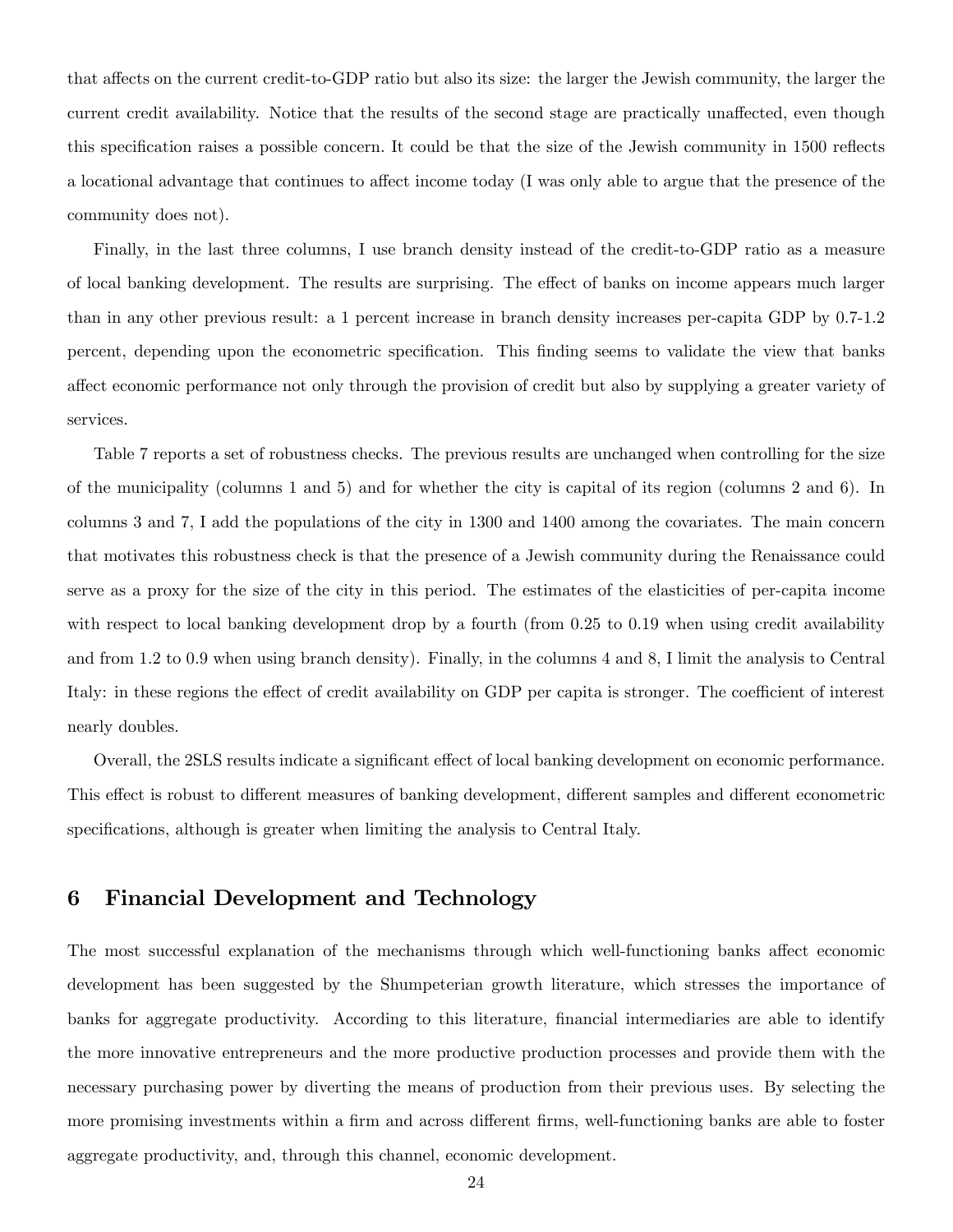that affects on the current credit-to-GDP ratio but also its size: the larger the Jewish community, the larger the current credit availability. Notice that the results of the second stage are practically unaffected, even though this specification raises a possible concern. It could be that the size of the Jewish community in 1500 reflects a locational advantage that continues to affect income today (I was only able to argue that the presence of the community does not).

Finally, in the last three columns, I use branch density instead of the credit-to-GDP ratio as a measure of local banking development. The results are surprising. The effect of banks on income appears much larger than in any other previous result: a 1 percent increase in branch density increases per-capita GDP by 0.7-1.2 percent, depending upon the econometric specification. This finding seems to validate the view that banks affect economic performance not only through the provision of credit but also by supplying a greater variety of services.

Table 7 reports a set of robustness checks. The previous results are unchanged when controlling for the size of the municipality (columns 1 and 5) and for whether the city is capital of its region (columns 2 and 6). In columns 3 and 7, I add the populations of the city in 1300 and 1400 among the covariates. The main concern that motivates this robustness check is that the presence of a Jewish community during the Renaissance could serve as a proxy for the size of the city in this period. The estimates of the elasticities of per-capita income with respect to local banking development drop by a fourth (from 0.25 to 0.19 when using credit availability and from 1.2 to 0.9 when using branch density). Finally, in the columns 4 and 8, I limit the analysis to Central Italy: in these regions the effect of credit availability on GDP per capita is stronger. The coefficient of interest nearly doubles.

Overall, the 2SLS results indicate a significant effect of local banking development on economic performance. This effect is robust to different measures of banking development, different samples and different econometric specifications, although is greater when limiting the analysis to Central Italy.

## 6 Financial Development and Technology

The most successful explanation of the mechanisms through which well-functioning banks affect economic development has been suggested by the Shumpeterian growth literature, which stresses the importance of banks for aggregate productivity. According to this literature, financial intermediaries are able to identify the more innovative entrepreneurs and the more productive production processes and provide them with the necessary purchasing power by diverting the means of production from their previous uses. By selecting the more promising investments within a firm and across different firms, well-functioning banks are able to foster aggregate productivity, and, through this channel, economic development.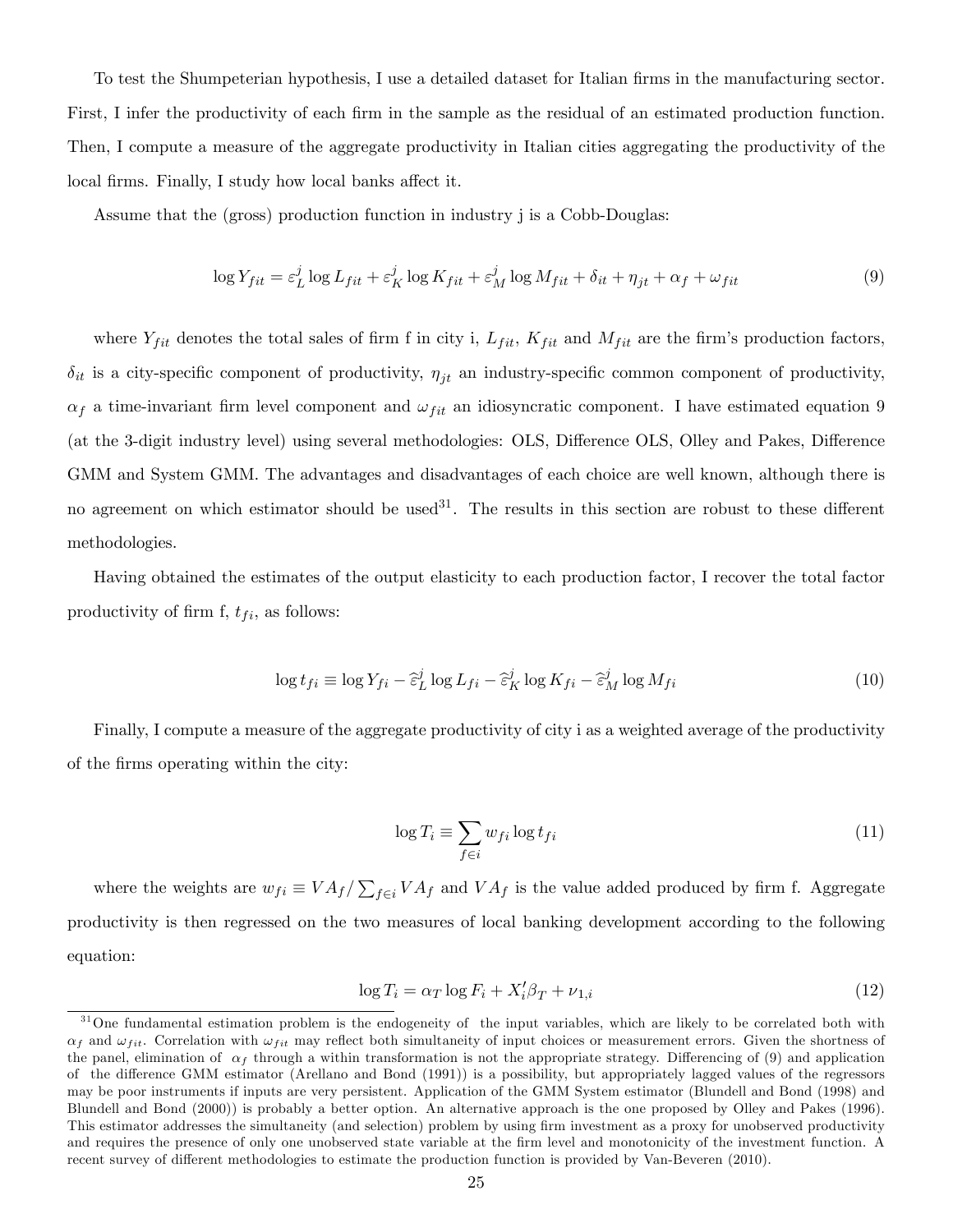To test the Shumpeterian hypothesis, I use a detailed dataset for Italian firms in the manufacturing sector. First, I infer the productivity of each firm in the sample as the residual of an estimated production function. Then, I compute a measure of the aggregate productivity in Italian cities aggregating the productivity of the local firms. Finally, I study how local banks affect it.

Assume that the (gross) production function in industry j is a Cobb-Douglas:

$$\log Y_{fit} = \varepsilon_L^j \log L_{fit} + \varepsilon_K^j \log K_{fit} + \varepsilon_M^j \log M_{fit} + \delta_{it} + \eta_{jt} + \alpha_f + \omega_{fit} \tag{9}$$

where $Y_{fit}$ denotes the total sales of firm f in city i, $L_{fit}$, $K_{fit}$ and $M_{fit}$ are the firm's production factors, $\delta_{it}$ is a city-specific component of productivity, $\eta_{jt}$ an industry-specific common component of productivity, $\alpha_f$ a time-invariant firm level component and $\omega_{fit}$ an idiosyncratic component. I have estimated equation 9 (at the 3-digit industry level) using several methodologies: OLS, Difference OLS, Olley and Pakes, Difference GMM and System GMM. The advantages and disadvantages of each choice are well known, although there is no agreement on which estimator should be used[31]. The results in this section are robust to these different methodologies.

Having obtained the estimates of the output elasticity to each production factor, I recover the total factor productivity of firm f, $t_{fi}$, as follows:

$$\log t_{fi} \equiv \log Y_{fi} - \widehat{\varepsilon}_L^j \log L_{fi} - \widehat{\varepsilon}_K^j \log K_{fi} - \widehat{\varepsilon}_M^j \log M_{fi} \tag{10}$$

Finally, I compute a measure of the aggregate productivity of city i as a weighted average of the productivity of the firms operating within the city:

$$\log T_i \equiv \sum_{f \in i} w_{fi} \log t_{fi} \tag{11}$$

where the weights are $w_{fi} \equiv VA_f / \sum_{f \in i} VA_f$ and $VA_f$ is the value added produced by firm f. Aggregate productivity is then regressed on the two measures of local banking development according to the following equation:

$$\log T_i = \alpha_T \log F_i + X_i' \beta_T + \nu_{1,i} \tag{12}$$

[31] One fundamental estimation problem is the endogeneity of the input variables, which are likely to be correlated both with $\alpha_f$ and $\omega_{fit}$. Correlation with $\omega_{fit}$ may reflect both simultaneity of input choices or measurement errors. Given the shortness of the panel, elimination of $\alpha_f$ through a within transformation is not the appropriate strategy. Differencing of (9) and application of the difference GMM estimator (Arellano and Bond (1991)) is a possibility, but appropriately lagged values of the regressors may be poor instruments if inputs are very persistent. Application of the GMM System estimator (Blundell and Bond (1998) and Blundell and Bond (2000)) is probably a better option. An alternative approach is the one proposed by Olley and Pakes (1996). This estimator addresses the simultaneity (and selection) problem by using firm investment as a proxy for unobserved productivity and requires the presence of only one unobserved state variable at the firm level and monotonicity of the investment function. A recent survey of different methodologies to estimate the production function is provided by Van-Beveren (2010).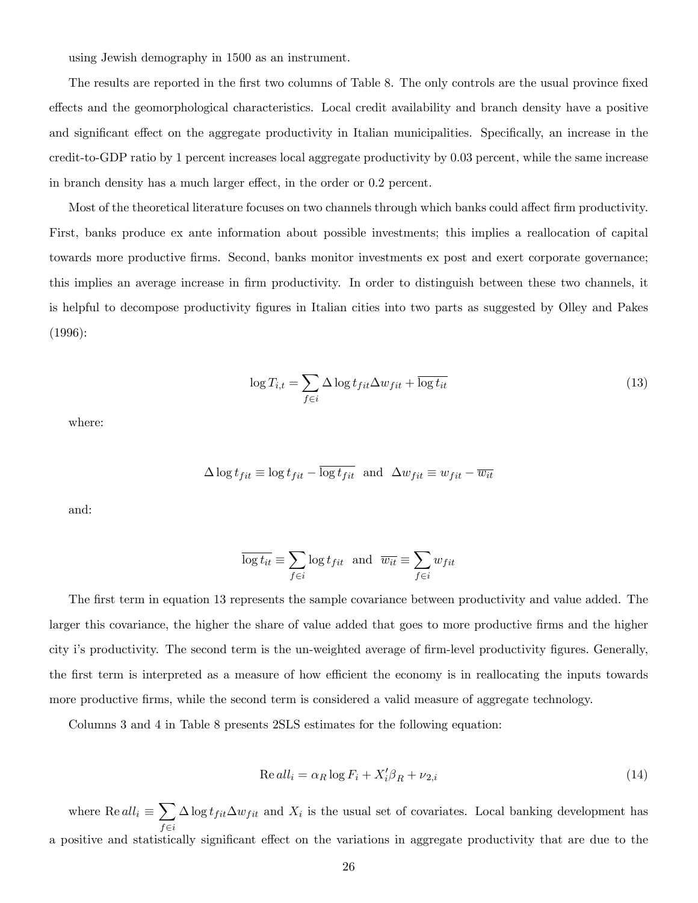using Jewish demography in 1500 as an instrument.

The results are reported in the first two columns of Table 8. The only controls are the usual province fixed effects and the geomorphological characteristics. Local credit availability and branch density have a positive and significant effect on the aggregate productivity in Italian municipalities. Specifically, an increase in the credit-to-GDP ratio by 1 percent increases local aggregate productivity by 0.03 percent, while the same increase in branch density has a much larger effect, in the order or 0.2 percent.

Most of the theoretical literature focuses on two channels through which banks could affect firm productivity. First, banks produce ex ante information about possible investments; this implies a reallocation of capital towards more productive firms. Second, banks monitor investments ex post and exert corporate governance; this implies an average increase in firm productivity. In order to distinguish between these two channels, it is helpful to decompose productivity figures in Italian cities into two parts as suggested by Olley and Pakes (1996):

$$\log T_{i,t} = \sum_{f \in i} \Delta \log t_{fit} \Delta w_{fit} + \overline{\log t_{it}} \tag{13}$$

where:

$$\Delta \log t_{fit} \equiv \log t_{fit} - \overline{\log t_{fit}} \text{ and } \Delta w_{fit} \equiv w_{fit} - \overline{w_{it}}$$

and:

$$\overline{\log t_{it}} \equiv \sum_{f \in i} \log t_{fit} \text{ and } \overline{w_{it}} \equiv \sum_{f \in i} w_{fit}$$

The first term in equation 13 represents the sample covariance between productivity and value added. The larger this covariance, the higher the share of value added that goes to more productive firms and the higher city i's productivity. The second term is the un-weighted average of firm-level productivity figures. Generally, the first term is interpreted as a measure of how efficient the economy is in reallocating the inputs towards more productive firms, while the second term is considered a valid measure of aggregate technology.

Columns 3 and 4 in Table 8 presents 2SLS estimates for the following equation:

$$\mathrm{Re}\,all_i = \alpha_R \log F_i + X_i' \beta_R + \nu_{2,i} \tag{14}$$

where $\mathrm{Re}\,all_i \equiv \sum_{f \in i} \Delta \log t_{fit} \Delta w_{fit}$ and $X_i$ is the usual set of covariates. Local banking development has a positive and statistically significant effect on the variations in aggregate productivity that are due to the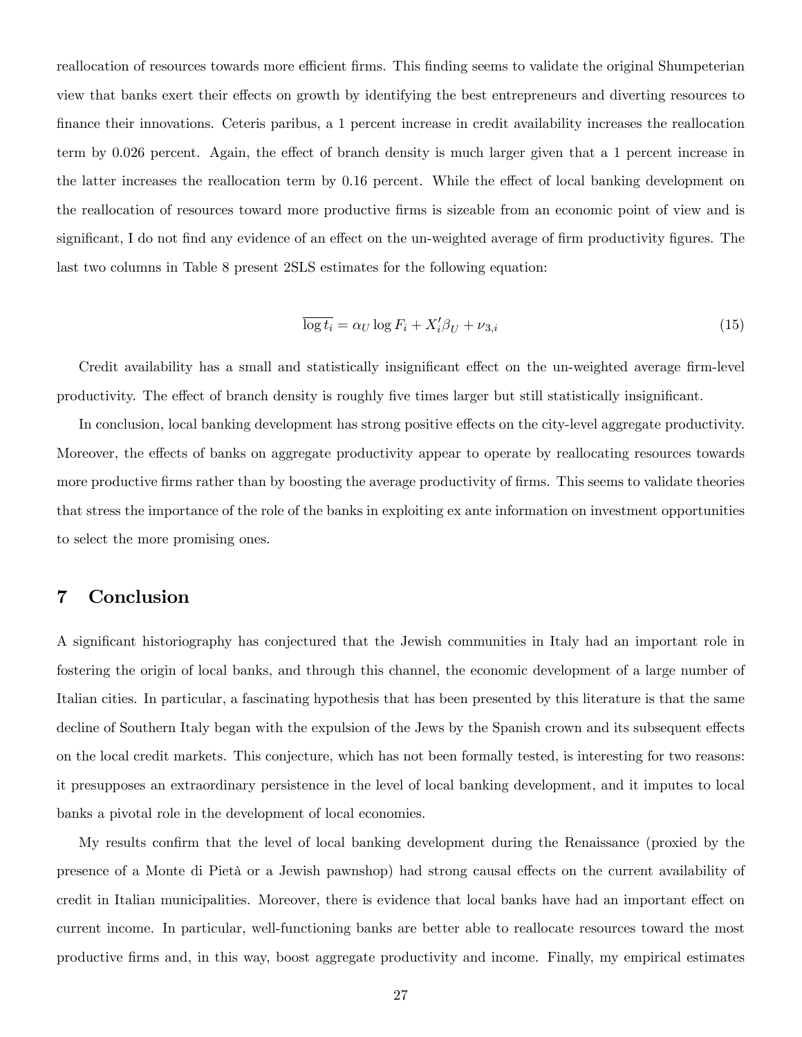reallocation of resources towards more efficient firms. This finding seems to validate the original Shumpeterian view that banks exert their effects on growth by identifying the best entrepreneurs and diverting resources to finance their innovations. Ceteris paribus, a 1 percent increase in credit availability increases the reallocation term by 0.026 percent. Again, the effect of branch density is much larger given that a 1 percent increase in the latter increases the reallocation term by 0.16 percent. While the effect of local banking development on the reallocation of resources toward more productive firms is sizeable from an economic point of view and is significant, I do not find any evidence of an effect on the un-weighted average of firm productivity figures. The last two columns in Table 8 present 2SLS estimates for the following equation:

$$\overline{\log t_i} = \alpha_U \log F_i + X_i' \beta_U + \nu_{3,i} \tag{15}$$

Credit availability has a small and statistically insignificant effect on the un-weighted average firm-level productivity. The effect of branch density is roughly five times larger but still statistically insignificant.

In conclusion, local banking development has strong positive effects on the city-level aggregate productivity. Moreover, the effects of banks on aggregate productivity appear to operate by reallocating resources towards more productive firms rather than by boosting the average productivity of firms. This seems to validate theories that stress the importance of the role of the banks in exploiting ex ante information on investment opportunities to select the more promising ones.

# 7 Conclusion

A significant historiography has conjectured that the Jewish communities in Italy had an important role in fostering the origin of local banks, and through this channel, the economic development of a large number of Italian cities. In particular, a fascinating hypothesis that has been presented by this literature is that the same decline of Southern Italy began with the expulsion of the Jews by the Spanish crown and its subsequent effects on the local credit markets. This conjecture, which has not been formally tested, is interesting for two reasons: it presupposes an extraordinary persistence in the level of local banking development, and it imputes to local banks a pivotal role in the development of local economies.

My results confirm that the level of local banking development during the Renaissance (proxied by the presence of a Monte di Pietà or a Jewish pawnshop) had strong causal effects on the current availability of credit in Italian municipalities. Moreover, there is evidence that local banks have had an important effect on current income. In particular, well-functioning banks are better able to reallocate resources toward the most productive firms and, in this way, boost aggregate productivity and income. Finally, my empirical estimates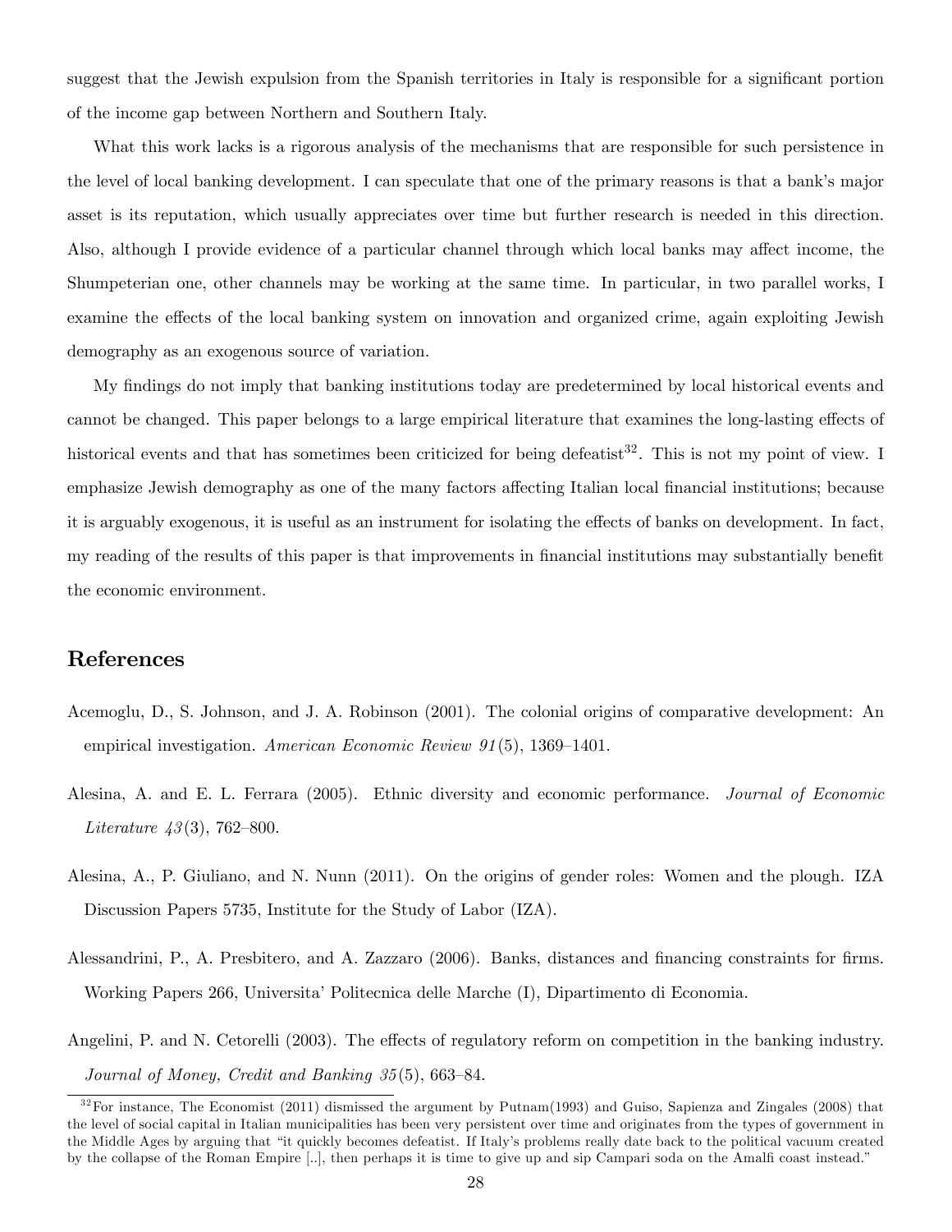suggest that the Jewish expulsion from the Spanish territories in Italy is responsible for a significant portion of the income gap between Northern and Southern Italy.

What this work lacks is a rigorous analysis of the mechanisms that are responsible for such persistence in the level of local banking development. I can speculate that one of the primary reasons is that a bank's major asset is its reputation, which usually appreciates over time but further research is needed in this direction. Also, although I provide evidence of a particular channel through which local banks may affect income, the Shumpeterian one, other channels may be working at the same time. In particular, in two parallel works, I examine the effects of the local banking system on innovation and organized crime, again exploiting Jewish demography as an exogenous source of variation.

My findings do not imply that banking institutions today are predetermined by local historical events and cannot be changed. This paper belongs to a large empirical literature that examines the long-lasting effects of historical events and that has sometimes been criticized for being defeatist[32]. This is not my point of view. I emphasize Jewish demography as one of the many factors affecting Italian local financial institutions; because it is arguably exogenous, it is useful as an instrument for isolating the effects of banks on development. In fact, my reading of the results of this paper is that improvements in financial institutions may substantially benefit the economic environment.

## References

Acemoglu, D., S. Johnson, and J. A. Robinson (2001). The colonial origins of comparative development: An empirical investigation. *American Economic Review 91*(5), 1369–1401.

Alesina, A. and E. L. Ferrara (2005). Ethnic diversity and economic performance. *Journal of Economic Literature 43*(3), 762–800.

Alesina, A., P. Giuliano, and N. Nunn (2011). On the origins of gender roles: Women and the plough. IZA Discussion Papers 5735, Institute for the Study of Labor (IZA).

Alessandrini, P., A. Presbitero, and A. Zazzaro (2006). Banks, distances and financing constraints for firms. Working Papers 266, Universita' Politecnica delle Marche (I), Dipartimento di Economia.

Angelini, P. and N. Cetorelli (2003). The effects of regulatory reform on competition in the banking industry. *Journal of Money, Credit and Banking 35*(5), 663–84.

[32]For instance, The Economist (2011) dismissed the argument by Putnam(1993) and Guiso, Sapienza and Zingales (2008) that the level of social capital in Italian municipalities has been very persistent over time and originates from the types of government in the Middle Ages by arguing that "it quickly becomes defeatist. If Italy's problems really date back to the political vacuum created by the collapse of the Roman Empire [..], then perhaps it is time to give up and sip Campari soda on the Amalfi coast instead."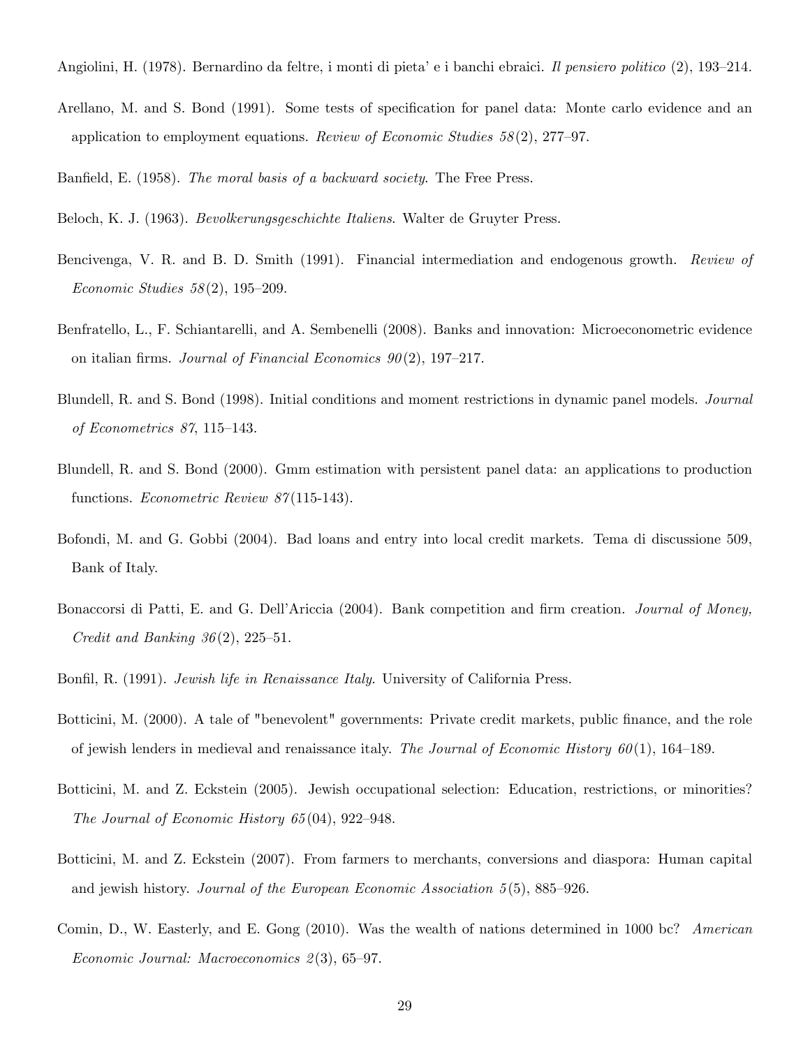Angiolini, H. (1978). Bernardino da feltre, i monti di pieta' e i banchi ebraici. *Il pensiero politico* (2), 193–214.

Arellano, M. and S. Bond (1991). Some tests of specification for panel data: Monte carlo evidence and an application to employment equations. *Review of Economic Studies 58*(2), 277–97.

Banfield, E. (1958). *The moral basis of a backward society*. The Free Press.

Beloch, K. J. (1963). *Bevolkerungsgeschichte Italiens*. Walter de Gruyter Press.

Bencivenga, V. R. and B. D. Smith (1991). Financial intermediation and endogenous growth. *Review of Economic Studies 58*(2), 195–209.

Benfratello, L., F. Schiantarelli, and A. Sembenelli (2008). Banks and innovation: Microeconometric evidence on italian firms. *Journal of Financial Economics 90*(2), 197–217.

Blundell, R. and S. Bond (1998). Initial conditions and moment restrictions in dynamic panel models. *Journal of Econometrics 87*, 115–143.

Blundell, R. and S. Bond (2000). Gmm estimation with persistent panel data: an applications to production functions. *Econometric Review 87*(115-143).

Bofondi, M. and G. Gobbi (2004). Bad loans and entry into local credit markets. Tema di discussione 509, Bank of Italy.

Bonaccorsi di Patti, E. and G. Dell'Ariccia (2004). Bank competition and firm creation. *Journal of Money, Credit and Banking 36*(2), 225–51.

Bonfil, R. (1991). *Jewish life in Renaissance Italy*. University of California Press.

Botticini, M. (2000). A tale of "benevolent" governments: Private credit markets, public finance, and the role of jewish lenders in medieval and renaissance italy. *The Journal of Economic History 60*(1), 164–189.

Botticini, M. and Z. Eckstein (2005). Jewish occupational selection: Education, restrictions, or minorities? *The Journal of Economic History 65*(04), 922–948.

Botticini, M. and Z. Eckstein (2007). From farmers to merchants, conversions and diaspora: Human capital and jewish history. *Journal of the European Economic Association 5*(5), 885–926.

Comin, D., W. Easterly, and E. Gong (2010). Was the wealth of nations determined in 1000 bc? *American Economic Journal: Macroeconomics 2*(3), 65–97.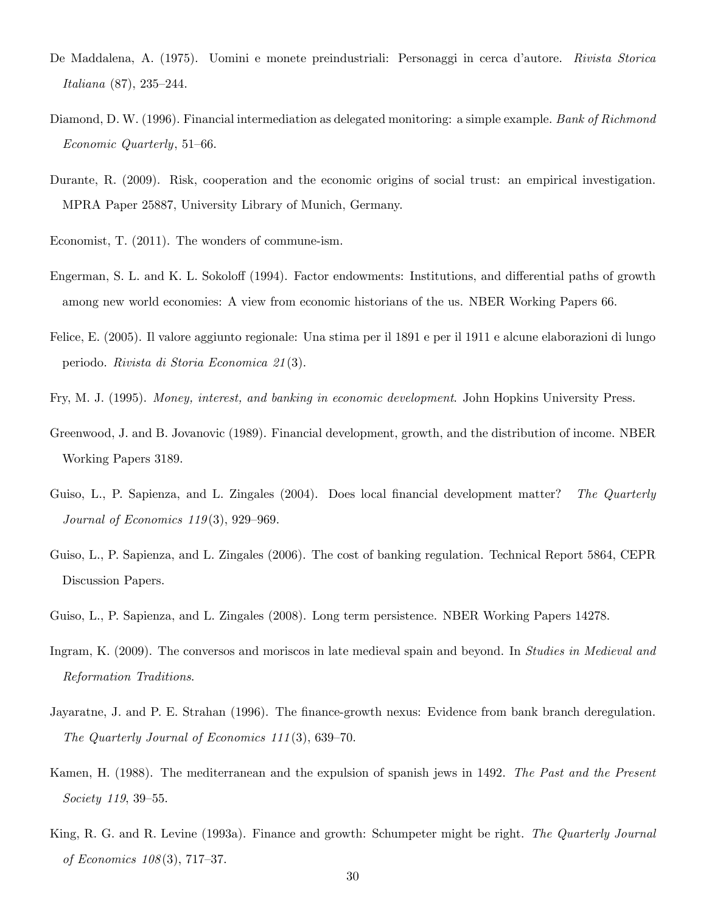De Maddalena, A. (1975). Uomini e monete preindustriali: Personaggi in cerca d'autore. *Rivista Storica Italiana* (87), 235–244.

Diamond, D. W. (1996). Financial intermediation as delegated monitoring: a simple example. *Bank of Richmond Economic Quarterly*, 51–66.

Durante, R. (2009). Risk, cooperation and the economic origins of social trust: an empirical investigation. MPRA Paper 25887, University Library of Munich, Germany.

Economist, T. (2011). The wonders of commune-ism.

Engerman, S. L. and K. L. Sokoloff (1994). Factor endowments: Institutions, and differential paths of growth among new world economies: A view from economic historians of the us. NBER Working Papers 66.

Felice, E. (2005). Il valore aggiunto regionale: Una stima per il 1891 e per il 1911 e alcune elaborazioni di lungo periodo. *Rivista di Storia Economica 21*(3).

Fry, M. J. (1995). *Money, interest, and banking in economic development*. John Hopkins University Press.

Greenwood, J. and B. Jovanovic (1989). Financial development, growth, and the distribution of income. NBER Working Papers 3189.

Guiso, L., P. Sapienza, and L. Zingales (2004). Does local financial development matter? *The Quarterly Journal of Economics 119*(3), 929–969.

Guiso, L., P. Sapienza, and L. Zingales (2006). The cost of banking regulation. Technical Report 5864, CEPR Discussion Papers.

Guiso, L., P. Sapienza, and L. Zingales (2008). Long term persistence. NBER Working Papers 14278.

Ingram, K. (2009). The conversos and moriscos in late medieval spain and beyond. In *Studies in Medieval and Reformation Traditions*.

Jayaratne, J. and P. E. Strahan (1996). The finance-growth nexus: Evidence from bank branch deregulation. *The Quarterly Journal of Economics 111*(3), 639–70.

Kamen, H. (1988). The mediterranean and the expulsion of spanish jews in 1492. *The Past and the Present Society 119*, 39–55.

King, R. G. and R. Levine (1993a). Finance and growth: Schumpeter might be right. *The Quarterly Journal of Economics 108*(3), 717–37.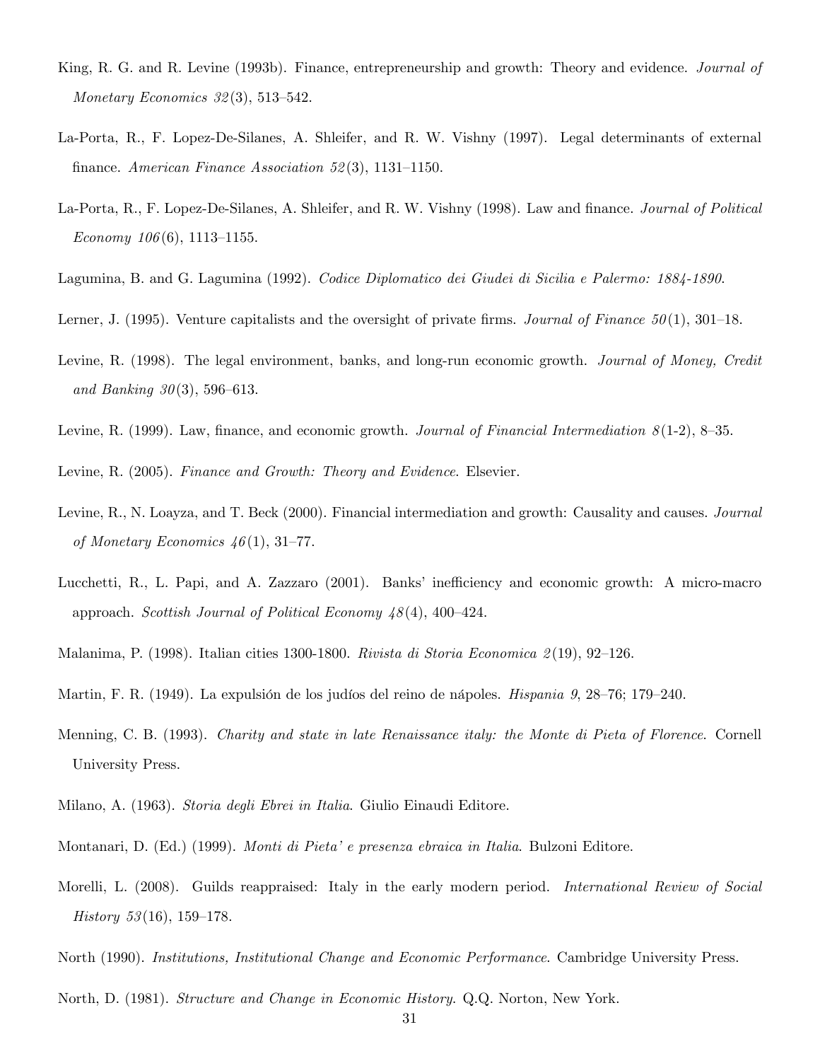King, R. G. and R. Levine (1993b). Finance, entrepreneurship and growth: Theory and evidence. *Journal of Monetary Economics 32*(3), 513–542.

La-Porta, R., F. Lopez-De-Silanes, A. Shleifer, and R. W. Vishny (1997). Legal determinants of external finance. *American Finance Association 52*(3), 1131–1150.

La-Porta, R., F. Lopez-De-Silanes, A. Shleifer, and R. W. Vishny (1998). Law and finance. *Journal of Political Economy 106*(6), 1113–1155.

Lagumina, B. and G. Lagumina (1992). *Codice Diplomatico dei Giudei di Sicilia e Palermo: 1884-1890*.

Lerner, J. (1995). Venture capitalists and the oversight of private firms. *Journal of Finance 50*(1), 301–18.

Levine, R. (1998). The legal environment, banks, and long-run economic growth. *Journal of Money, Credit and Banking 30*(3), 596–613.

Levine, R. (1999). Law, finance, and economic growth. *Journal of Financial Intermediation 8*(1-2), 8–35.

Levine, R. (2005). *Finance and Growth: Theory and Evidence*. Elsevier.

Levine, R., N. Loayza, and T. Beck (2000). Financial intermediation and growth: Causality and causes. *Journal of Monetary Economics 46*(1), 31–77.

Lucchetti, R., L. Papi, and A. Zazzaro (2001). Banks' inefficiency and economic growth: A micro-macro approach. *Scottish Journal of Political Economy 48*(4), 400–424.

Malanima, P. (1998). Italian cities 1300-1800. *Rivista di Storia Economica 2*(19), 92–126.

Martin, F. R. (1949). La expulsión de los judíos del reino de nápoles. *Hispania 9*, 28–76; 179–240.

Menning, C. B. (1993). *Charity and state in late Renaissance italy: the Monte di Pieta of Florence*. Cornell University Press.

Milano, A. (1963). *Storia degli Ebrei in Italia*. Giulio Einaudi Editore.

Montanari, D. (Ed.) (1999). *Monti di Pieta' e presenza ebraica in Italia*. Bulzoni Editore.

Morelli, L. (2008). Guilds reappraised: Italy in the early modern period. *International Review of Social History 53*(16), 159–178.

North (1990). *Institutions, Institutional Change and Economic Performance*. Cambridge University Press.

North, D. (1981). *Structure and Change in Economic History*. Q.Q. Norton, New York.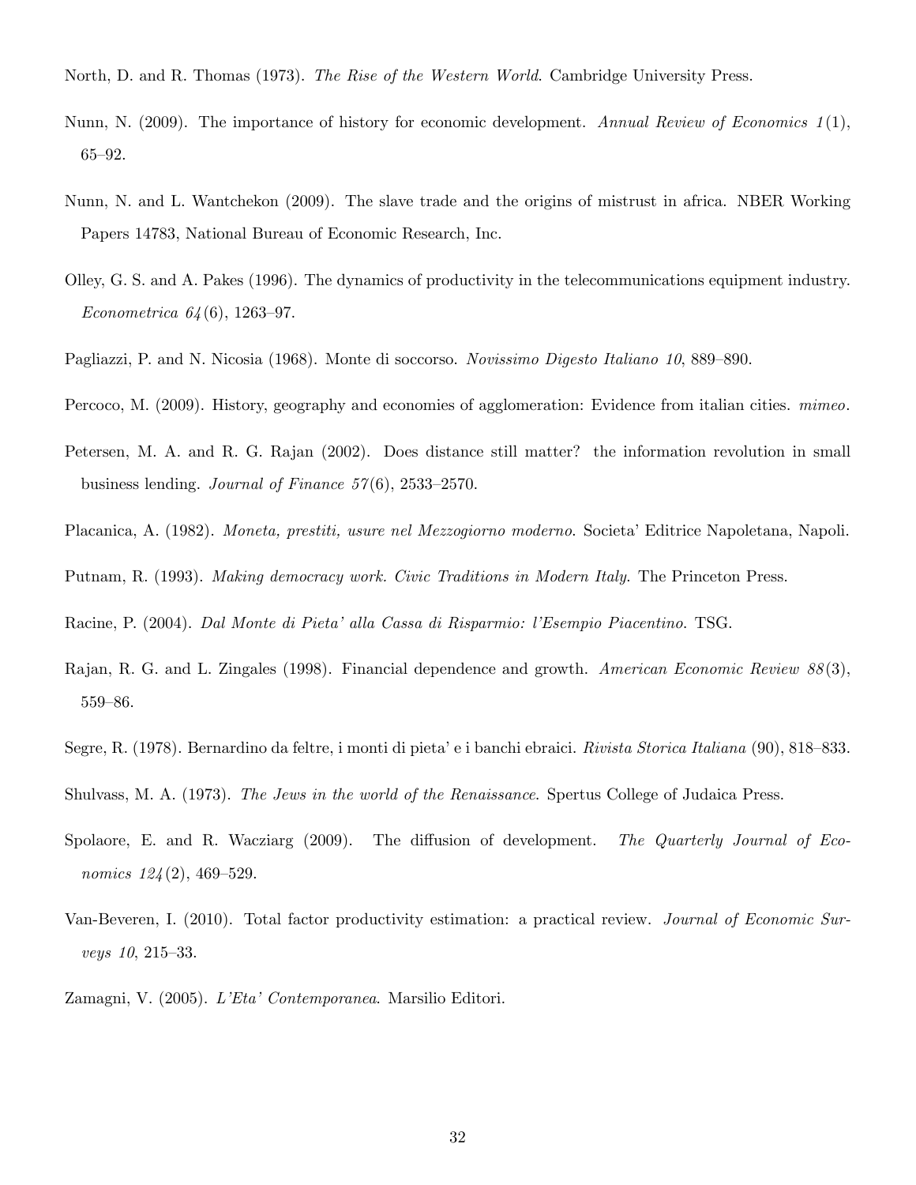North, D. and R. Thomas (1973). *The Rise of the Western World*. Cambridge University Press.

Nunn, N. (2009). The importance of history for economic development. *Annual Review of Economics 1*(1), 65–92.

Nunn, N. and L. Wantchekon (2009). The slave trade and the origins of mistrust in africa. NBER Working Papers 14783, National Bureau of Economic Research, Inc.

Olley, G. S. and A. Pakes (1996). The dynamics of productivity in the telecommunications equipment industry. *Econometrica 64*(6), 1263–97.

Pagliazzi, P. and N. Nicosia (1968). Monte di soccorso. *Novissimo Digesto Italiano 10*, 889–890.

Percoco, M. (2009). History, geography and economies of agglomeration: Evidence from italian cities. *mimeo*.

Petersen, M. A. and R. G. Rajan (2002). Does distance still matter? the information revolution in small business lending. *Journal of Finance 57*(6), 2533–2570.

Placanica, A. (1982). *Moneta, prestiti, usure nel Mezzogiorno moderno*. Societa' Editrice Napoletana, Napoli.

Putnam, R. (1993). *Making democracy work. Civic Traditions in Modern Italy*. The Princeton Press.

Racine, P. (2004). *Dal Monte di Pieta' alla Cassa di Risparmio: l'Esempio Piacentino*. TSG.

Rajan, R. G. and L. Zingales (1998). Financial dependence and growth. *American Economic Review 88*(3), 559–86.

Segre, R. (1978). Bernardino da feltre, i monti di pieta' e i banchi ebraici. *Rivista Storica Italiana* (90), 818–833.

Shulvass, M. A. (1973). *The Jews in the world of the Renaissance*. Spertus College of Judaica Press.

Spolaore, E. and R. Wacziarg (2009). The diffusion of development. *The Quarterly Journal of Economics 124*(2), 469–529.

Van-Beveren, I. (2010). Total factor productivity estimation: a practical review. *Journal of Economic Surveys 10*, 215–33.

Zamagni, V. (2005). *L'Eta' Contemporanea*. Marsilio Editori.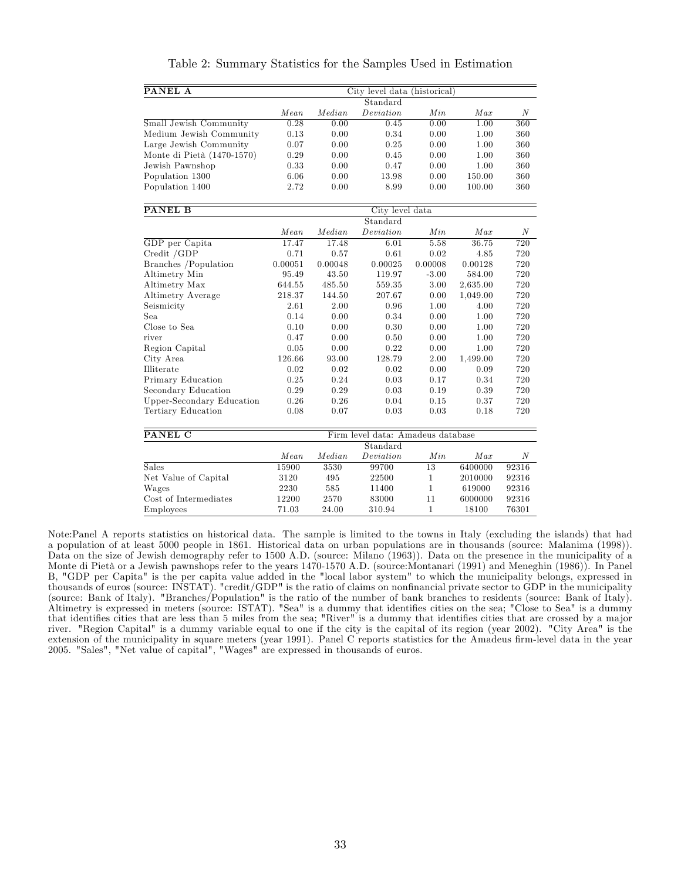Table 2: Summary Statistics for the Samples Used in Estimation

| **PANEL A** | City level data (historical) | | | | | |
|---|---|---|---|---|---|---|
| | *Mean* | *Median* | Standard *Deviation* | *Min* | *Max* | *N* |
| Small Jewish Community | 0.28 | 0.00 | 0.45 | 0.00 | 1.00 | 360 |
| Medium Jewish Community | 0.13 | 0.00 | 0.34 | 0.00 | 1.00 | 360 |
| Large Jewish Community | 0.07 | 0.00 | 0.25 | 0.00 | 1.00 | 360 |
| Monte di Pietà (1470-1570) | 0.29 | 0.00 | 0.45 | 0.00 | 1.00 | 360 |
| Jewish Pawnshop | 0.33 | 0.00 | 0.47 | 0.00 | 1.00 | 360 |
| Population 1300 | 6.06 | 0.00 | 13.98 | 0.00 | 150.00 | 360 |
| Population 1400 | 2.72 | 0.00 | 8.99 | 0.00 | 100.00 | 360 |

| **PANEL B** | City level data | | | | | |
|---|---|---|---|---|---|---|
| | *Mean* | *Median* | Standard *Deviation* | *Min* | *Max* | *N* |
| GDP per Capita | 17.47 | 17.48 | 6.01 | 5.58 | 36.75 | 720 |
| Credit /GDP | 0.71 | 0.57 | 0.61 | 0.02 | 4.85 | 720 |
| Branches /Population | 0.00051 | 0.00048 | 0.00025 | 0.00008 | 0.00128 | 720 |
| Altimetry Min | 95.49 | 43.50 | 119.97 | -3.00 | 584.00 | 720 |
| Altimetry Max | 644.55 | 485.50 | 559.35 | 3.00 | 2,635.00 | 720 |
| Altimetry Average | 218.37 | 144.50 | 207.67 | 0.00 | 1,049.00 | 720 |
| Seismicity | 2.61 | 2.00 | 0.96 | 1.00 | 4.00 | 720 |
| Sea | 0.14 | 0.00 | 0.34 | 0.00 | 1.00 | 720 |
| Close to Sea | 0.10 | 0.00 | 0.30 | 0.00 | 1.00 | 720 |
| river | 0.47 | 0.00 | 0.50 | 0.00 | 1.00 | 720 |
| Region Capital | 0.05 | 0.00 | 0.22 | 0.00 | 1.00 | 720 |
| City Area | 126.66 | 93.00 | 128.79 | 2.00 | 1,499.00 | 720 |
| Illiterate | 0.02 | 0.02 | 0.02 | 0.00 | 0.09 | 720 |
| Primary Education | 0.25 | 0.24 | 0.03 | 0.17 | 0.34 | 720 |
| Secondary Education | 0.29 | 0.29 | 0.03 | 0.19 | 0.39 | 720 |
| Upper-Secondary Education | 0.26 | 0.26 | 0.04 | 0.15 | 0.37 | 720 |
| Tertiary Education | 0.08 | 0.07 | 0.03 | 0.03 | 0.18 | 720 |

| **PANEL C** | Firm level data: Amadeus database | | | | | |
|---|---|---|---|---|---|---|
| | *Mean* | *Median* | Standard *Deviation* | *Min* | *Max* | *N* |
| Sales | 15900 | 3530 | 99700 | 13 | 6400000 | 92316 |
| Net Value of Capital | 3120 | 495 | 22500 | 1 | 2010000 | 92316 |
| Wages | 2230 | 585 | 11400 | 1 | 619000 | 92316 |
| Cost of Intermediates | 12200 | 2570 | 83000 | 11 | 6000000 | 92316 |
| Employees | 71.03 | 24.00 | 310.94 | 1 | 18100 | 76301 |

Note:Panel A reports statistics on historical data. The sample is limited to the towns in Italy (excluding the islands) that had a population of at least 5000 people in 1861. Historical data on urban populations are in thousands (source: Malanima (1998)). Data on the size of Jewish demography refer to 1500 A.D. (source: Milano (1963)). Data on the presence in the municipality of a Monte di Pietà or a Jewish pawnshops refer to the years 1470-1570 A.D. (source:Montanari (1991) and Meneghin (1986)). In Panel B, "GDP per Capita" is the per capita value added in the "local labor system" to which the municipality belongs, expressed in thousands of euros (source: INSTAT). "credit/GDP" is the ratio of claims on nonfinancial private sector to GDP in the municipality (source: Bank of Italy). "Branches/Population" is the ratio of the number of bank branches to residents (source: Bank of Italy). Altimetry is expressed in meters (source: ISTAT). "Sea" is a dummy that identifies cities on the sea; "Close to Sea" is a dummy that identifies cities that are less than 5 miles from the sea; "River" is a dummy that identifies cities that are crossed by a major river. "Region Capital" is a dummy variable equal to one if the city is the capital of its region (year 2002). "City Area" is the extension of the municipality in square meters (year 1991). Panel C reports statistics for the Amadeus firm-level data in the year 2005. "Sales", "Net value of capital", "Wages" are expressed in thousands of euros.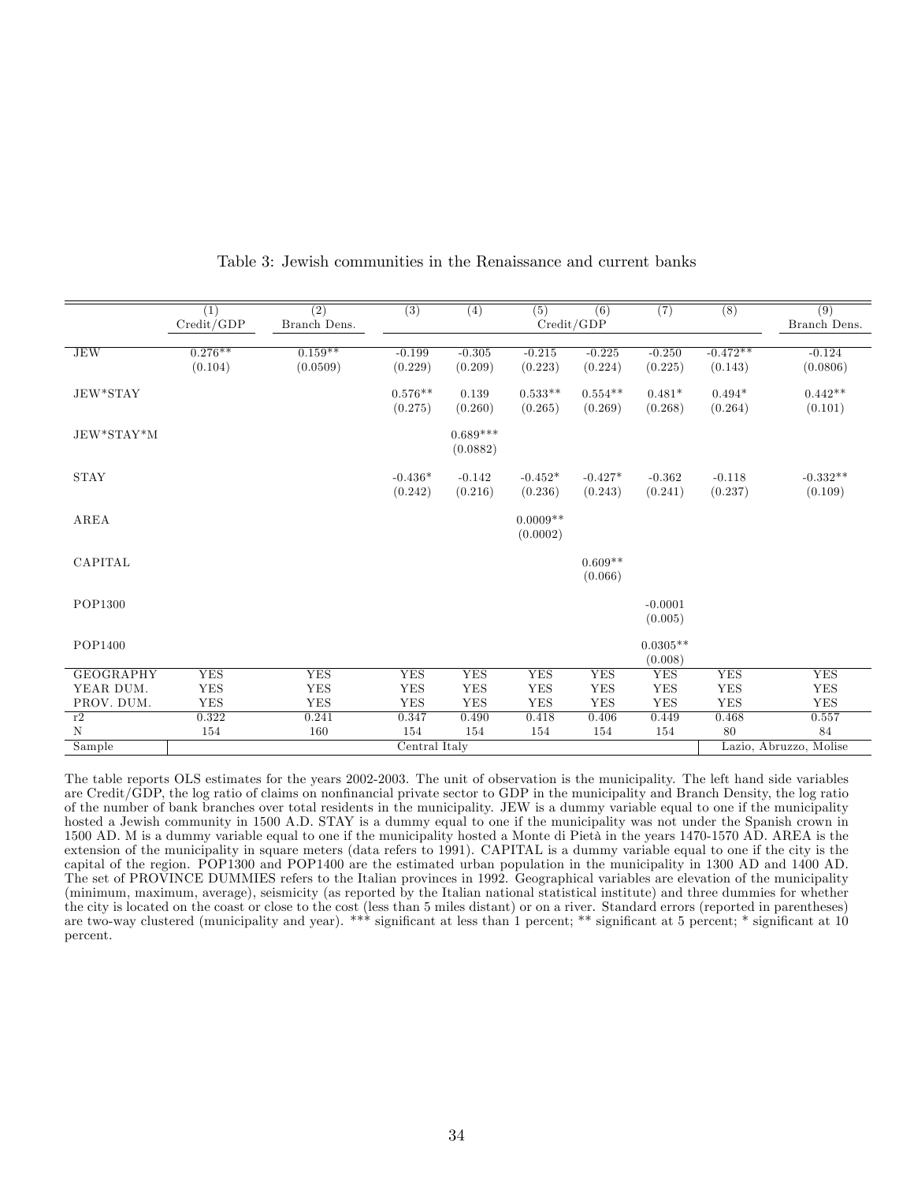Table 3: Jewish communities in the Renaissance and current banks

| | (1) Credit/GDP | (2) Branch Dens. | (3) | (4) | (5) Credit/GDP | (6) | (7) | (8) | (9) Branch Dens. |
|---|---|---|---|---|---|---|---|---|---|
| JEW | 0.276** | 0.159** | -0.199 | -0.305 | -0.215 | -0.225 | -0.250 | -0.472** | -0.124 |
| | (0.104) | (0.0509) | (0.229) | (0.209) | (0.223) | (0.224) | (0.225) | (0.143) | (0.0806) |
| JEW*STAY | | | 0.576** | 0.139 | 0.533** | 0.554** | 0.481* | 0.494* | 0.442** |
| | | | (0.275) | (0.260) | (0.265) | (0.269) | (0.268) | (0.264) | (0.101) |
| JEW*STAY*M | | | | 0.689*** | | | | | |
| | | | | (0.0882) | | | | | |
| STAY | | | -0.436* | -0.142 | -0.452* | -0.427* | -0.362 | -0.118 | -0.332** |
| | | | (0.242) | (0.216) | (0.236) | (0.243) | (0.241) | (0.237) | (0.109) |
| AREA | | | | | 0.0009** | | | | |
| | | | | | (0.0002) | | | | |
| CAPITAL | | | | | | 0.609** | | | |
| | | | | | | (0.066) | | | |
| POP1300 | | | | | | | -0.0001 | | |
| | | | | | | | (0.005) | | |
| POP1400 | | | | | | | 0.0305** | | |
| | | | | | | | (0.008) | | |
| GEOGRAPHY | YES | YES | YES | YES | YES | YES | YES | YES | YES |
| YEAR DUM. | YES | YES | YES | YES | YES | YES | YES | YES | YES |
| PROV. DUM. | YES | YES | YES | YES | YES | YES | YES | YES | YES |
| r2 | 0.322 | 0.241 | 0.347 | 0.490 | 0.418 | 0.406 | 0.449 | 0.468 | 0.557 |
| N | 154 | 160 | 154 | 154 | 154 | 154 | 154 | 80 | 84 |
| Sample | Central Italy | | | | | | | Lazio, Abruzzo, Molise | |

The table reports OLS estimates for the years 2002-2003. The unit of observation is the municipality. The left hand side variables are Credit/GDP, the log ratio of claims on nonfinancial private sector to GDP in the municipality and Branch Density, the log ratio of the number of bank branches over total residents in the municipality. JEW is a dummy variable equal to one if the municipality hosted a Jewish community in 1500 A.D. STAY is a dummy equal to one if the municipality was not under the Spanish crown in 1500 AD. M is a dummy variable equal to one if the municipality hosted a Monte di Pietà in the years 1470-1570 AD. AREA is the extension of the municipality in square meters (data refers to 1991). CAPITAL is a dummy variable equal to one if the city is the capital of the region. POP1300 and POP1400 are the estimated urban population in the municipality in 1300 AD and 1400 AD. The set of PROVINCE DUMMIES refers to the Italian provinces in 1992. Geographical variables are elevation of the municipality (minimum, maximum, average), seismicity (as reported by the Italian national statistical institute) and three dummies for whether the city is located on the coast or close to the cost (less than 5 miles distant) or on a river. Standard errors (reported in parentheses) are two-way clustered (municipality and year). *** significant at less than 1 percent; ** significant at 5 percent; * significant at 10 percent.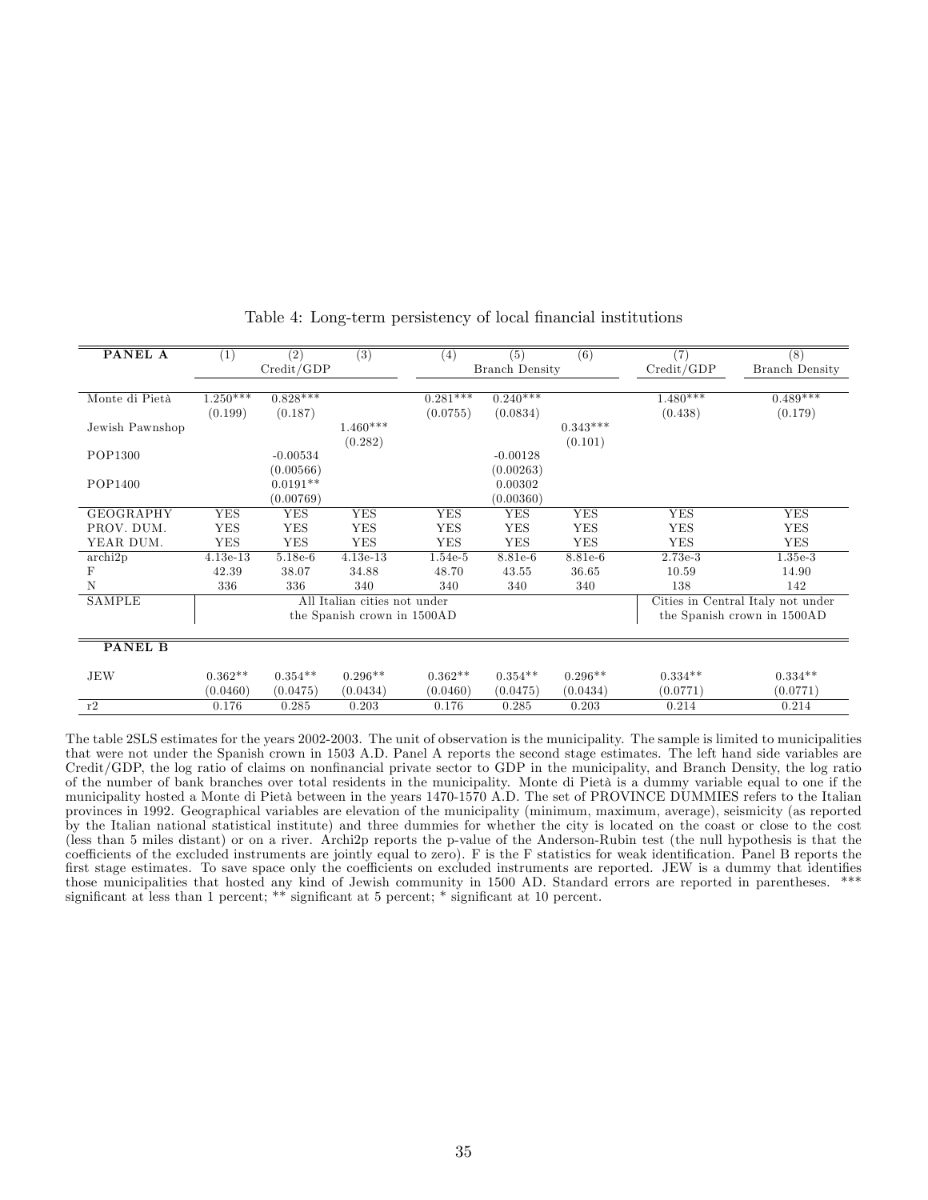Table 4: Long-term persistency of local financial institutions

| PANEL A | (1) | (2) | (3) | (4) | (5) | (6) | (7) | (8) |
|---|---|---|---|---|---|---|---|---|
| | Credit/GDP | | | Branch Density | | | Credit/GDP | Branch Density |
| Monte di Pietà | 1.250*** | 0.828*** | | 0.281*** | 0.240*** | | 1.480*** | 0.489*** |
| | (0.199) | (0.187) | | (0.0755) | (0.0834) | | (0.438) | (0.179) |
| Jewish Pawnshop | | | 1.460*** | | | 0.343*** | | |
| | | | (0.282) | | | (0.101) | | |
| POP1300 | | -0.00534 | | | -0.00128 | | | |
| | | (0.00566) | | | (0.00263) | | | |
| POP1400 | | 0.0191** | | | 0.00302 | | | |
| | | (0.00769) | | | (0.00360) | | | |
| GEOGRAPHY | YES | YES | YES | YES | YES | YES | YES | YES |
| PROV. DUM. | YES | YES | YES | YES | YES | YES | YES | YES |
| YEAR DUM. | YES | YES | YES | YES | YES | YES | YES | YES |
| archi2p | 4.13e-13 | 5.18e-6 | 4.13e-13 | 1.54e-5 | 8.81e-6 | 8.81e-6 | 2.73e-3 | 1.35e-3 |
| F | 42.39 | 38.07 | 34.88 | 48.70 | 43.55 | 36.65 | 10.59 | 14.90 |
| N | 336 | 336 | 340 | 340 | 340 | 340 | 138 | 142 |
| SAMPLE | All Italian cities not under the Spanish crown in 1500AD | | | | | | Cities in Central Italy not under the Spanish crown in 1500AD | |
| **PANEL B** | | | | | | | | |
| JEW | 0.362** | 0.354** | 0.296** | 0.362** | 0.354** | 0.296** | 0.334** | 0.334** |
| | (0.0460) | (0.0475) | (0.0434) | (0.0460) | (0.0475) | (0.0434) | (0.0771) | (0.0771) |
| r2 | 0.176 | 0.285 | 0.203 | 0.176 | 0.285 | 0.203 | 0.214 | 0.214 |

The table 2SLS estimates for the years 2002-2003. The unit of observation is the municipality. The sample is limited to municipalities that were not under the Spanish crown in 1503 A.D. Panel A reports the second stage estimates. The left hand side variables are Credit/GDP, the log ratio of claims on nonfinancial private sector to GDP in the municipality, and Branch Density, the log ratio of the number of bank branches over total residents in the municipality. Monte di Pietà is a dummy variable equal to one if the municipality hosted a Monte di Pietà between in the years 1470-1570 A.D. The set of PROVINCE DUMMIES refers to the Italian provinces in 1992. Geographical variables are elevation of the municipality (minimum, maximum, average), seismicity (as reported by the Italian national statistical institute) and three dummies for whether the city is located on the coast or close to the cost (less than 5 miles distant) or on a river. Archi2p reports the p-value of the Anderson-Rubin test (the null hypothesis is that the coefficients of the excluded instruments are jointly equal to zero). F is the F statistics for weak identification. Panel B reports the first stage estimates. To save space only the coefficients on excluded instruments are reported. JEW is a dummy that identifies those municipalities that hosted any kind of Jewish community in 1500 AD. Standard errors are reported in parentheses. *** significant at less than 1 percent; ** significant at 5 percent; * significant at 10 percent.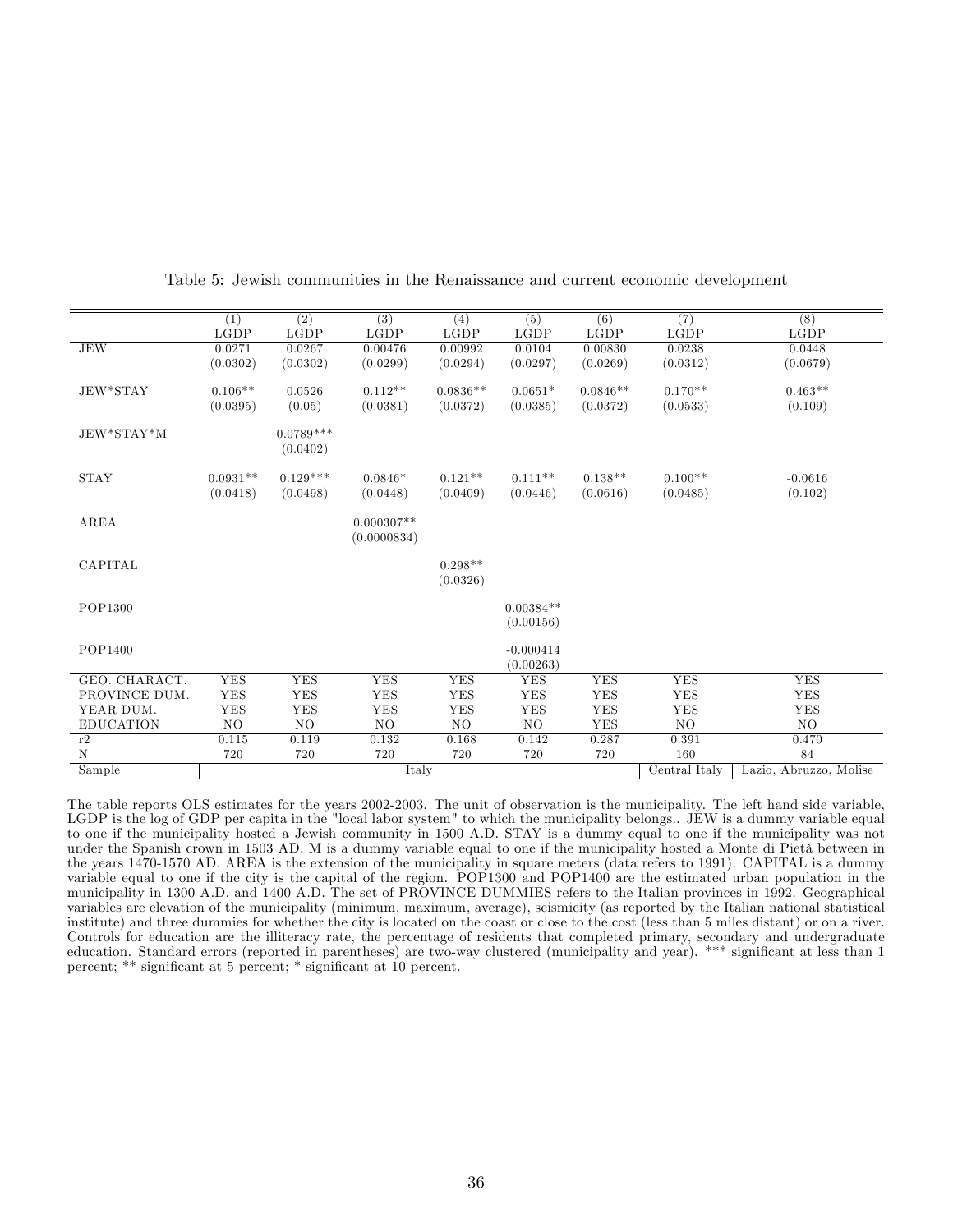Table 5: Jewish communities in the Renaissance and current economic development

| | (1) | (2) | (3) | (4) | (5) | (6) | (7) | (8) |
|---|---|---|---|---|---|---|---|---|
| | LGDP | LGDP | LGDP | LGDP | LGDP | LGDP | LGDP | LGDP |
| JEW | 0.0271 | 0.0267 | 0.00476 | 0.00992 | 0.0104 | 0.00830 | 0.0238 | 0.0448 |
| | (0.0302) | (0.0302) | (0.0299) | (0.0294) | (0.0297) | (0.0269) | (0.0312) | (0.0679) |
| JEW*STAY | 0.106** | 0.0526 | 0.112** | 0.0836** | 0.0651* | 0.0846** | 0.170** | 0.463** |
| | (0.0395) | (0.05) | (0.0381) | (0.0372) | (0.0385) | (0.0372) | (0.0533) | (0.109) |
| JEW*STAY*M | | 0.0789*** | | | | | | |
| | | (0.0402) | | | | | | |
| STAY | 0.0931** | 0.129*** | 0.0846* | 0.121** | 0.111** | 0.138** | 0.100** | -0.0616 |
| | (0.0418) | (0.0498) | (0.0448) | (0.0409) | (0.0446) | (0.0616) | (0.0485) | (0.102) |
| AREA | | | 0.000307** | | | | | |
| | | | (0.0000834) | | | | | |
| CAPITAL | | | | 0.298** | | | | |
| | | | | (0.0326) | | | | |
| POP1300 | | | | | 0.00384** | | | |
| | | | | | (0.00156) | | | |
| POP1400 | | | | | -0.000414 | | | |
| | | | | | (0.00263) | | | |
| GEO. CHARACT. | YES | YES | YES | YES | YES | YES | YES | YES |
| PROVINCE DUM. | YES | YES | YES | YES | YES | YES | YES | YES |
| YEAR DUM. | YES | YES | YES | YES | YES | YES | YES | YES |
| EDUCATION | NO | NO | NO | NO | NO | YES | NO | NO |
| r2 | 0.115 | 0.119 | 0.132 | 0.168 | 0.142 | 0.287 | 0.391 | 0.470 |
| N | 720 | 720 | 720 | 720 | 720 | 720 | 160 | 84 |
| Sample | Italy | | | | | | Central Italy | Lazio, Abruzzo, Molise |

The table reports OLS estimates for the years 2002-2003. The unit of observation is the municipality. The left hand side variable, LGDP is the log of GDP per capita in the "local labor system" to which the municipality belongs.. JEW is a dummy variable equal to one if the municipality hosted a Jewish community in 1500 A.D. STAY is a dummy equal to one if the municipality was not under the Spanish crown in 1503 AD. M is a dummy variable equal to one if the municipality hosted a Monte di Pietà between in the years 1470-1570 AD. AREA is the extension of the municipality in square meters (data refers to 1991). CAPITAL is a dummy variable equal to one if the city is the capital of the region. POP1300 and POP1400 are the estimated urban population in the municipality in 1300 A.D. and 1400 A.D. The set of PROVINCE DUMMIES refers to the Italian provinces in 1992. Geographical variables are elevation of the municipality (minimum, maximum, average), seismicity (as reported by the Italian national statistical institute) and three dummies for whether the city is located on the coast or close to the cost (less than 5 miles distant) or on a river. Controls for education are the illiteracy rate, the percentage of residents that completed primary, secondary and undergraduate education. Standard errors (reported in parentheses) are two-way clustered (municipality and year). *** significant at less than 1 percent; ** significant at 5 percent; * significant at 10 percent.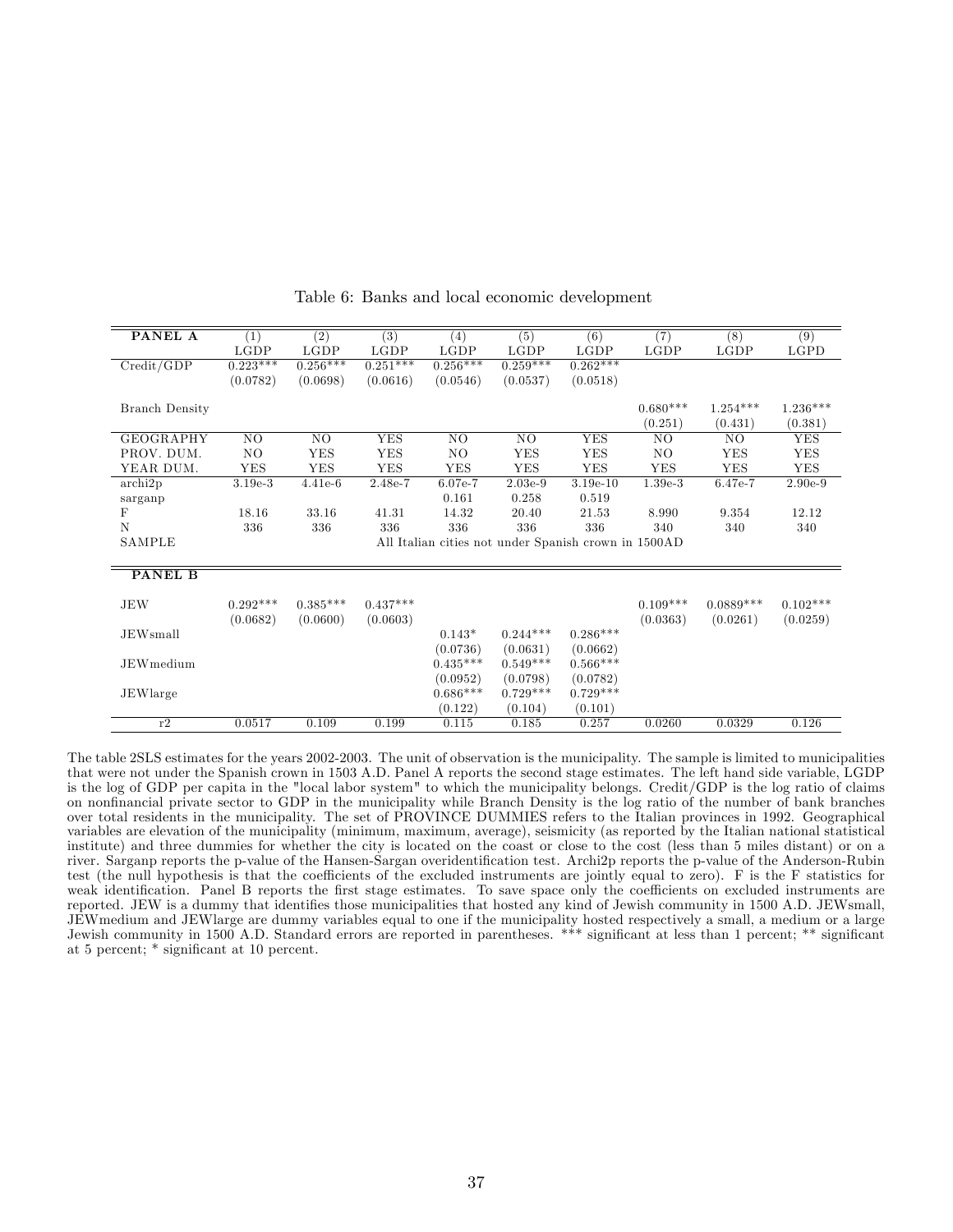Table 6: Banks and local economic development

| PANEL A | (1) LGDP | (2) LGDP | (3) LGDP | (4) LGDP | (5) LGDP | (6) LGDP | (7) LGDP | (8) LGDP | (9) LGPD |
|---|---|---|---|---|---|---|---|---|---|
| Credit/GDP | 0.223*** | 0.256*** | 0.251*** | 0.256*** | 0.259*** | 0.262*** | | | |
| | (0.0782) | (0.0698) | (0.0616) | (0.0546) | (0.0537) | (0.0518) | | | |
| Branch Density | | | | | | | 0.680*** | 1.254*** | 1.236*** |
| | | | | | | | (0.251) | (0.431) | (0.381) |
| GEOGRAPHY | NO | NO | YES | NO | NO | YES | NO | NO | YES |
| PROV. DUM. | NO | YES | YES | NO | YES | YES | NO | YES | YES |
| YEAR DUM. | YES | YES | YES | YES | YES | YES | YES | YES | YES |
| archi2p | 3.19e-3 | 4.41e-6 | 2.48e-7 | 6.07e-7 | 2.03e-9 | 3.19e-10 | 1.39e-3 | 6.47e-7 | 2.90e-9 |
| sarganp | | | | 0.161 | 0.258 | 0.519 | | | |
| F | 18.16 | 33.16 | 41.31 | 14.32 | 20.40 | 21.53 | 8.990 | 9.354 | 12.12 |
| N | 336 | 336 | 336 | 336 | 336 | 336 | 340 | 340 | 340 |
| SAMPLE | All Italian cities not under Spanish crown in 1500AD | | | | | | | | |
| **PANEL B** | | | | | | | | | |
| JEW | 0.292*** | 0.385*** | 0.437*** | | | | 0.109*** | 0.0889*** | 0.102*** |
| | (0.0682) | (0.0600) | (0.0603) | | | | (0.0363) | (0.0261) | (0.0259) |
| JEWsmall | | | | 0.143* | 0.244*** | 0.286*** | | | |
| | | | | (0.0736) | (0.0631) | (0.0662) | | | |
| JEWmedium | | | | 0.435*** | 0.549*** | 0.566*** | | | |
| | | | | (0.0952) | (0.0798) | (0.0782) | | | |
| JEWlarge | | | | 0.686*** | 0.729*** | 0.729*** | | | |
| | | | | (0.122) | (0.104) | (0.101) | | | |
| r2 | 0.0517 | 0.109 | 0.199 | 0.115 | 0.185 | 0.257 | 0.0260 | 0.0329 | 0.126 |

The table 2SLS estimates for the years 2002-2003. The unit of observation is the municipality. The sample is limited to municipalities that were not under the Spanish crown in 1503 A.D. Panel A reports the second stage estimates. The left hand side variable, LGDP is the log of GDP per capita in the "local labor system" to which the municipality belongs. Credit/GDP is the log ratio of claims on nonfinancial private sector to GDP in the municipality while Branch Density is the log ratio of the number of bank branches over total residents in the municipality. The set of PROVINCE DUMMIES refers to the Italian provinces in 1992. Geographical variables are elevation of the municipality (minimum, maximum, average), seismicity (as reported by the Italian national statistical institute) and three dummies for whether the city is located on the coast or close to the cost (less than 5 miles distant) or on a river. Sarganp reports the p-value of the Hansen-Sargan overidentification test. Archi2p reports the p-value of the Anderson-Rubin test (the null hypothesis is that the coefficients of the excluded instruments are jointly equal to zero). F is the F statistics for weak identification. Panel B reports the first stage estimates. To save space only the coefficients on excluded instruments are reported. JEW is a dummy that identifies those municipalities that hosted any kind of Jewish community in 1500 A.D. JEWsmall, JEWmedium and JEWlarge are dummy variables equal to one if the municipality hosted respectively a small, a medium or a large Jewish community in 1500 A.D. Standard errors are reported in parentheses. *** significant at less than 1 percent; ** significant at 5 percent; * significant at 10 percent.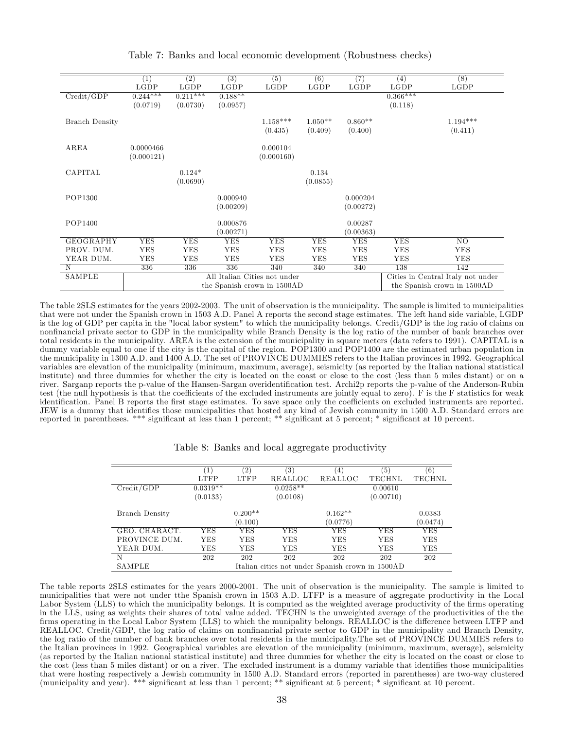Table 7: Banks and local economic development (Robustness checks)

| | (1) | (2) | (3) | (5) | (6) | (7) | (4) | (8) |
|---|---|---|---|---|---|---|---|---|
| | LGDP | LGDP | LGDP | LGDP | LGDP | LGDP | LGDP | LGDP |
| Credit/GDP | 0.244*** | 0.211*** | 0.188** | | | | 0.366*** | |
| | (0.0719) | (0.0730) | (0.0957) | | | | (0.118) | |
| Branch Density | | | | 1.158*** | 1.050** | 0.860** | | 1.194*** |
| | | | | (0.435) | (0.409) | (0.400) | | (0.411) |
| AREA | 0.0000466 | | | 0.000104 | | | | |
| | (0.000121) | | | (0.000160) | | | | |
| CAPITAL | | 0.124* | | | 0.134 | | | |
| | | (0.0690) | | | (0.0855) | | | |
| POP1300 | | | 0.000940 | | | 0.000204 | | |
| | | | (0.00209) | | | (0.00272) | | |
| POP1400 | | | 0.000876 | | | 0.00287 | | |
| | | | (0.00271) | | | (0.00363) | | |
| GEOGRAPHY | YES | YES | YES | YES | YES | YES | YES | NO |
| PROV. DUM. | YES | YES | YES | YES | YES | YES | YES | YES |
| YEAR DUM. | YES | YES | YES | YES | YES | YES | YES | YES |
| N | 336 | 336 | 336 | 340 | 340 | 340 | 138 | 142 |
| SAMPLE | All Italian Cities not under the Spanish crown in 1500AD | | | | | | Cities in Central Italy not under the Spanish crown in 1500AD | |

The table 2SLS estimates for the years 2002-2003. The unit of observation is the municipality. The sample is limited to municipalities that were not under the Spanish crown in 1503 A.D. Panel A reports the second stage estimates. The left hand side variable, LGDP is the log of GDP per capita in the "local labor system" to which the municipality belongs. Credit/GDP is the log ratio of claims on nonfinancial private sector to GDP in the municipality while Branch Density is the log ratio of the number of bank branches over total residents in the municipality. AREA is the extension of the municipality in square meters (data refers to 1991). CAPITAL is a dummy variable equal to one if the city is the capital of the region. POP1300 and POP1400 are the estimated urban population in the municipality in 1300 A.D. and 1400 A.D. The set of PROVINCE DUMMIES refers to the Italian provinces in 1992. Geographical variables are elevation of the municipality (minimum, maximum, average), seismicity (as reported by the Italian national statistical institute) and three dummies for whether the city is located on the coast or close to the cost (less than 5 miles distant) or on a river. Sarganp reports the p-value of the Hansen-Sargan overidentification test. Archi2p reports the p-value of the Anderson-Rubin test (the null hypothesis is that the coefficients of the excluded instruments are jointly equal to zero). F is the F statistics for weak identification. Panel B reports the first stage estimates. To save space only the coefficients on excluded instruments are reported. JEW is a dummy that identifies those municipalities that hosted any kind of Jewish community in 1500 A.D. Standard errors are reported in parentheses. *** significant at less than 1 percent; ** significant at 5 percent; * significant at 10 percent.

Table 8: Banks and local aggregate productivity

| | (1) | (2) | (3) | (4) | (5) | (6) |
|---|---|---|---|---|---|---|
| | LTFP | LTFP | REALLOC | REALLOC | TECHNL | TECHNL |
| Credit/GDP | 0.0319** | | 0.0258** | | 0.00610 | |
| | (0.0133) | | (0.0108) | | (0.00710) | |
| Branch Density | | 0.200** | | 0.162** | | 0.0383 |
| | | (0.100) | | (0.0776) | | (0.0474) |
| GEO. CHARACT. | YES | YES | YES | YES | YES | YES |
| PROVINCE DUM. | YES | YES | YES | YES | YES | YES |
| YEAR DUM. | YES | YES | YES | YES | YES | YES |
| N | 202 | 202 | 202 | 202 | 202 | 202 |
| SAMPLE | Italian cities not under Spanish crown in 1500AD | | | | | |

The table reports 2SLS estimates for the years 2000-2001. The unit of observation is the municipality. The sample is limited to municipalities that were not under tthe Spanish crown in 1503 A.D. LTFP is a measure of aggregate productivity in the Local Labor System (LLS) to which the municipality belongs. It is computed as the weighted average productivity of the firms operating in the LLS, using as weights their shares of total value added. TECHN is the unweighted average of the productivities of the the firms operating in the Local Labor System (LLS) to which the munipality belongs. REALLOC is the difference between LTFP and REALLOC. Credit/GDP, the log ratio of claims on nonfinancial private sector to GDP in the municipality and Branch Density, the log ratio of the number of bank branches over total residents in the municipality.The set of PROVINCE DUMMIES refers to the Italian provinces in 1992. Geographical variables are elevation of the municipality (minimum, maximum, average), seismicity (as reported by the Italian national statistical institute) and three dummies for whether the city is located on the coast or close to the cost (less than 5 miles distant) or on a river. The excluded instrument is a dummy variable that identifies those municipalities that were hosting respectively a Jewish community in 1500 A.D. Standard errors (reported in parentheses) are two-way clustered (municipality and year). *** significant at less than 1 percent; ** significant at 5 percent; * significant at 10 percent.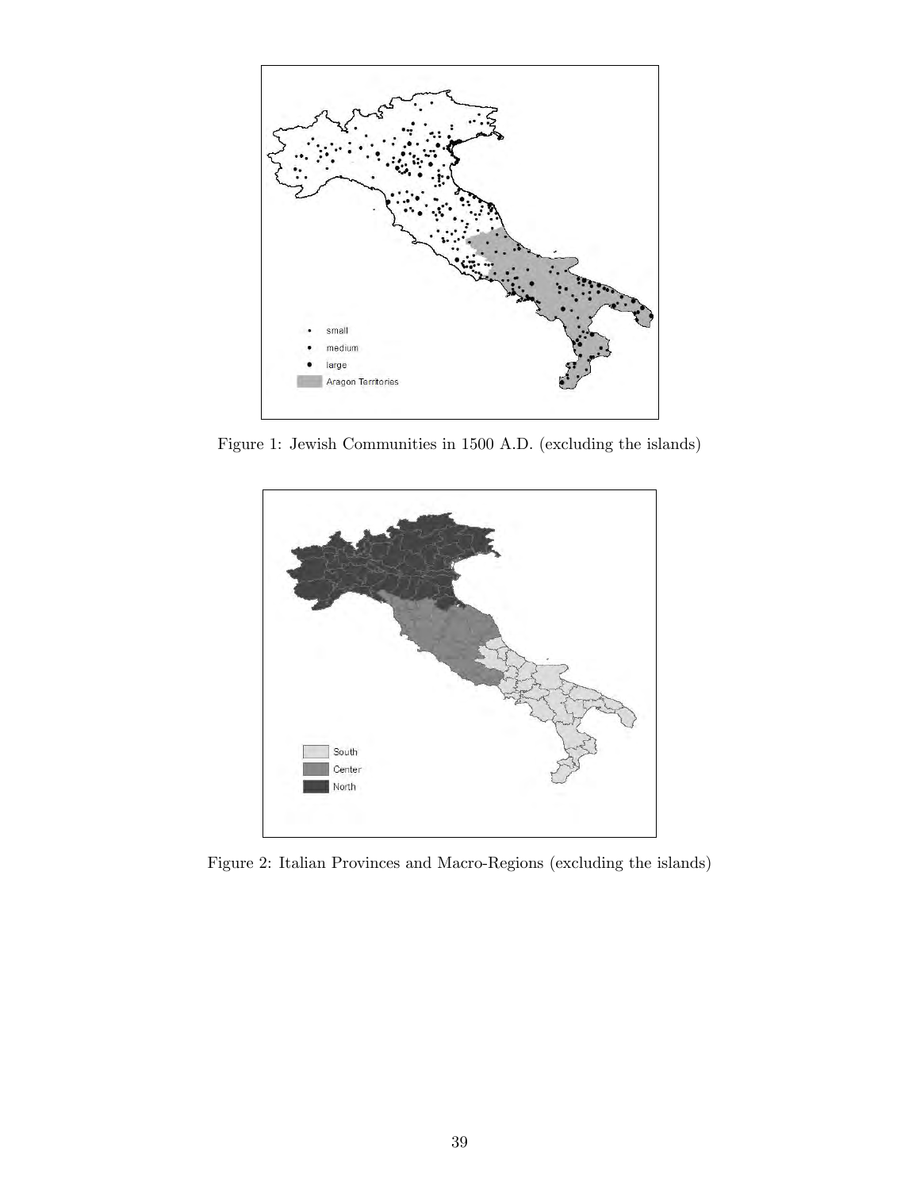Figure 1: Jewish Communities in 1500 A.D. (excluding the islands)

Figure 2: Italian Provinces and Macro-Regions (excluding the islands)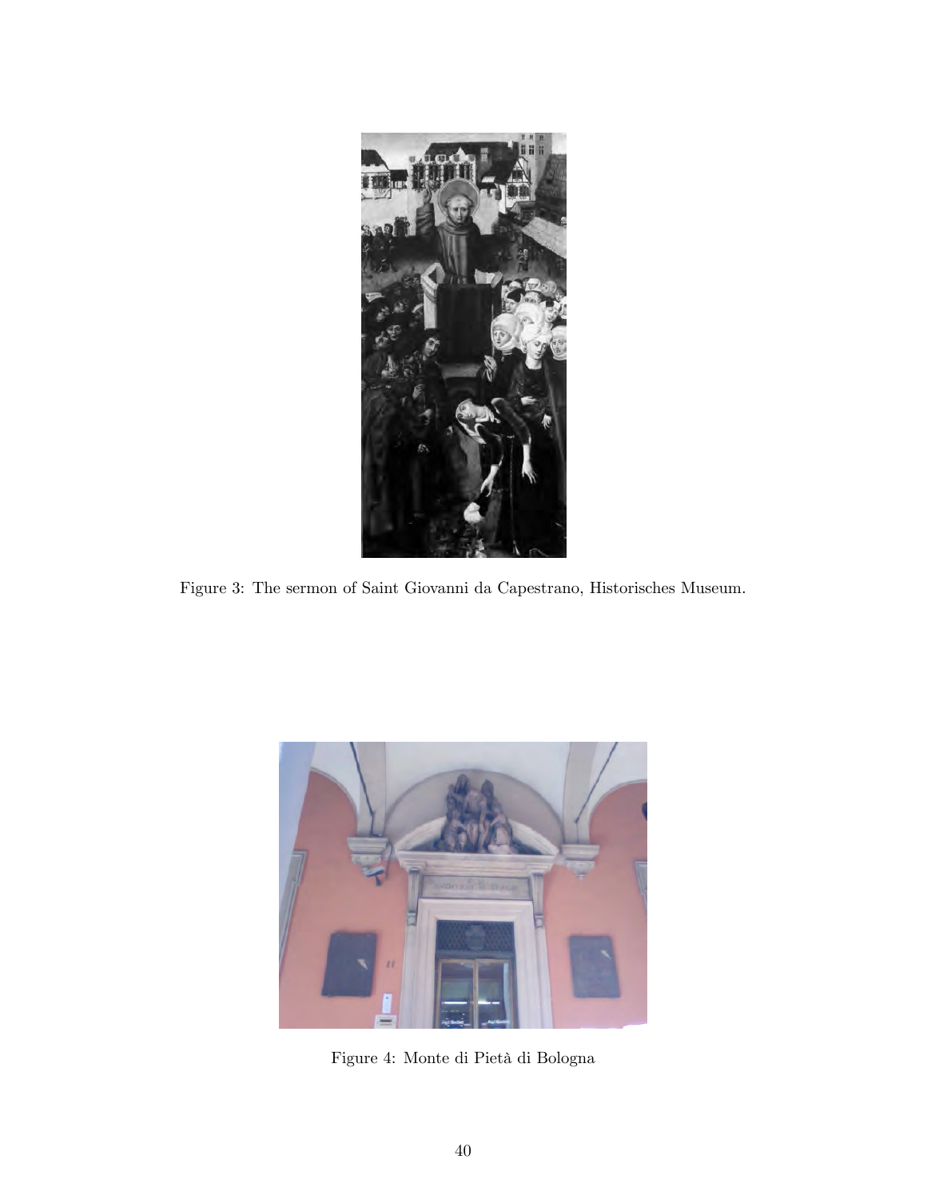Figure 3: The sermon of Saint Giovanni da Capestrano, Historisches Museum.

Figure 4: Monte di Pietà di Bologna